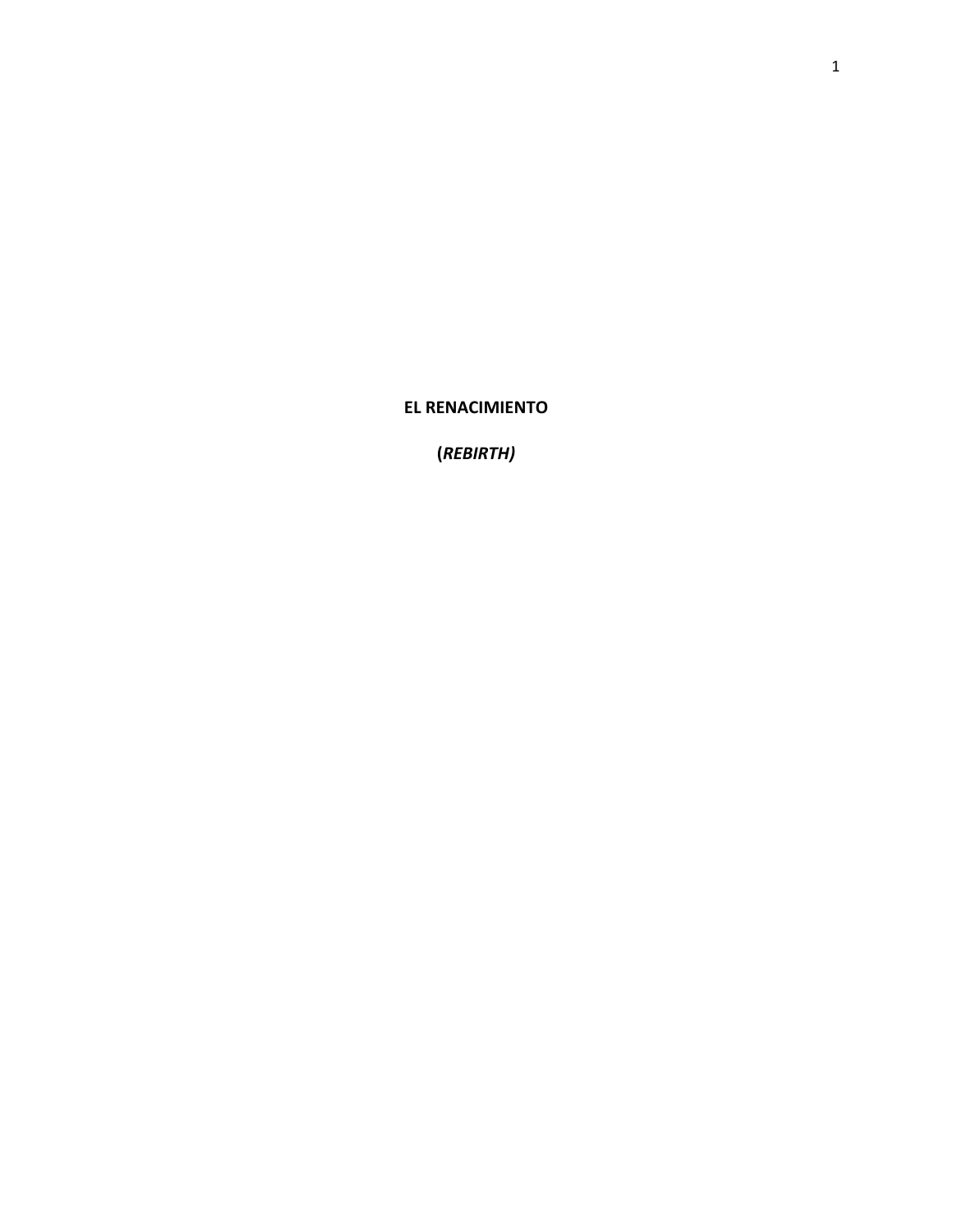# EL RENACIMIENTO

**(*REBIRTH)***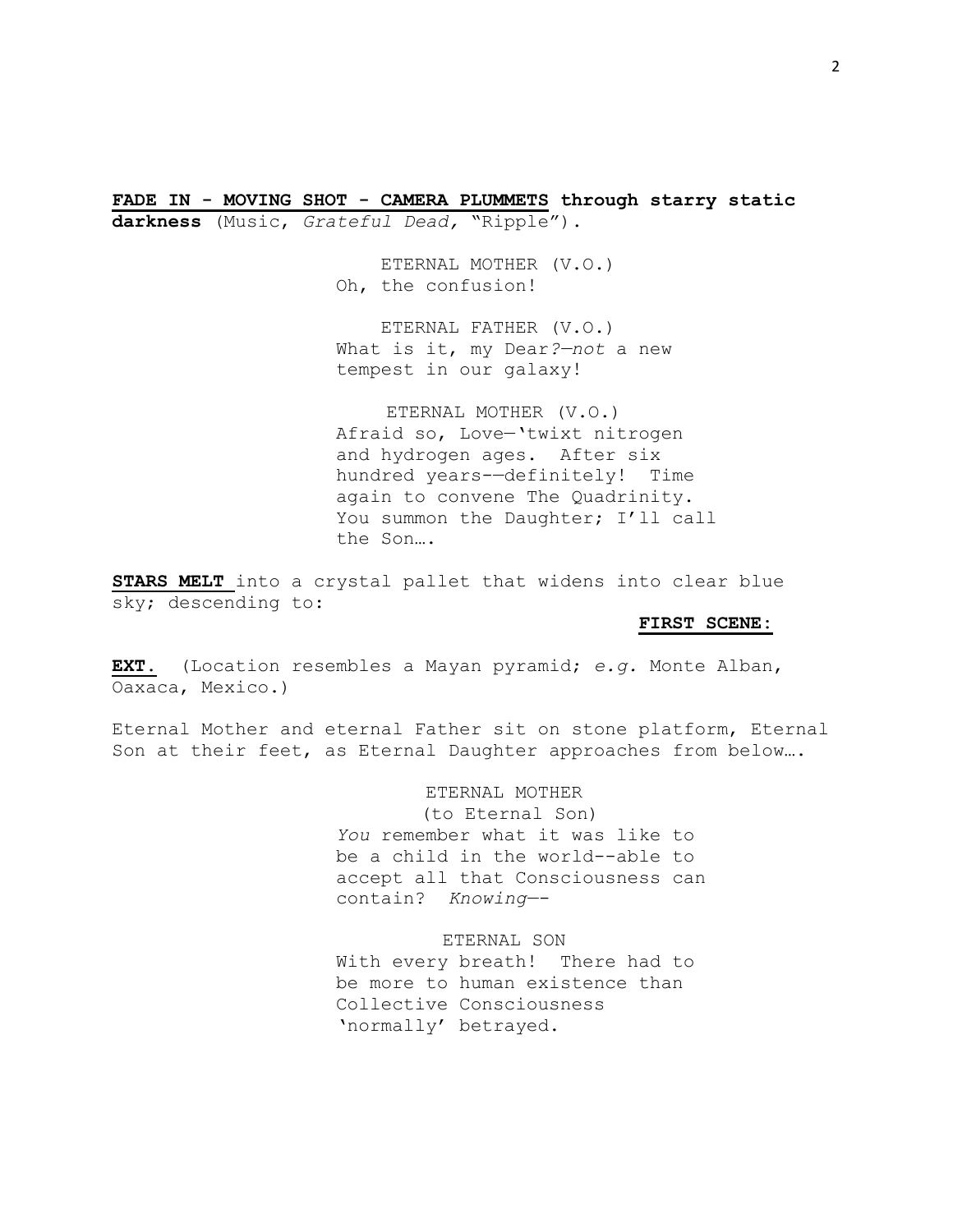**FADE IN - MOVING SHOT - CAMERA PLUMMETS through starry static darkness** (Music, *Grateful Dead,* "Ripple").

ETERNAL MOTHER (V.O.)
Oh, the confusion!

ETERNAL FATHER (V.O.)
What is it, my Dear*?—not* a new tempest in our galaxy!

ETERNAL MOTHER (V.O.)
Afraid so, Love—'twixt nitrogen and hydrogen ages. After six hundred years-—definitely! Time again to convene The Quadrinity. You summon the Daughter; I'll call the Son….

**STARS MELT** into a crystal pallet that widens into clear blue sky; descending to:

**FIRST SCENE:**

**EXT.** (Location resembles a Mayan pyramid; *e.g.* Monte Alban, Oaxaca, Mexico.)

Eternal Mother and eternal Father sit on stone platform, Eternal Son at their feet, as Eternal Daughter approaches from below….

ETERNAL MOTHER
(to Eternal Son)
*You* remember what it was like to be a child in the world--able to accept all that Consciousness can contain? *Knowing*—-

ETERNAL SON
With every breath! There had to be more to human existence than Collective Consciousness 'normally' betrayed.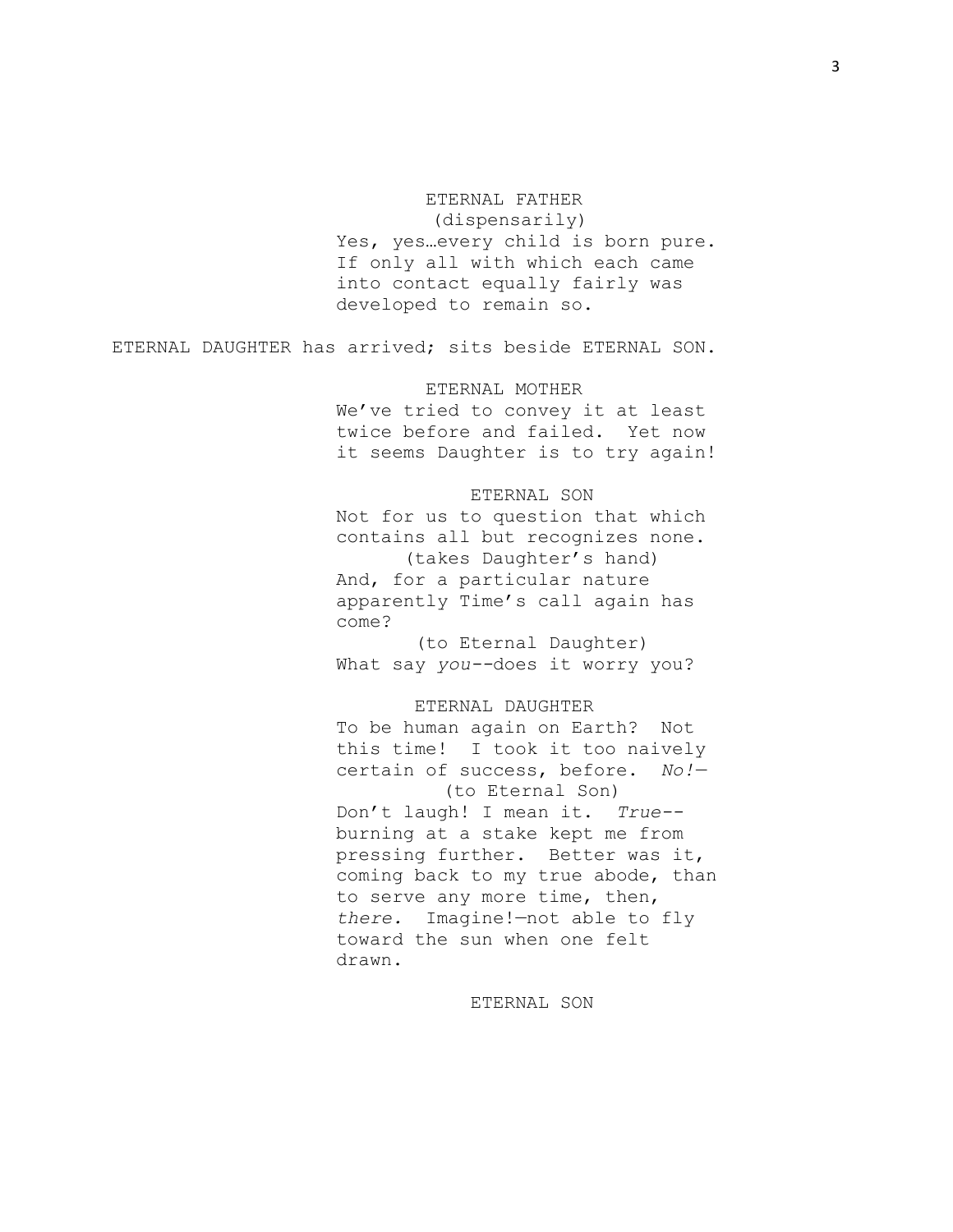ETERNAL FATHER
(dispensarily)
Yes, yes…every child is born pure. If only all with which each came into contact equally fairly was developed to remain so.

ETERNAL DAUGHTER has arrived; sits beside ETERNAL SON.

ETERNAL MOTHER
We've tried to convey it at least twice before and failed. Yet now it seems Daughter is to try again!

ETERNAL SON
Not for us to question that which contains all but recognizes none.
(takes Daughter's hand)
And, for a particular nature apparently Time's call again has come?
(to Eternal Daughter)
What say *you*--does it worry you?

ETERNAL DAUGHTER
To be human again on Earth? Not this time! I took it too naively certain of success, before. *No!*—
(to Eternal Son)
Don't laugh! I mean it. *True*--burning at a stake kept me from pressing further. Better was it, coming back to my true abode, than to serve any more time, then, *there.* Imagine!—not able to fly toward the sun when one felt drawn.

ETERNAL SON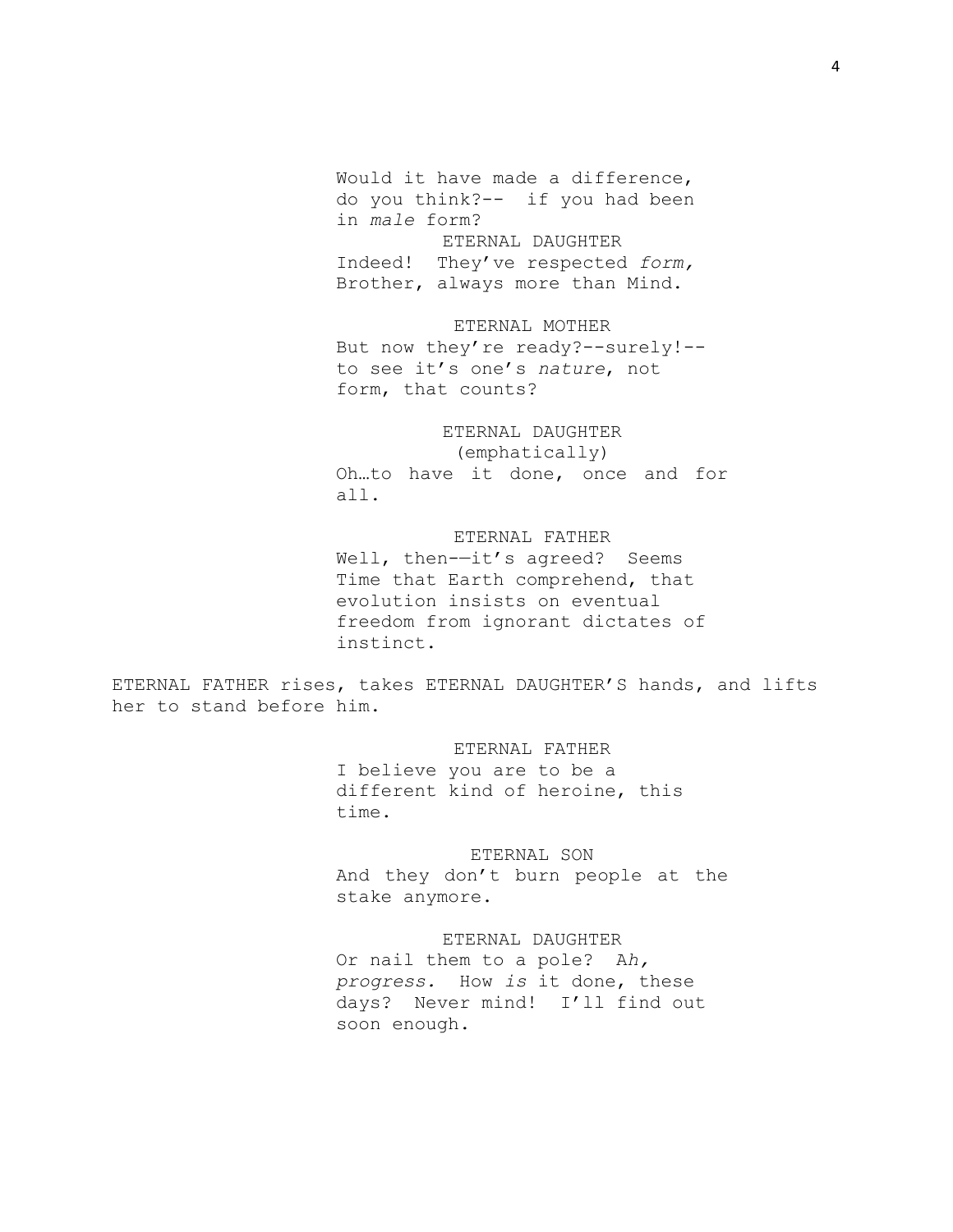Would it have made a difference, do you think?-- if you had been in *male* form?

ETERNAL DAUGHTER

Indeed! They've respected *form,* Brother, always more than Mind.

ETERNAL MOTHER

But now they're ready?--surely!-- to see it's one's *nature*, not form, that counts?

ETERNAL DAUGHTER

(emphatically)

Oh…to have it done, once and for all.

ETERNAL FATHER

Well, then-—it's agreed? Seems Time that Earth comprehend, that evolution insists on eventual freedom from ignorant dictates of instinct.

ETERNAL FATHER rises, takes ETERNAL DAUGHTER'S hands, and lifts her to stand before him.

ETERNAL FATHER

I believe you are to be a different kind of heroine, this time.

ETERNAL SON

And they don't burn people at the stake anymore.

ETERNAL DAUGHTER

Or nail them to a pole? A*h, progress.* How *is* it done, these days? Never mind! I'll find out soon enough.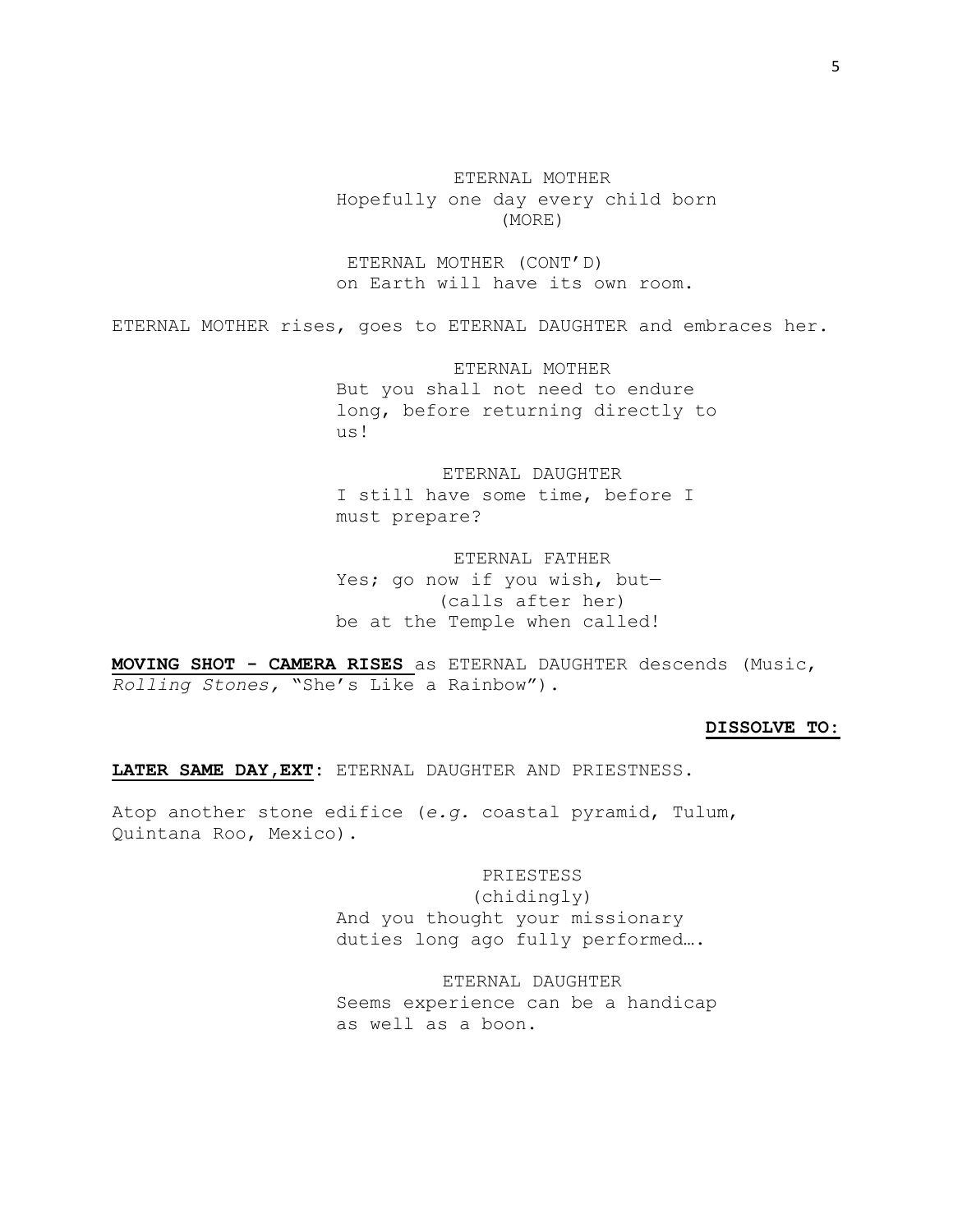ETERNAL MOTHER
Hopefully one day every child born
(MORE)

ETERNAL MOTHER (CONT'D)
on Earth will have its own room.

ETERNAL MOTHER rises, goes to ETERNAL DAUGHTER and embraces her.

ETERNAL MOTHER
But you shall not need to endure
long, before returning directly to
us!

ETERNAL DAUGHTER
I still have some time, before I
must prepare?

ETERNAL FATHER
Yes; go now if you wish, but—
(calls after her)
be at the Temple when called!

**MOVING SHOT - CAMERA RISES** as ETERNAL DAUGHTER descends (Music, *Rolling Stones,* "She's Like a Rainbow").

**DISSOLVE TO:**

**LATER SAME DAY,EXT**: ETERNAL DAUGHTER AND PRIESTNESS.

Atop another stone edifice (*e.g.* coastal pyramid, Tulum, Quintana Roo, Mexico).

PRIESTESS
(chidingly)
And you thought your missionary
duties long ago fully performed….

ETERNAL DAUGHTER
Seems experience can be a handicap
as well as a boon.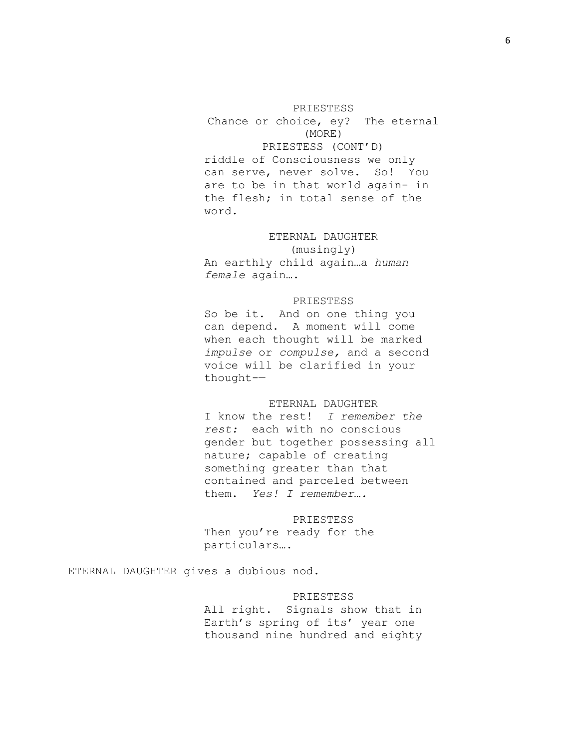PRIESTESS

Chance or choice, ey?  The eternal

(MORE)

PRIESTESS (CONT'D)

riddle of Consciousness we only can serve, never solve.  So!  You are to be in that world again-—in the flesh; in total sense of the word.

ETERNAL DAUGHTER

(musingly)

An earthly child again…a *human female* again….

PRIESTESS

So be it.  And on one thing you can depend.  A moment will come when each thought will be marked *impulse* or *compulse,* and a second voice will be clarified in your thought-—

ETERNAL DAUGHTER

I know the rest!  *I remember the rest:*  each with no conscious gender but together possessing all nature; capable of creating something greater than that contained and parceled between them.  *Yes! I remember….*

PRIESTESS

Then you're ready for the particulars….

ETERNAL DAUGHTER gives a dubious nod.

PRIESTESS

All right.  Signals show that in Earth's spring of its' year one thousand nine hundred and eighty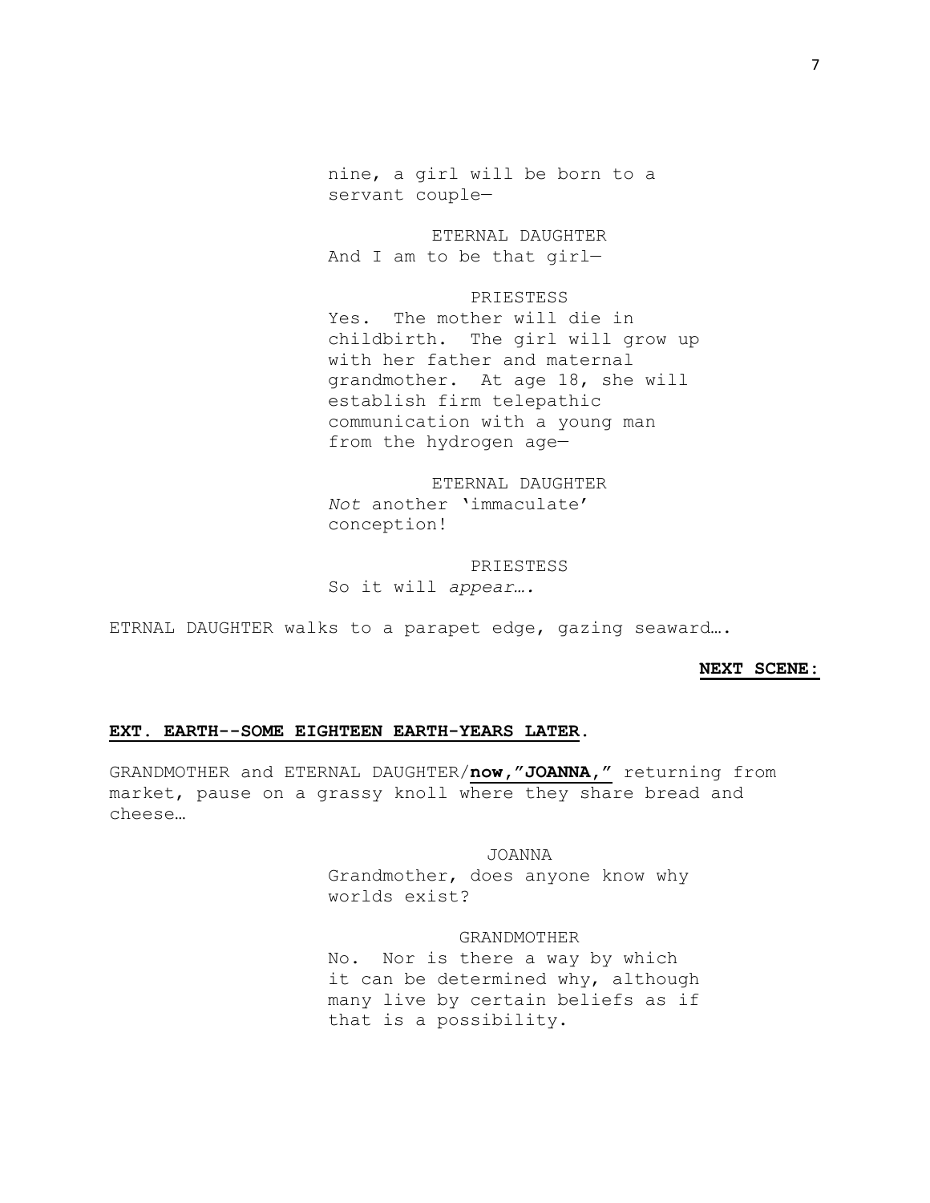nine, a girl will be born to a servant couple—

ETERNAL DAUGHTER
And I am to be that girl—

PRIESTESS
Yes. The mother will die in childbirth. The girl will grow up with her father and maternal grandmother. At age 18, she will establish firm telepathic communication with a young man from the hydrogen age—

ETERNAL DAUGHTER
*Not* another 'immaculate' conception!

PRIESTESS
So it will *appear….*

ETRNAL DAUGHTER walks to a parapet edge, gazing seaward….

**NEXT SCENE:**

**EXT. EARTH--SOME EIGHTEEN EARTH-YEARS LATER.**

GRANDMOTHER and ETERNAL DAUGHTER/**now,"JOANNA,"** returning from market, pause on a grassy knoll where they share bread and cheese…

JOANNA
Grandmother, does anyone know why worlds exist?

GRANDMOTHER
No. Nor is there a way by which it can be determined why, although many live by certain beliefs as if that is a possibility.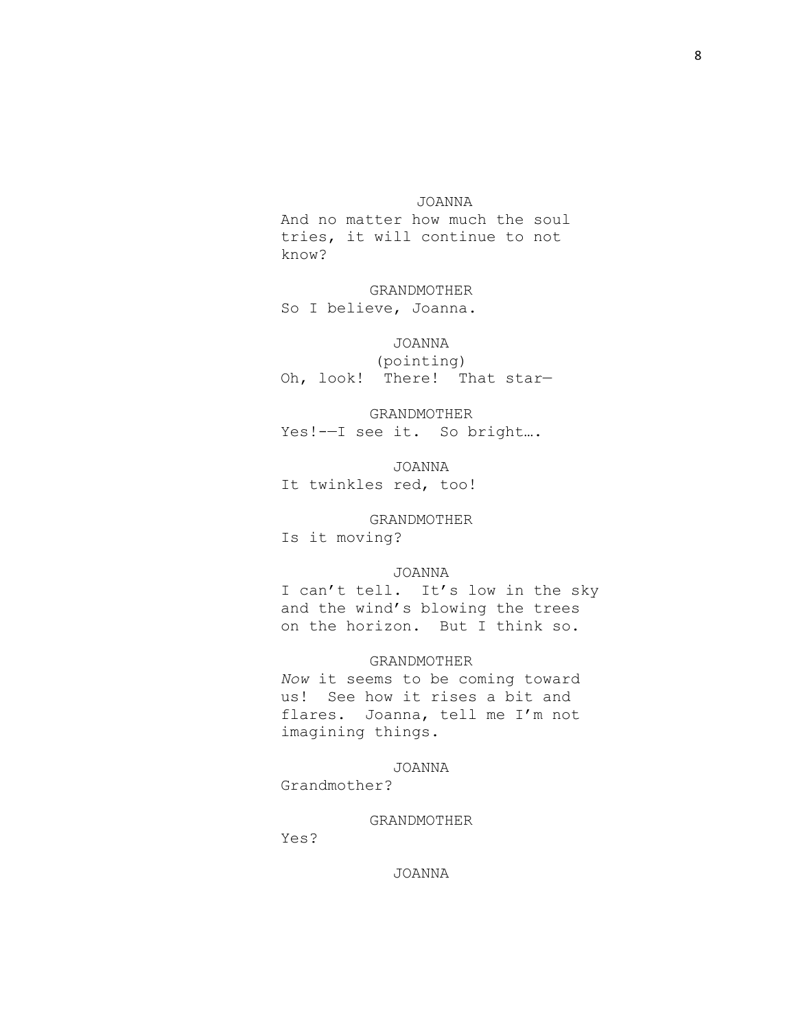JOANNA

And no matter how much the soul tries, it will continue to not know?

GRANDMOTHER

So I believe, Joanna.

JOANNA

(pointing)

Oh, look! There! That star—

GRANDMOTHER

Yes!-—I see it. So bright….

JOANNA

It twinkles red, too!

GRANDMOTHER

Is it moving?

JOANNA

I can't tell. It's low in the sky and the wind's blowing the trees on the horizon. But I think so.

GRANDMOTHER

*Now* it seems to be coming toward us! See how it rises a bit and flares. Joanna, tell me I'm not imagining things.

JOANNA

Grandmother?

GRANDMOTHER

Yes?

JOANNA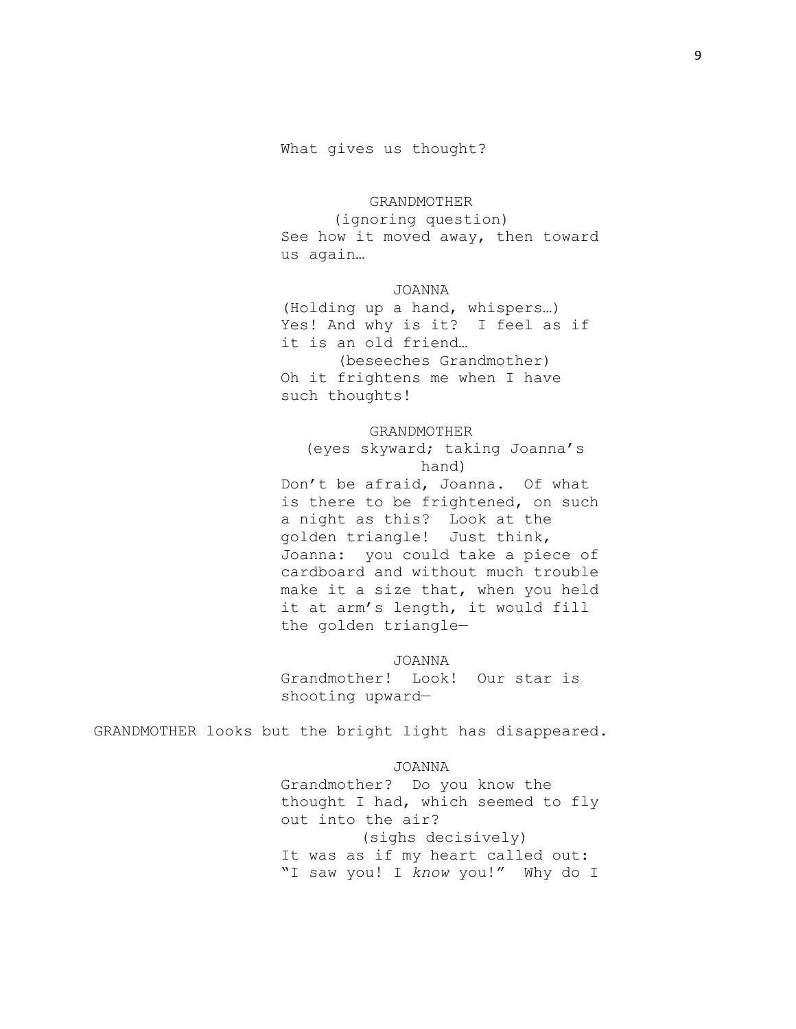What gives us thought?

GRANDMOTHER
(ignoring question)
See how it moved away, then toward us again…

JOANNA
(Holding up a hand, whispers…)
Yes! And why is it? I feel as if it is an old friend…
(beseeches Grandmother)
Oh it frightens me when I have such thoughts!

GRANDMOTHER
(eyes skyward; taking Joanna's hand)
Don't be afraid, Joanna. Of what is there to be frightened, on such a night as this? Look at the golden triangle! Just think, Joanna: you could take a piece of cardboard and without much trouble make it a size that, when you held it at arm's length, it would fill the golden triangle—

JOANNA
Grandmother! Look! Our star is shooting upward—

GRANDMOTHER looks but the bright light has disappeared.

JOANNA
Grandmother? Do you know the thought I had, which seemed to fly out into the air?
(sighs decisively)
It was as if my heart called out: "I saw you! I *know* you!" Why do I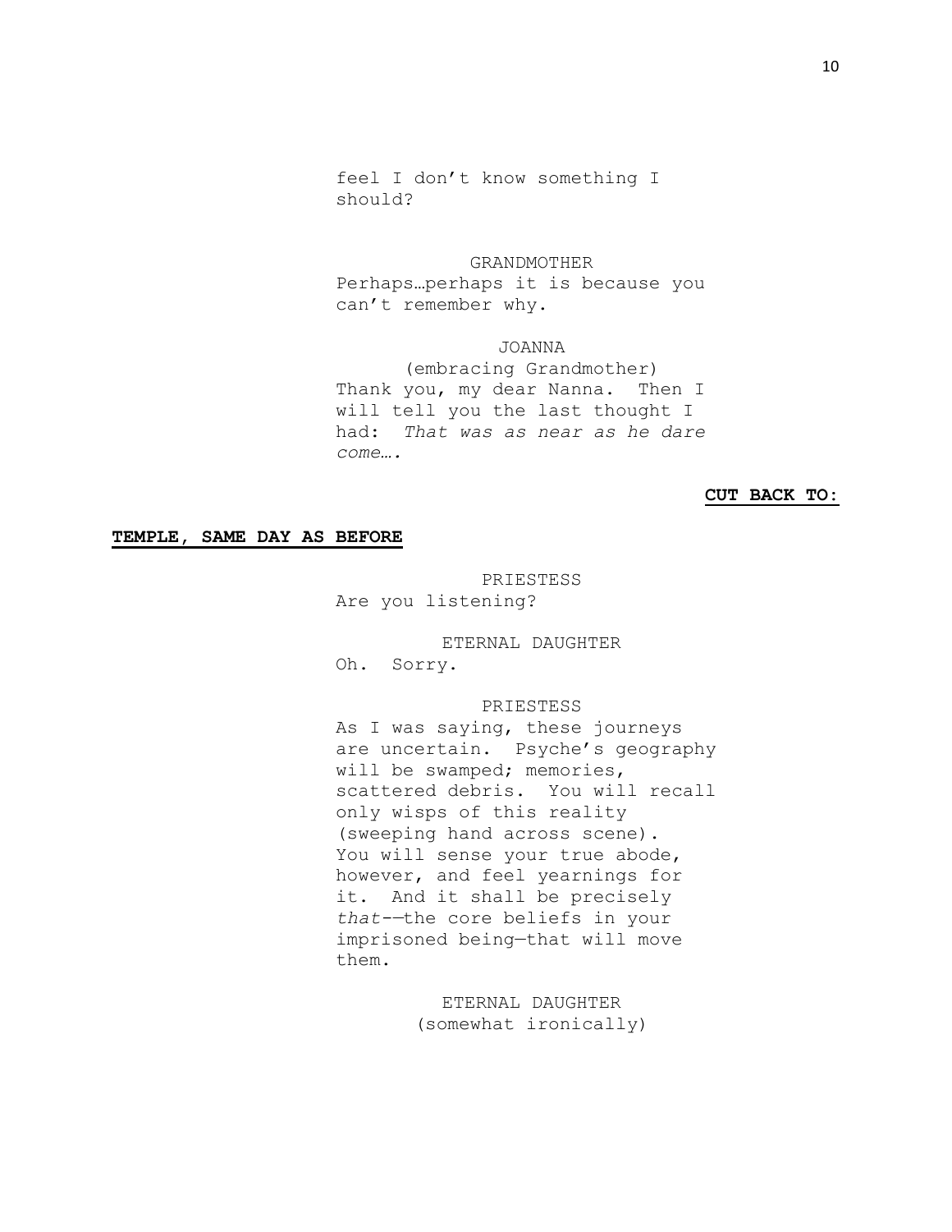feel I don't know something I should?

GRANDMOTHER
Perhaps…perhaps it is because you can't remember why.

JOANNA
(embracing Grandmother)
Thank you, my dear Nanna. Then I will tell you the last thought I had: *That was as near as he dare come….*

**CUT BACK TO:**

**TEMPLE, SAME DAY AS BEFORE**

PRIESTESS
Are you listening?

ETERNAL DAUGHTER
Oh. Sorry.

PRIESTESS
As I was saying, these journeys are uncertain. Psyche's geography will be swamped; memories, scattered debris. You will recall only wisps of this reality (sweeping hand across scene). You will sense your true abode, however, and feel yearnings for it. And it shall be precisely *that*-—the core beliefs in your imprisoned being—that will move them.

ETERNAL DAUGHTER
(somewhat ironically)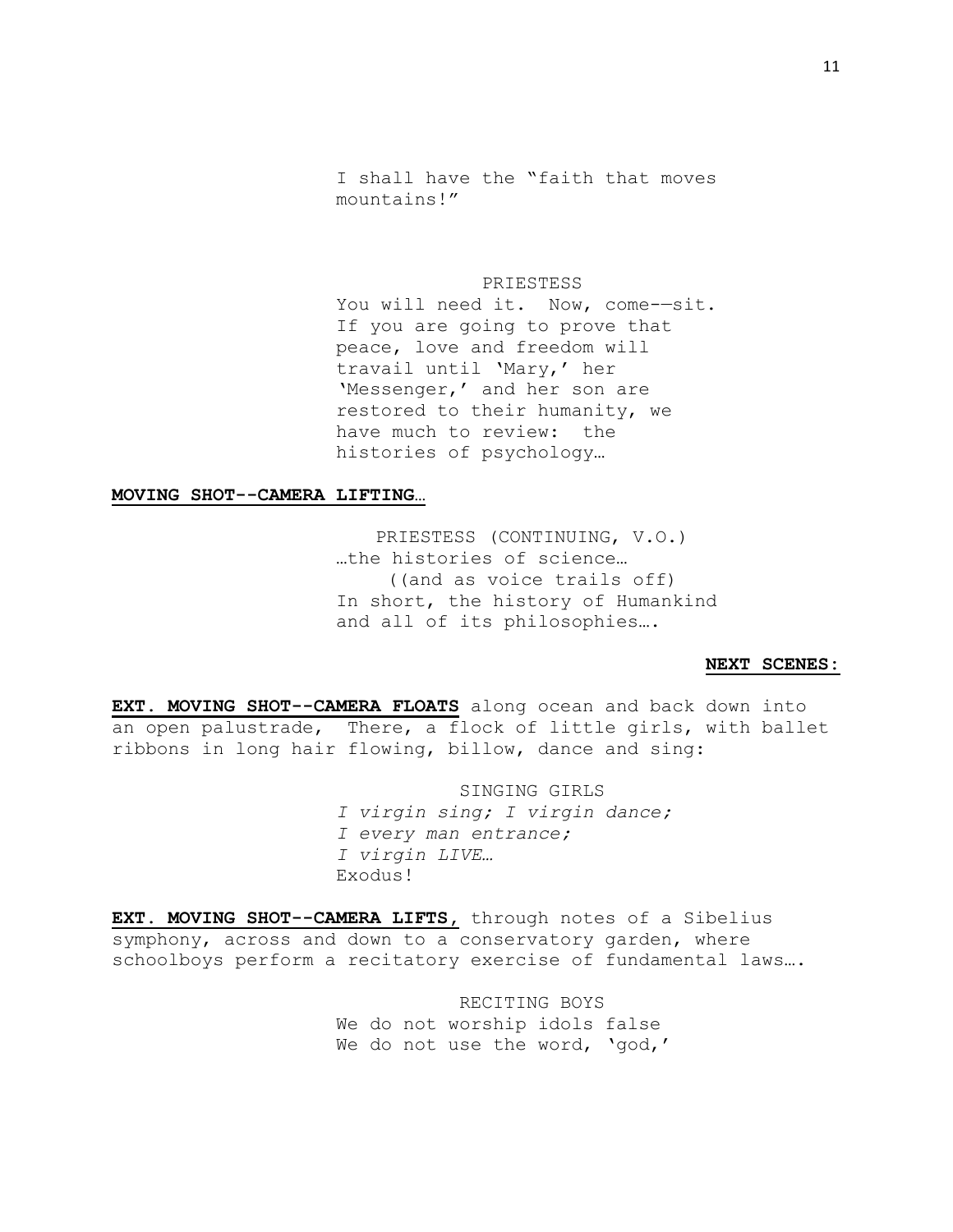I shall have the "faith that moves mountains!"

PRIESTESS
You will need it. Now, come-—sit. If you are going to prove that peace, love and freedom will travail until 'Mary,' her 'Messenger,' and her son are restored to their humanity, we have much to review: the histories of psychology…

**MOVING SHOT--CAMERA LIFTING**…

PRIESTESS (CONTINUING, V.O.)
…the histories of science…
((and as voice trails off)
In short, the history of Humankind and all of its philosophies….

**NEXT SCENES:**

**EXT. MOVING SHOT--CAMERA FLOATS** along ocean and back down into an open palustrade, There, a flock of little girls, with ballet ribbons in long hair flowing, billow, dance and sing:

SINGING GIRLS
*I virgin sing; I virgin dance;*
*I every man entrance;*
*I virgin LIVE…*
Exodus!

**EXT. MOVING SHOT--CAMERA LIFTS,** through notes of a Sibelius symphony, across and down to a conservatory garden, where schoolboys perform a recitatory exercise of fundamental laws….

RECITING BOYS
We do not worship idols false
We do not use the word, 'god,'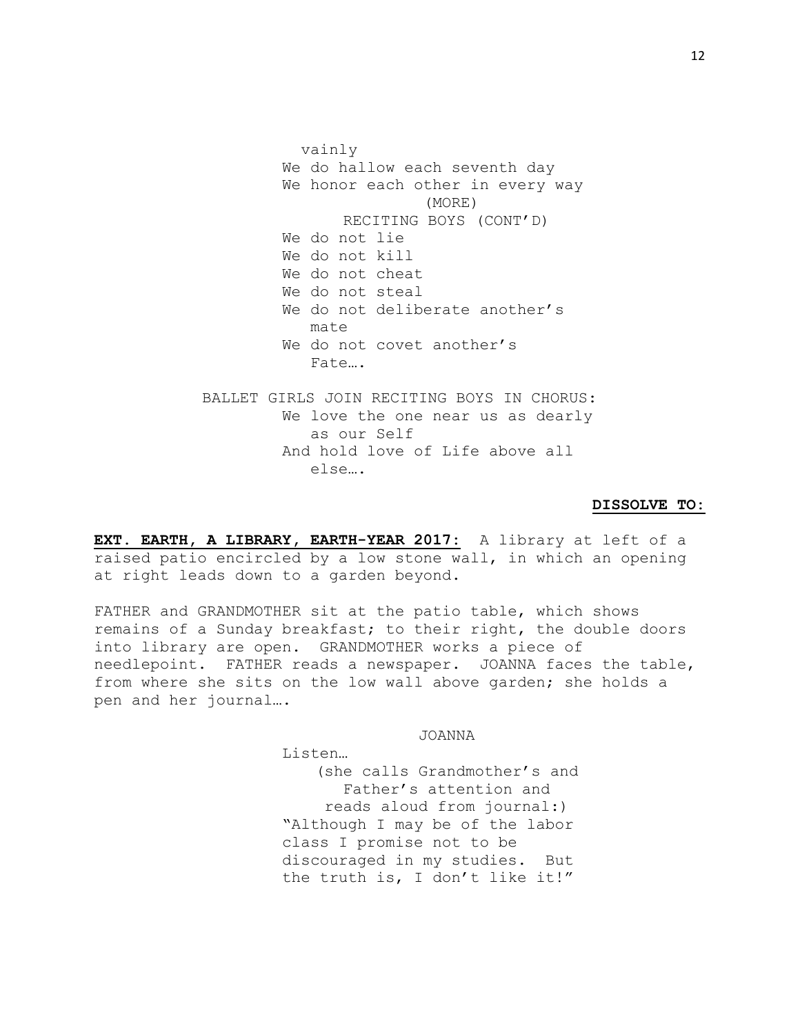vainly
We do hallow each seventh day
We honor each other in every way
(MORE)

RECITING BOYS (CONT'D)
We do not lie
We do not kill
We do not cheat
We do not steal
We do not deliberate another's mate
We do not covet another's Fate….

BALLET GIRLS JOIN RECITING BOYS IN CHORUS:
We love the one near us as dearly as our Self
And hold love of Life above all else….

**DISSOLVE TO:**

**EXT. EARTH, A LIBRARY, EARTH-YEAR 2017:** A library at left of a raised patio encircled by a low stone wall, in which an opening at right leads down to a garden beyond.

FATHER and GRANDMOTHER sit at the patio table, which shows remains of a Sunday breakfast; to their right, the double doors into library are open. GRANDMOTHER works a piece of needlepoint. FATHER reads a newspaper. JOANNA faces the table, from where she sits on the low wall above garden; she holds a pen and her journal….

JOANNA
Listen…
(she calls Grandmother's and Father's attention and reads aloud from journal:)
"Although I may be of the labor class I promise not to be discouraged in my studies. But the truth is, I don't like it!"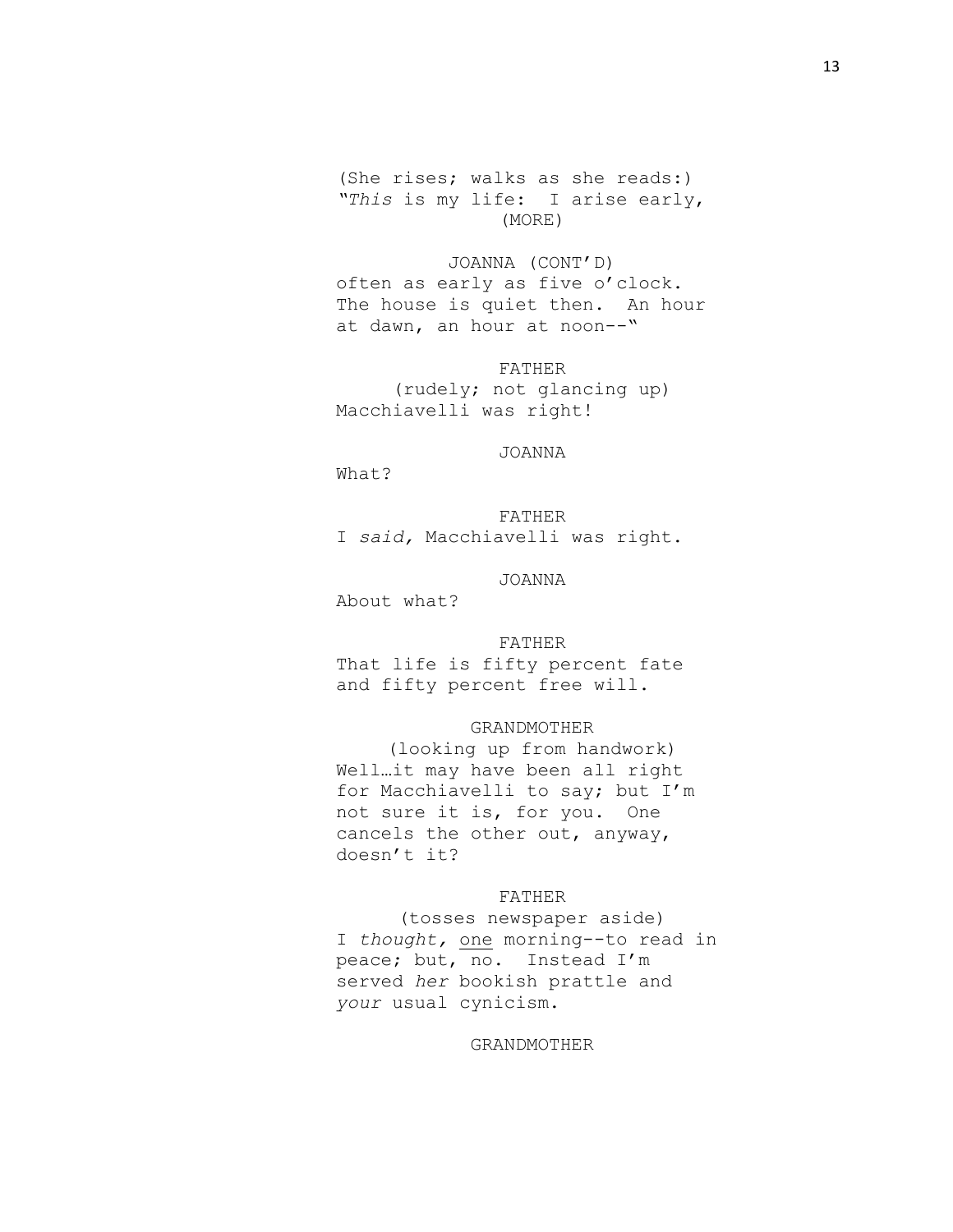(She rises; walks as she reads:)
"*This* is my life: I arise early,
(MORE)

JOANNA (CONT'D)
often as early as five o'clock. The house is quiet then. An hour at dawn, an hour at noon--"

FATHER
(rudely; not glancing up)
Macchiavelli was right!

JOANNA
What?

FATHER
I *said,* Macchiavelli was right.

JOANNA
About what?

FATHER
That life is fifty percent fate and fifty percent free will.

GRANDMOTHER
(looking up from handwork)
Well…it may have been all right for Macchiavelli to say; but I'm not sure it is, for you. One cancels the other out, anyway, doesn't it?

FATHER
(tosses newspaper aside)
I *thought,* <u>one</u> morning--to read in peace; but, no. Instead I'm served *her* bookish prattle and *your* usual cynicism.

GRANDMOTHER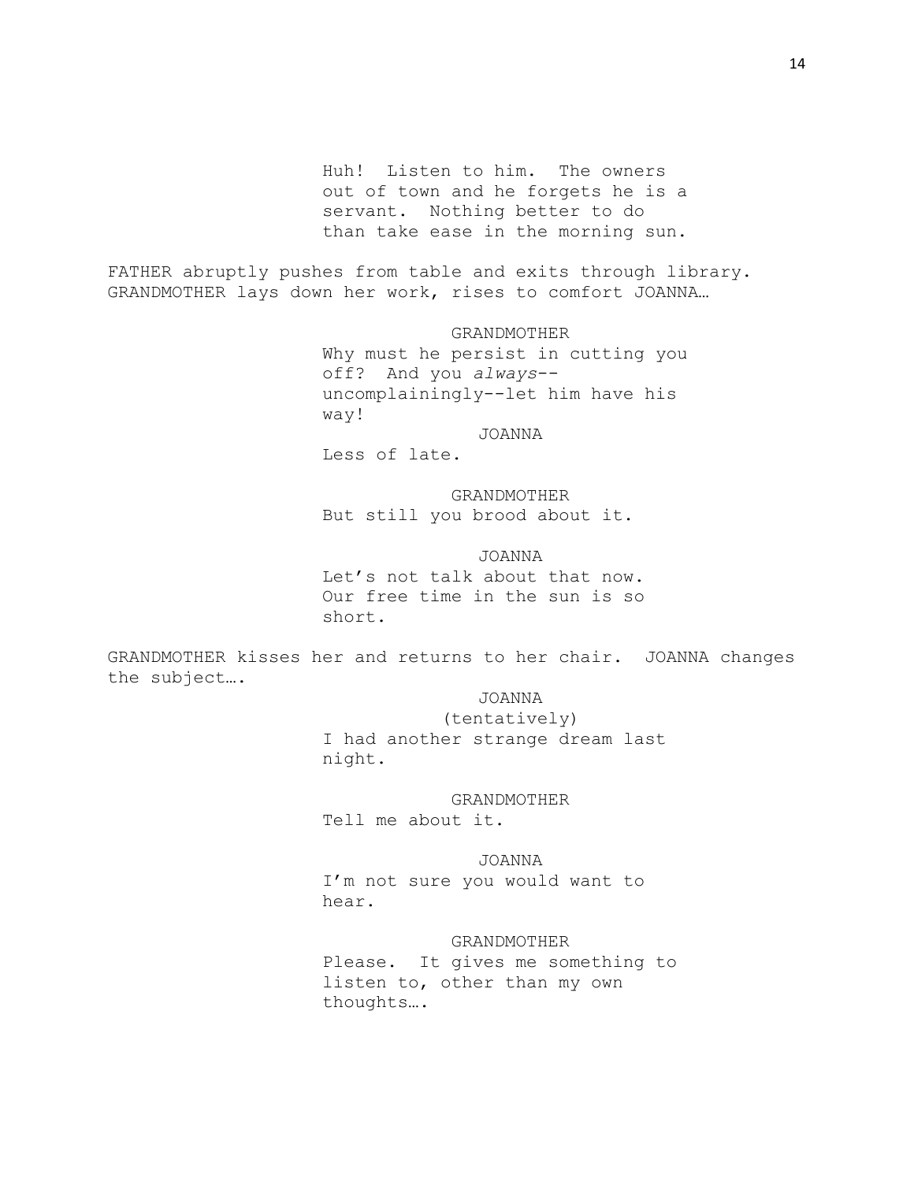Huh! Listen to him. The owners out of town and he forgets he is a servant. Nothing better to do than take ease in the morning sun.

FATHER abruptly pushes from table and exits through library. GRANDMOTHER lays down her work, rises to comfort JOANNA…

GRANDMOTHER
Why must he persist in cutting you off? And you *always*--uncomplainingly--let him have his way!

JOANNA
Less of late.

GRANDMOTHER
But still you brood about it.

JOANNA
Let's not talk about that now. Our free time in the sun is so short.

GRANDMOTHER kisses her and returns to her chair. JOANNA changes the subject….

JOANNA
(tentatively)
I had another strange dream last night.

GRANDMOTHER
Tell me about it.

JOANNA
I'm not sure you would want to hear.

GRANDMOTHER
Please. It gives me something to listen to, other than my own thoughts….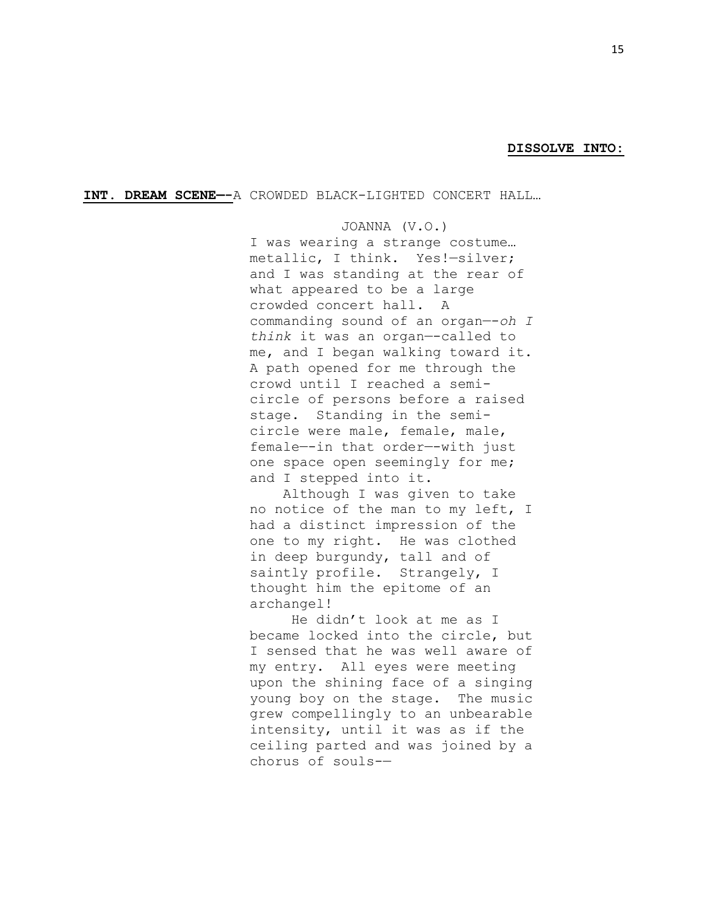**DISSOLVE INTO:**

**INT. DREAM SCENE—-**A CROWDED BLACK-LIGHTED CONCERT HALL…

JOANNA (V.O.)

I was wearing a strange costume… metallic, I think. Yes!—silver; and I was standing at the rear of what appeared to be a large crowded concert hall. A commanding sound of an organ—-*oh I think* it was an organ—-called to me, and I began walking toward it. A path opened for me through the crowd until I reached a semi-circle of persons before a raised stage. Standing in the semi-circle were male, female, male, female—-in that order—-with just one space open seemingly for me; and I stepped into it.

Although I was given to take no notice of the man to my left, I had a distinct impression of the one to my right. He was clothed in deep burgundy, tall and of saintly profile. Strangely, I thought him the epitome of an archangel!

He didn't look at me as I became locked into the circle, but I sensed that he was well aware of my entry. All eyes were meeting upon the shining face of a singing young boy on the stage. The music grew compellingly to an unbearable intensity, until it was as if the ceiling parted and was joined by a chorus of souls-—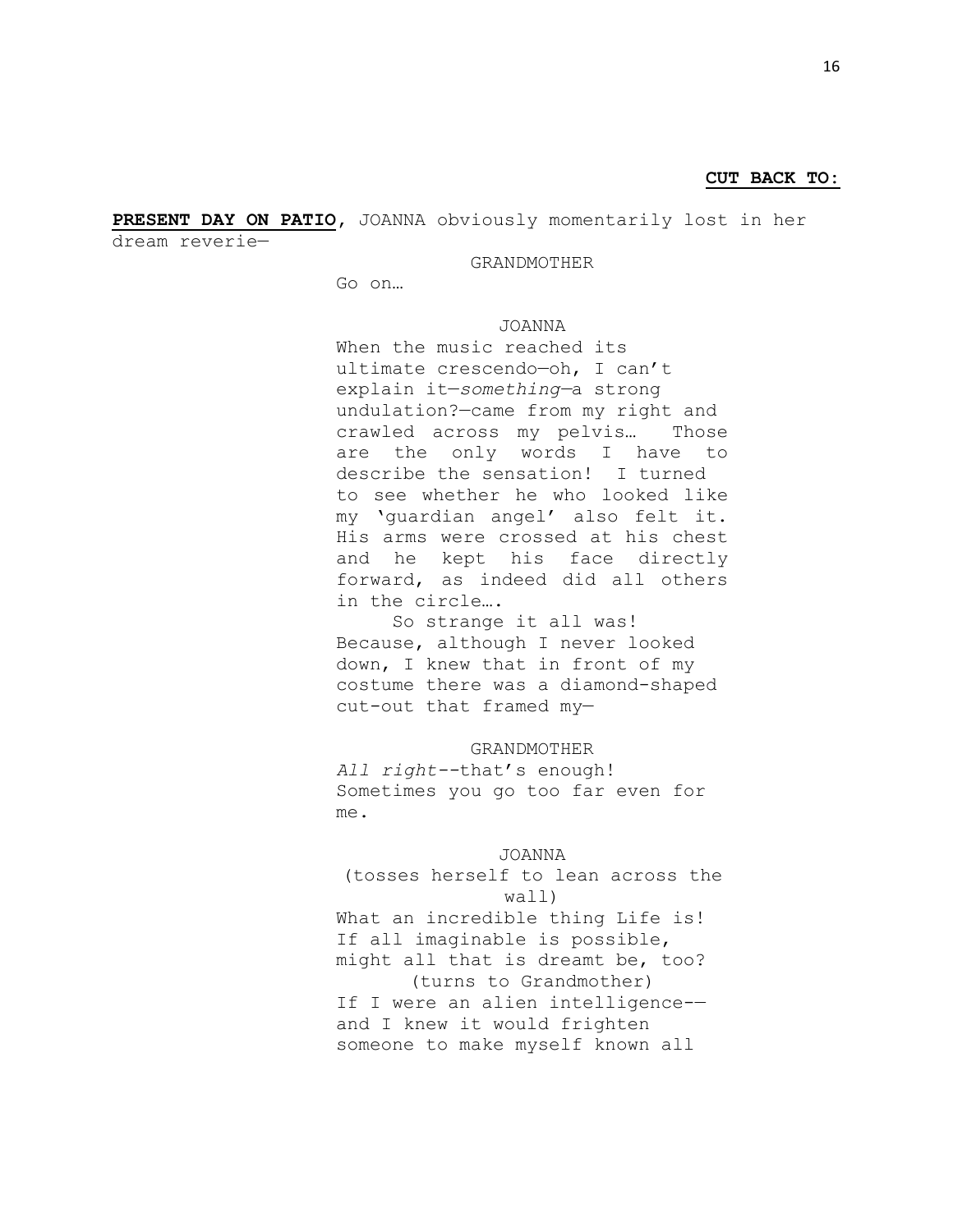**CUT BACK TO:**

**PRESENT DAY ON PATIO**, JOANNA obviously momentarily lost in her dream reverie—

GRANDMOTHER

Go on…

JOANNA

When the music reached its ultimate crescendo—oh, I can't explain it—*something*—a strong undulation?—came from my right and crawled across my pelvis… Those are the only words I have to describe the sensation! I turned to see whether he who looked like my 'guardian angel' also felt it. His arms were crossed at his chest and he kept his face directly forward, as indeed did all others in the circle….

So strange it all was! Because, although I never looked down, I knew that in front of my costume there was a diamond-shaped cut-out that framed my—

GRANDMOTHER

*All right*--that's enough! Sometimes you go too far even for me.

JOANNA

(tosses herself to lean across the wall)

What an incredible thing Life is! If all imaginable is possible, might all that is dreamt be, too?

(turns to Grandmother)

If I were an alien intelligence-— and I knew it would frighten someone to make myself known all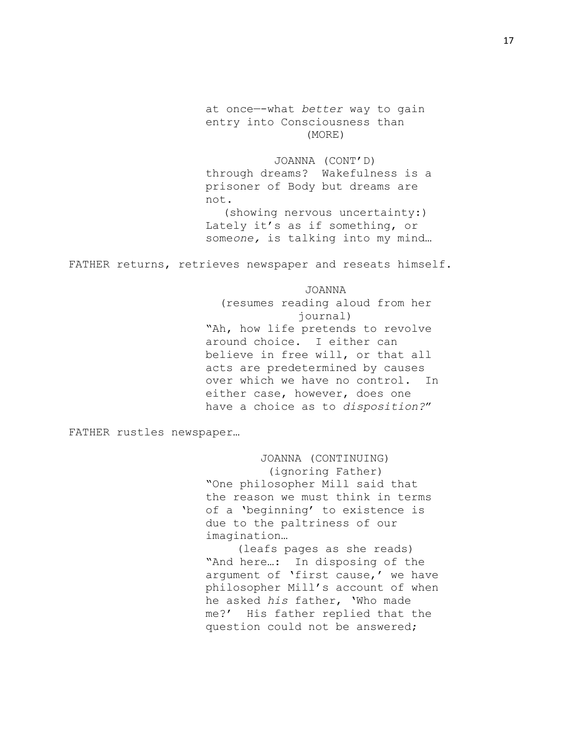at once—-what *better* way to gain entry into Consciousness than
(MORE)

JOANNA (CONT'D)
through dreams? Wakefulness is a prisoner of Body but dreams are not.
(showing nervous uncertainty:)
Lately it's as if something, or some*one,* is talking into my mind…

FATHER returns, retrieves newspaper and reseats himself.

JOANNA
(resumes reading aloud from her journal)
"Ah, how life pretends to revolve around choice. I either can believe in free will, or that all acts are predetermined by causes over which we have no control. In either case, however, does one have a choice as to *disposition?*"

FATHER rustles newspaper…

JOANNA (CONTINUING)
(ignoring Father)
"One philosopher Mill said that the reason we must think in terms of a 'beginning' to existence is due to the paltriness of our imagination…
(leafs pages as she reads)
"And here…: In disposing of the argument of 'first cause,' we have philosopher Mill's account of when he asked *his* father, 'Who made me?' His father replied that the question could not be answered;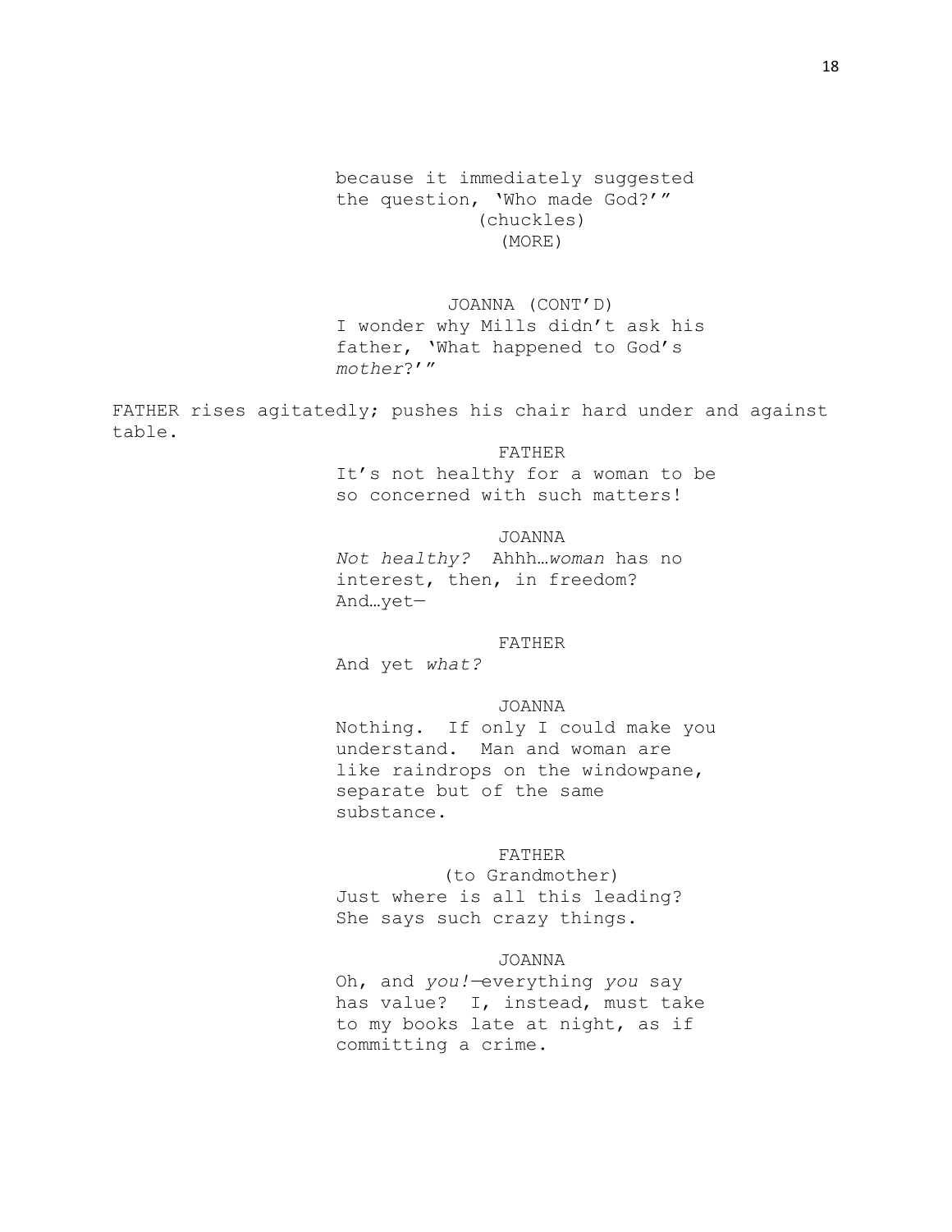because it immediately suggested the question, 'Who made God?'"

(chuckles)

(MORE)

JOANNA (CONT'D)

I wonder why Mills didn't ask his father, 'What happened to God's *mother*?'"

FATHER rises agitatedly; pushes his chair hard under and against table.

FATHER

It's not healthy for a woman to be so concerned with such matters!

JOANNA

*Not healthy?* Ahhh…*woman* has no interest, then, in freedom? And…yet—

FATHER

And yet *what?*

JOANNA

Nothing. If only I could make you understand. Man and woman are like raindrops on the windowpane, separate but of the same substance.

FATHER

(to Grandmother)

Just where is all this leading? She says such crazy things.

JOANNA

Oh, and *you!*—everything *you* say has value? I, instead, must take to my books late at night, as if committing a crime.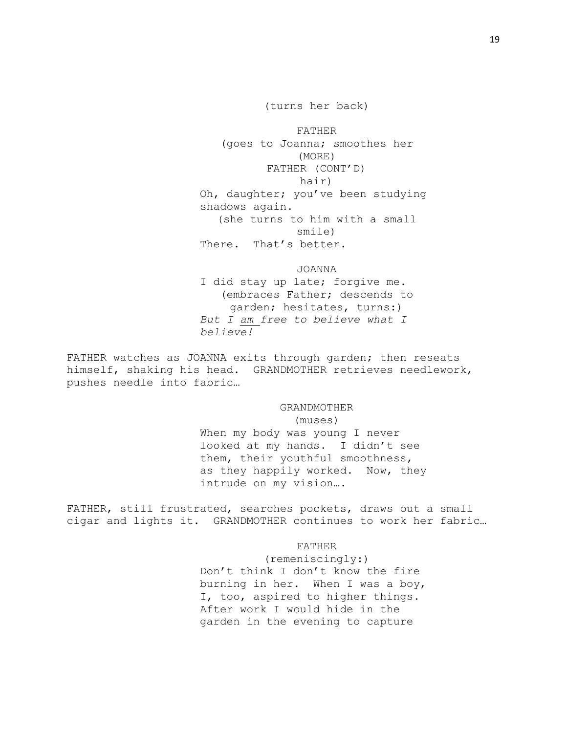(turns her back)

FATHER

(goes to Joanna; smoothes her

(MORE)

FATHER (CONT'D)

hair)

Oh, daughter; you've been studying shadows again.

(she turns to him with a small smile)

There. That's better.

JOANNA

I did stay up late; forgive me.

(embraces Father; descends to garden; hesitates, turns:)

*But I <u>am</u> free to believe what I believe!*

FATHER watches as JOANNA exits through garden; then reseats himself, shaking his head. GRANDMOTHER retrieves needlework, pushes needle into fabric…

GRANDMOTHER

(muses)

When my body was young I never looked at my hands. I didn't see them, their youthful smoothness, as they happily worked. Now, they intrude on my vision….

FATHER, still frustrated, searches pockets, draws out a small cigar and lights it. GRANDMOTHER continues to work her fabric…

FATHER

(remeniscingly:)

Don't think I don't know the fire burning in her. When I was a boy, I, too, aspired to higher things. After work I would hide in the garden in the evening to capture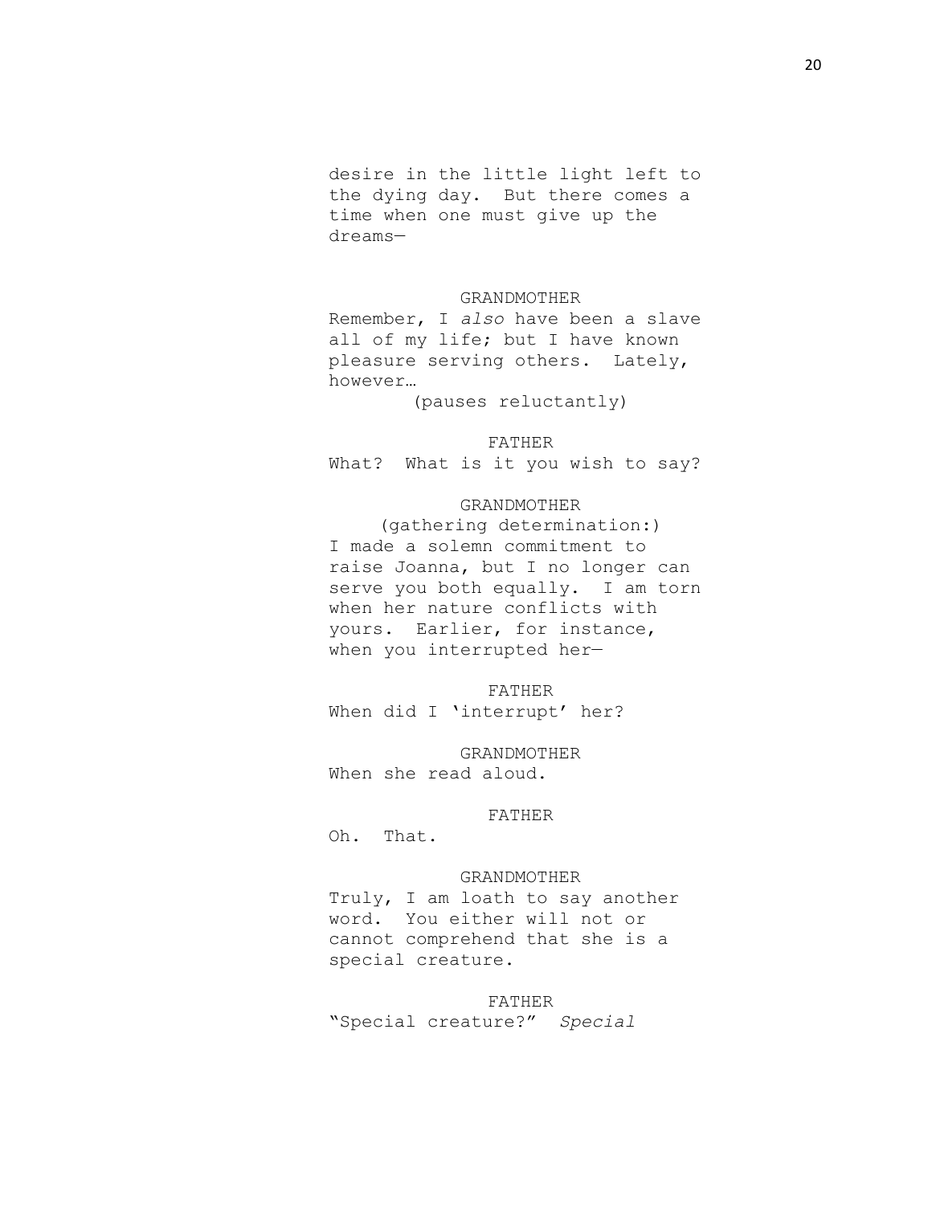desire in the little light left to the dying day. But there comes a time when one must give up the dreams—

GRANDMOTHER

Remember, I *also* have been a slave all of my life; but I have known pleasure serving others. Lately, however…

(pauses reluctantly)

FATHER

What? What is it you wish to say?

GRANDMOTHER

(gathering determination:)

I made a solemn commitment to raise Joanna, but I no longer can serve you both equally. I am torn when her nature conflicts with yours. Earlier, for instance, when you interrupted her—

FATHER

When did I 'interrupt' her?

GRANDMOTHER

When she read aloud.

FATHER

Oh. That.

GRANDMOTHER

Truly, I am loath to say another word. You either will not or cannot comprehend that she is a special creature.

FATHER

"Special creature?" *Special*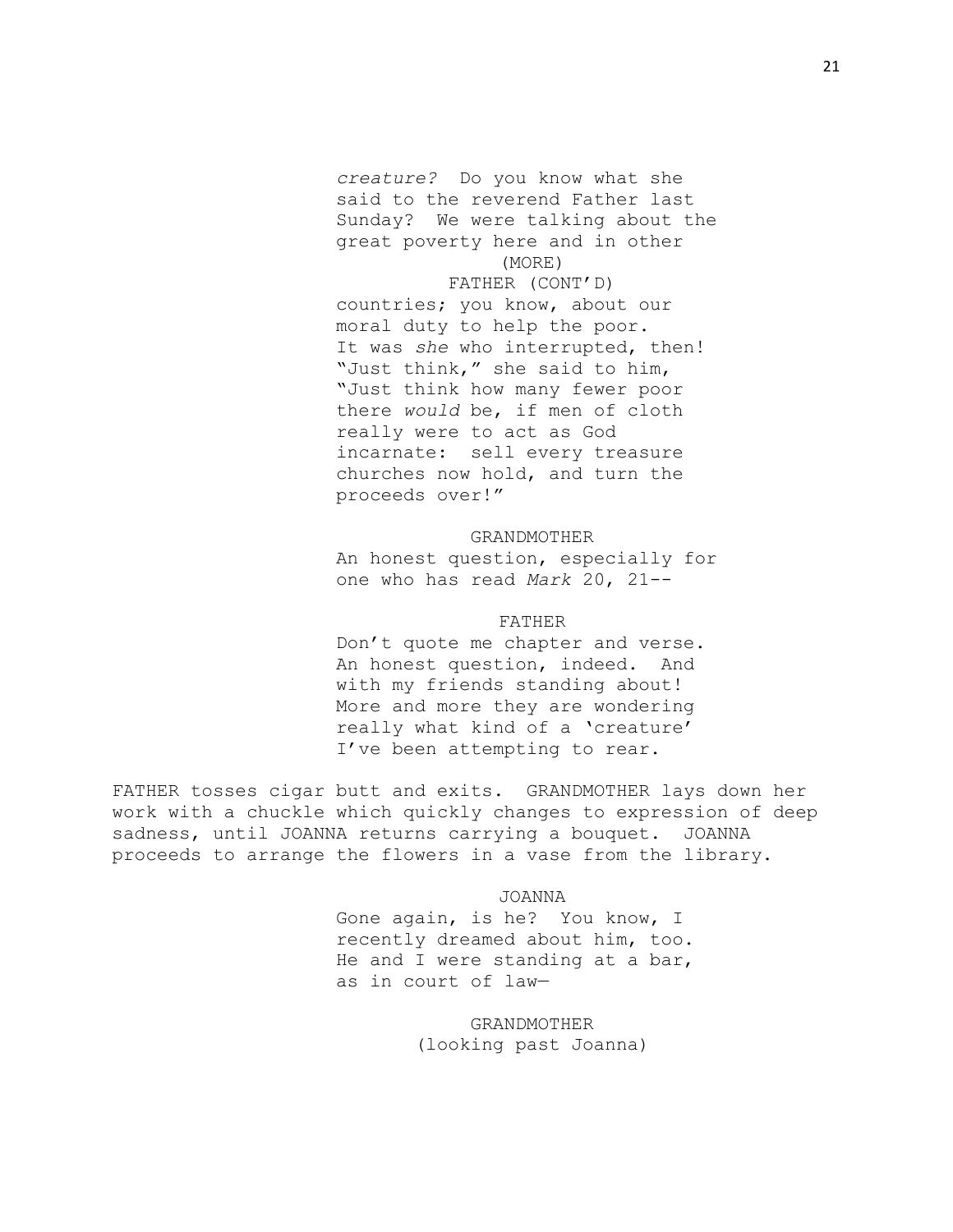*creature?* Do you know what she said to the reverend Father last Sunday? We were talking about the great poverty here and in other

(MORE)

FATHER (CONT'D)

countries; you know, about our moral duty to help the poor. It was *she* who interrupted, then! "Just think," she said to him, "Just think how many fewer poor there *would* be, if men of cloth really were to act as God incarnate: sell every treasure churches now hold, and turn the proceeds over!"

GRANDMOTHER

An honest question, especially for one who has read *Mark* 20, 21--

FATHER

Don't quote me chapter and verse. An honest question, indeed. And with my friends standing about! More and more they are wondering really what kind of a 'creature' I've been attempting to rear.

FATHER tosses cigar butt and exits. GRANDMOTHER lays down her work with a chuckle which quickly changes to expression of deep sadness, until JOANNA returns carrying a bouquet. JOANNA proceeds to arrange the flowers in a vase from the library.

JOANNA

Gone again, is he? You know, I recently dreamed about him, too. He and I were standing at a bar, as in court of law—

GRANDMOTHER

(looking past Joanna)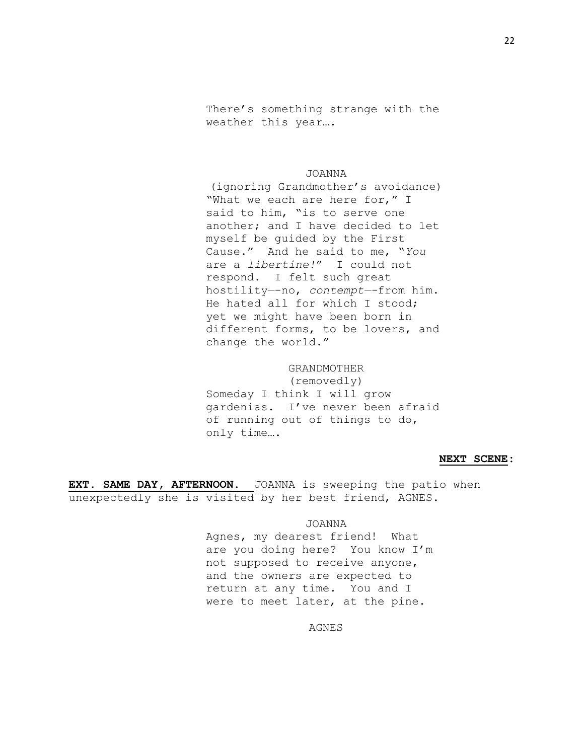There's something strange with the weather this year….

JOANNA
(ignoring Grandmother's avoidance)
"What we each are here for," I said to him, "is to serve one another; and I have decided to let myself be guided by the First Cause." And he said to me, "*You* are a *libertine!*" I could not respond. I felt such great hostility—-no, *contempt*—-from him. He hated all for which I stood; yet we might have been born in different forms, to be lovers, and change the world."

GRANDMOTHER
(removedly)
Someday I think I will grow gardenias. I've never been afraid of running out of things to do, only time….

**NEXT SCENE**:

**EXT. SAME DAY, AFTERNOON.** JOANNA is sweeping the patio when unexpectedly she is visited by her best friend, AGNES.

JOANNA
Agnes, my dearest friend! What are you doing here? You know I'm not supposed to receive anyone, and the owners are expected to return at any time. You and I were to meet later, at the pine.

AGNES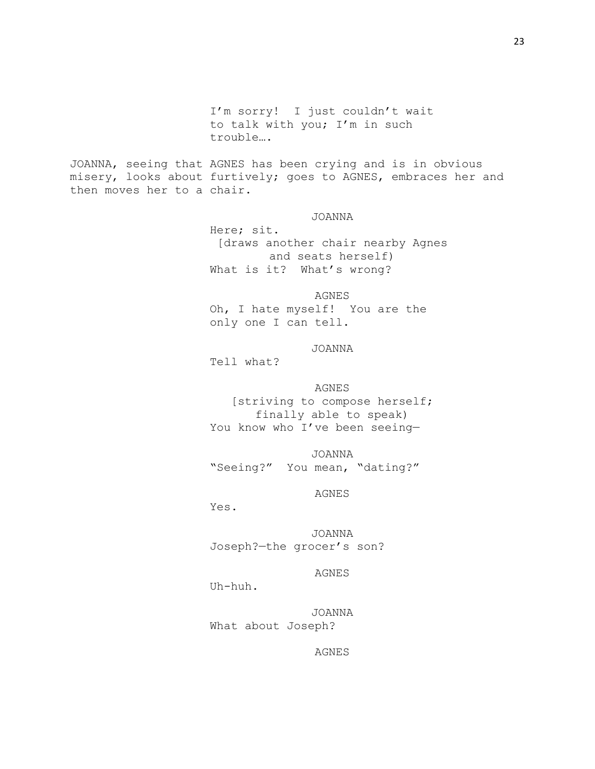I'm sorry!  I just couldn't wait to talk with you; I'm in such trouble….

JOANNA, seeing that AGNES has been crying and is in obvious misery, looks about furtively; goes to AGNES, embraces her and then moves her to a chair.

JOANNA

Here; sit.

[draws another chair nearby Agnes and seats herself)

What is it?  What's wrong?

AGNES

Oh, I hate myself!  You are the only one I can tell.

JOANNA

Tell what?

AGNES

[striving to compose herself; finally able to speak)

You know who I've been seeing—

JOANNA

"Seeing?"  You mean, "dating?"

AGNES

Yes.

JOANNA

Joseph?—the grocer's son?

AGNES

Uh-huh.

JOANNA

What about Joseph?

AGNES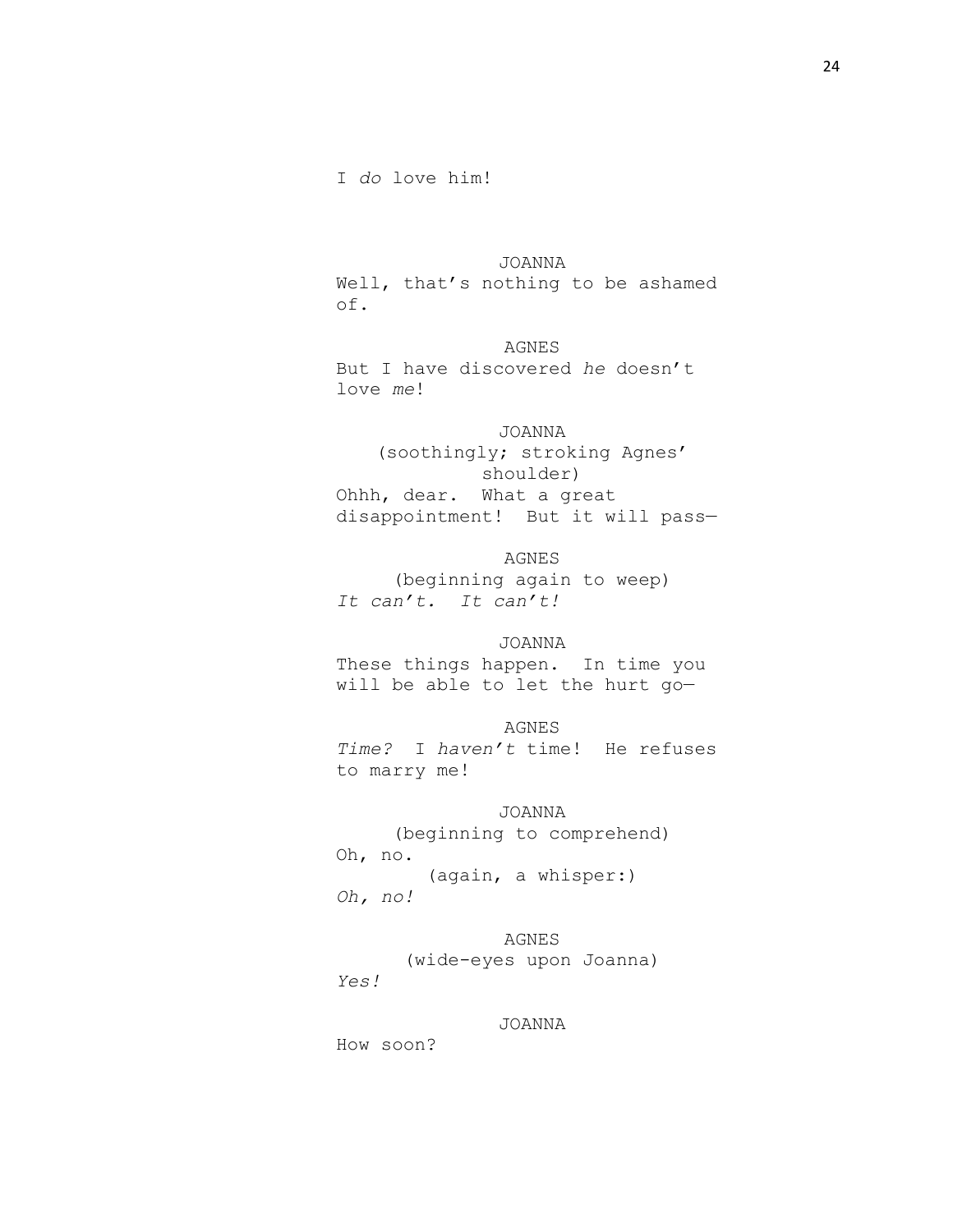I *do* love him!

JOANNA

Well, that's nothing to be ashamed of.

AGNES

But I have discovered *he* doesn't love *me*!

JOANNA

(soothingly; stroking Agnes' shoulder)

Ohhh, dear. What a great disappointment! But it will pass—

AGNES

(beginning again to weep)

*It can't. It can't!*

JOANNA

These things happen. In time you will be able to let the hurt go—

AGNES

*Time?* I *haven't* time! He refuses to marry me!

JOANNA

(beginning to comprehend)

Oh, no.

(again, a whisper:)

*Oh, no!*

AGNES

(wide-eyes upon Joanna)

*Yes!*

JOANNA

How soon?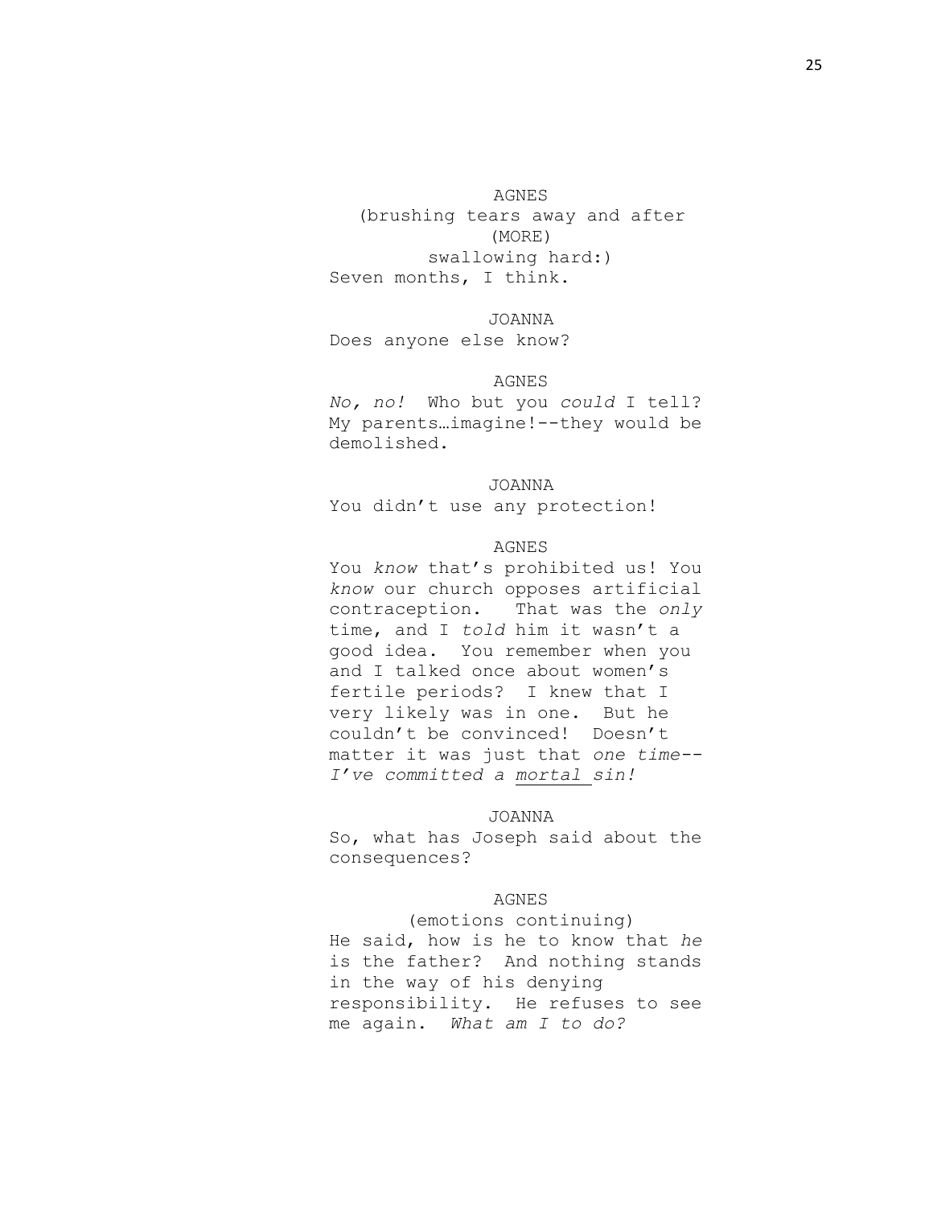AGNES
(brushing tears away and after
(MORE)
swallowing hard:)
Seven months, I think.

JOANNA
Does anyone else know?

AGNES
*No, no!* Who but you *could* I tell? My parents…imagine!--they would be demolished.

JOANNA
You didn't use any protection!

AGNES
You *know* that's prohibited us! You *know* our church opposes artificial contraception. That was the *only* time, and I *told* him it wasn't a good idea. You remember when you and I talked once about women's fertile periods? I knew that I very likely was in one. But he couldn't be convinced! Doesn't matter it was just that *one time*-- *I've committed a <u>mortal</u> sin!*

JOANNA
So, what has Joseph said about the consequences?

AGNES
(emotions continuing)
He said, how is he to know that *he* is the father? And nothing stands in the way of his denying responsibility. He refuses to see me again. *What am I to do?*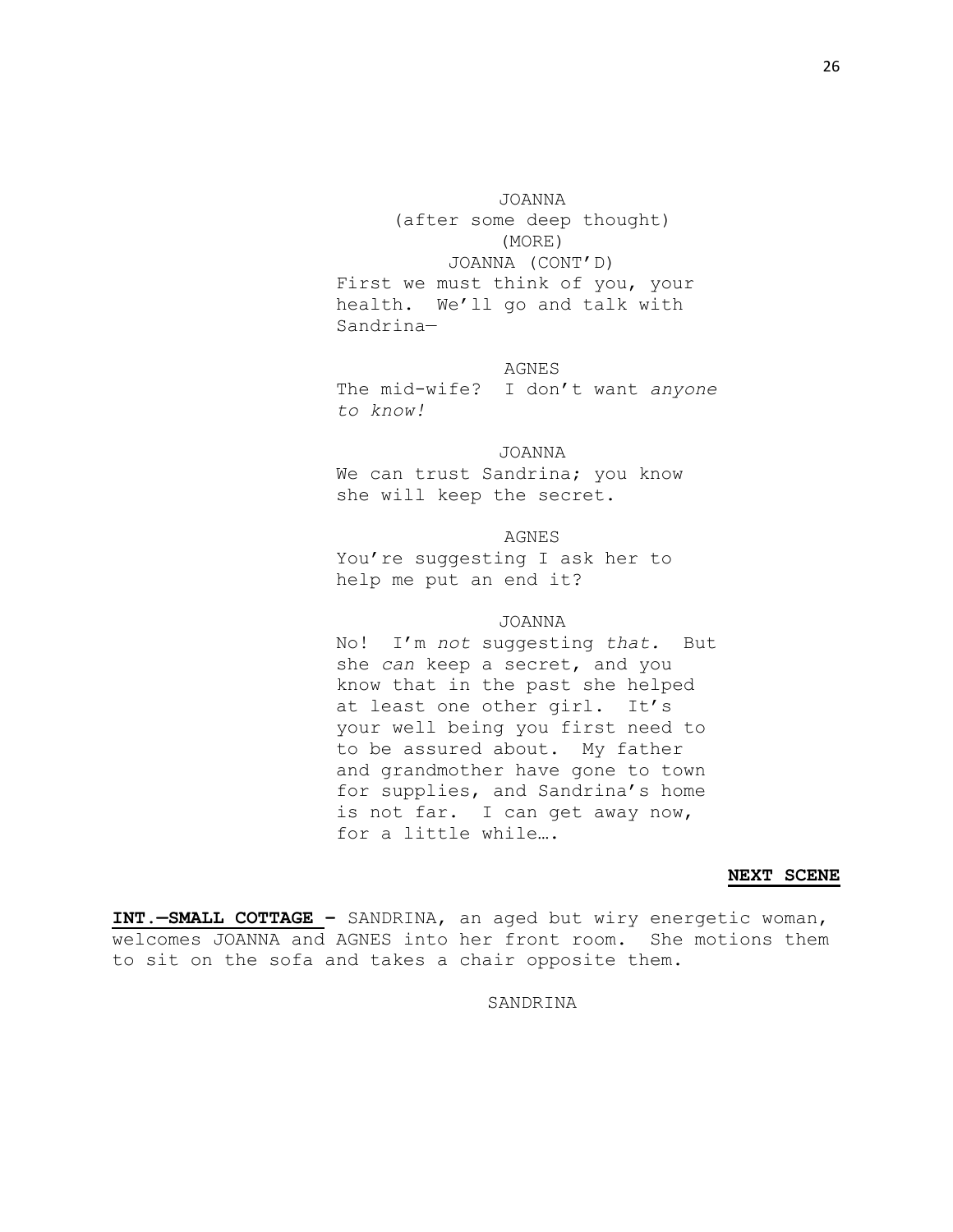JOANNA
(after some deep thought)
(MORE)
JOANNA (CONT'D)
First we must think of you, your health. We'll go and talk with Sandrina—

AGNES
The mid-wife? I don't want *anyone to know!*

JOANNA
We can trust Sandrina; you know she will keep the secret.

AGNES
You're suggesting I ask her to help me put an end it?

JOANNA
No! I'm *not* suggesting *that.* But she *can* keep a secret, and you know that in the past she helped at least one other girl. It's your well being you first need to to be assured about. My father and grandmother have gone to town for supplies, and Sandrina's home is not far. I can get away now, for a little while….

**NEXT SCENE**

**INT.—SMALL COTTAGE –** SANDRINA, an aged but wiry energetic woman, welcomes JOANNA and AGNES into her front room. She motions them to sit on the sofa and takes a chair opposite them.

SANDRINA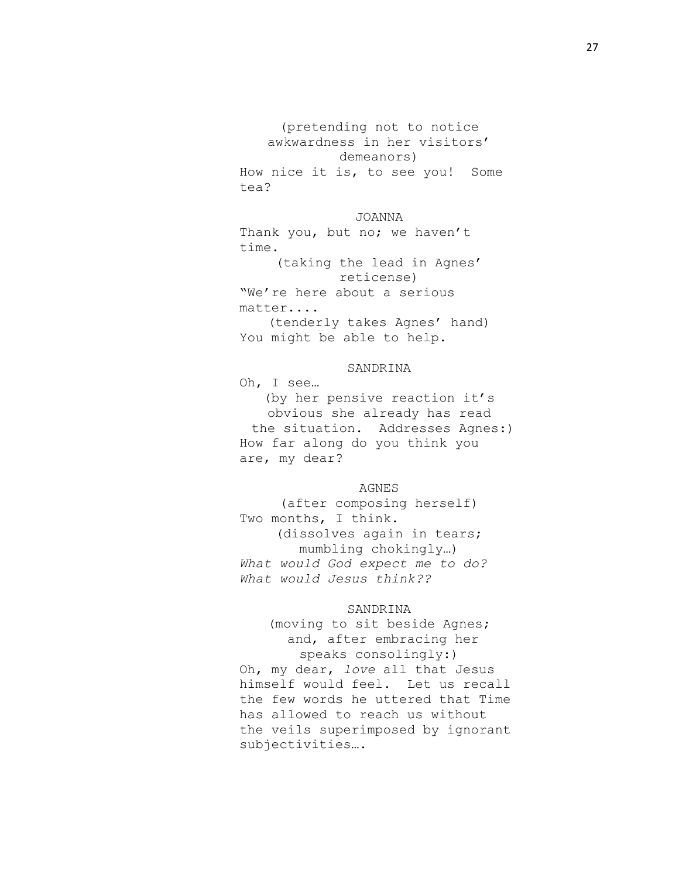(pretending not to notice awkwardness in her visitors' demeanors)
How nice it is, to see you! Some tea?

JOANNA

Thank you, but no; we haven't time.
(taking the lead in Agnes' reticense)
"We're here about a serious matter....
(tenderly takes Agnes' hand)
You might be able to help.

SANDRINA

Oh, I see…
(by her pensive reaction it's obvious she already has read the situation. Addresses Agnes:)
How far along do you think you are, my dear?

AGNES

(after composing herself)
Two months, I think.
(dissolves again in tears; mumbling chokingly…)
*What would God expect me to do? What would Jesus think??*

SANDRINA

(moving to sit beside Agnes; and, after embracing her speaks consolingly:)
Oh, my dear, *love* all that Jesus himself would feel. Let us recall the few words he uttered that Time has allowed to reach us without the veils superimposed by ignorant subjectivities….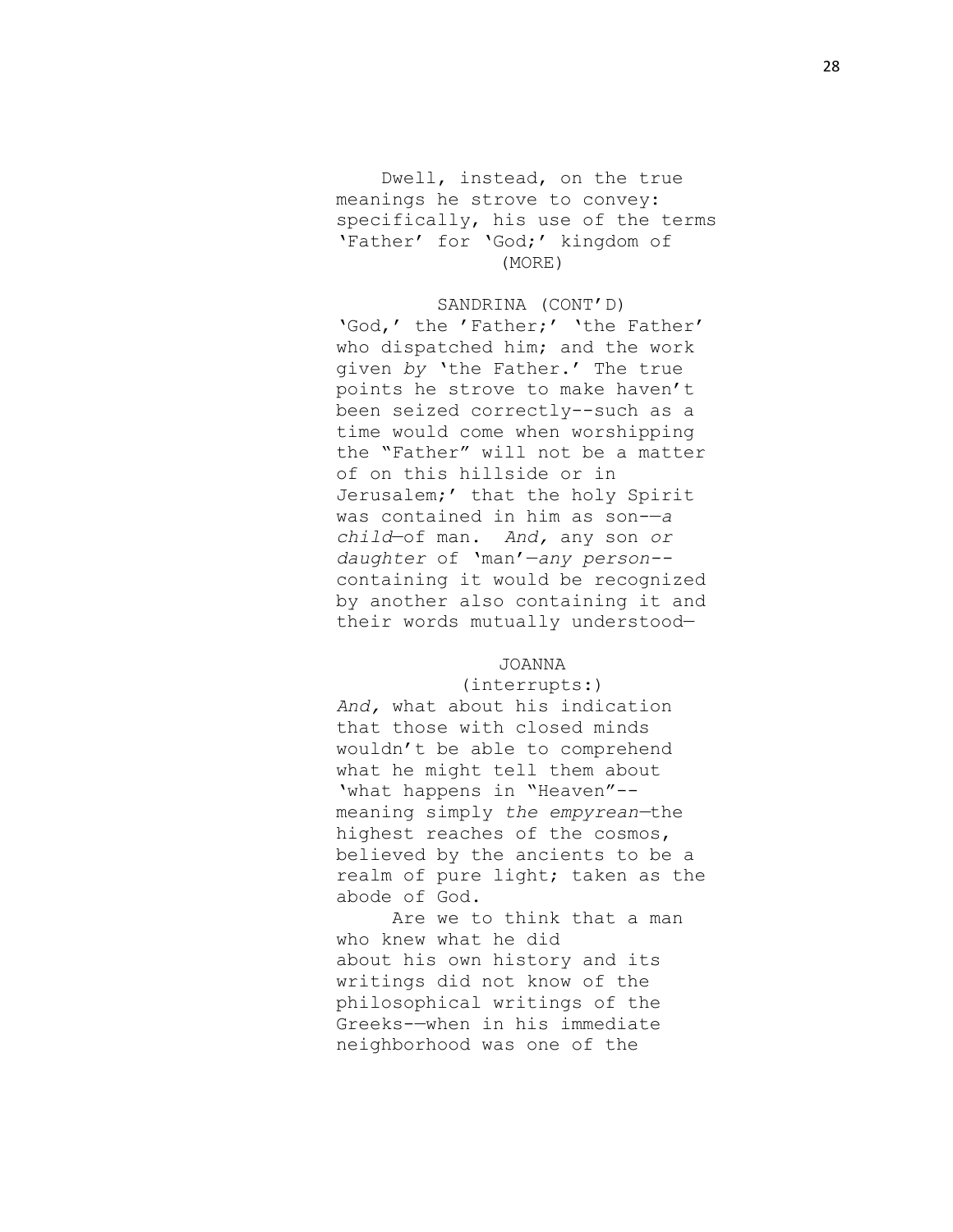Dwell, instead, on the true meanings he strove to convey: specifically, his use of the terms 'Father' for 'God;' kingdom of

(MORE)

SANDRINA (CONT'D)

'God,' the 'Father;' 'the Father' who dispatched him; and the work given *by* 'the Father.' The true points he strove to make haven't been seized correctly--such as a time would come when worshipping the "Father" will not be a matter of on this hillside or in Jerusalem;' that the holy Spirit was contained in him as son-—*a child*—of man. *And,* any son *or daughter* of 'man'—*any person*--containing it would be recognized by another also containing it and their words mutually understood—

JOANNA

(interrupts:)

*And,* what about his indication that those with closed minds wouldn't be able to comprehend what he might tell them about 'what happens in "Heaven"--meaning simply *the empyrean*—the highest reaches of the cosmos, believed by the ancients to be a realm of pure light; taken as the abode of God.

Are we to think that a man who knew what he did about his own history and its writings did not know of the philosophical writings of the Greeks-—when in his immediate neighborhood was one of the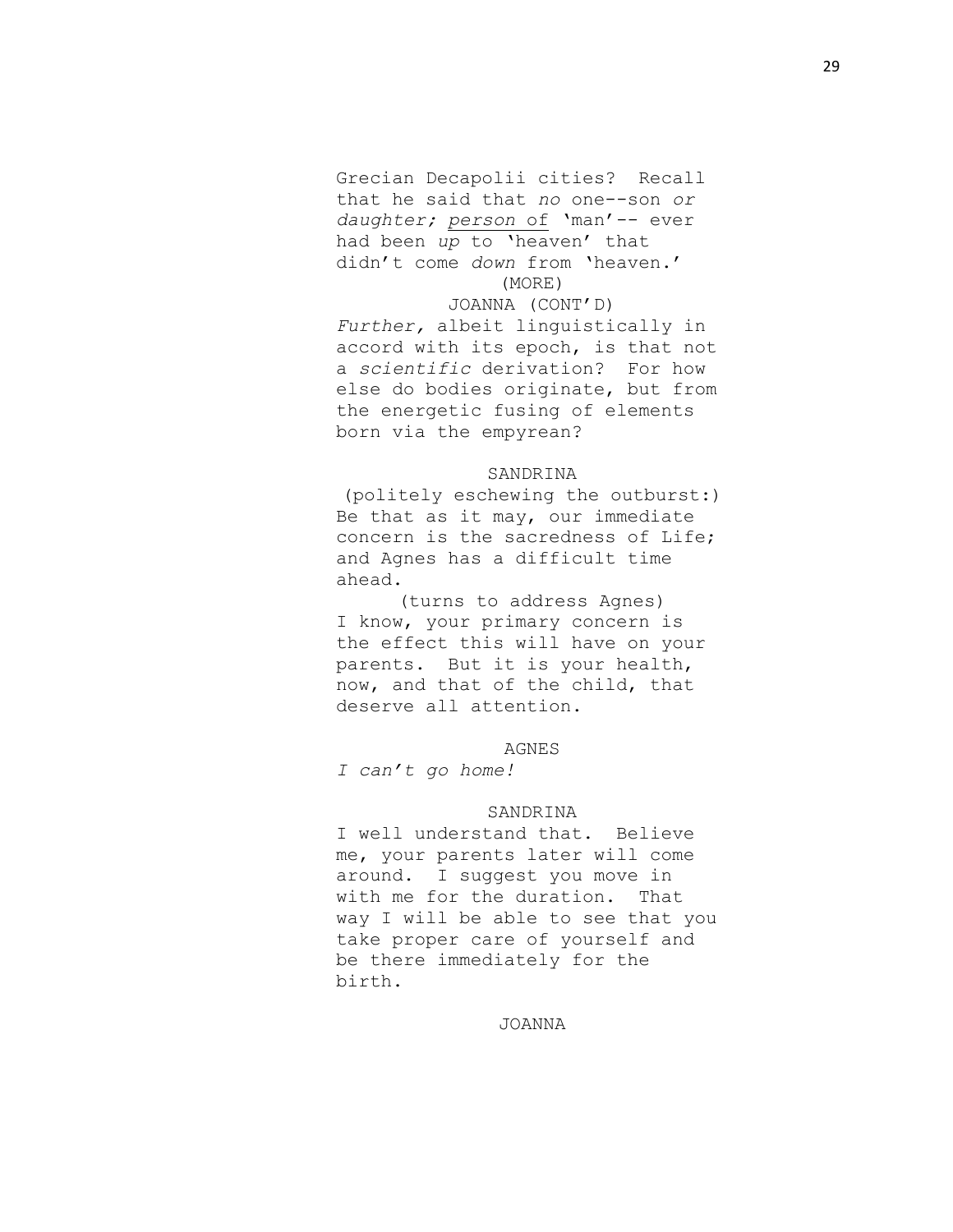Grecian Decapolii cities? Recall that he said that *no* one--son *or daughter; person* of 'man'-- ever had been *up* to 'heaven' that didn't come *down* from 'heaven.'

(MORE)

JOANNA (CONT'D)

*Further,* albeit linguistically in accord with its epoch, is that not a *scientific* derivation? For how else do bodies originate, but from the energetic fusing of elements born via the empyrean?

SANDRINA

(politely eschewing the outburst:)

Be that as it may, our immediate concern is the sacredness of Life; and Agnes has a difficult time ahead.

(turns to address Agnes)

I know, your primary concern is the effect this will have on your parents. But it is your health, now, and that of the child, that deserve all attention.

AGNES

*I can't go home!*

SANDRINA

I well understand that. Believe me, your parents later will come around. I suggest you move in with me for the duration. That way I will be able to see that you take proper care of yourself and be there immediately for the birth.

JOANNA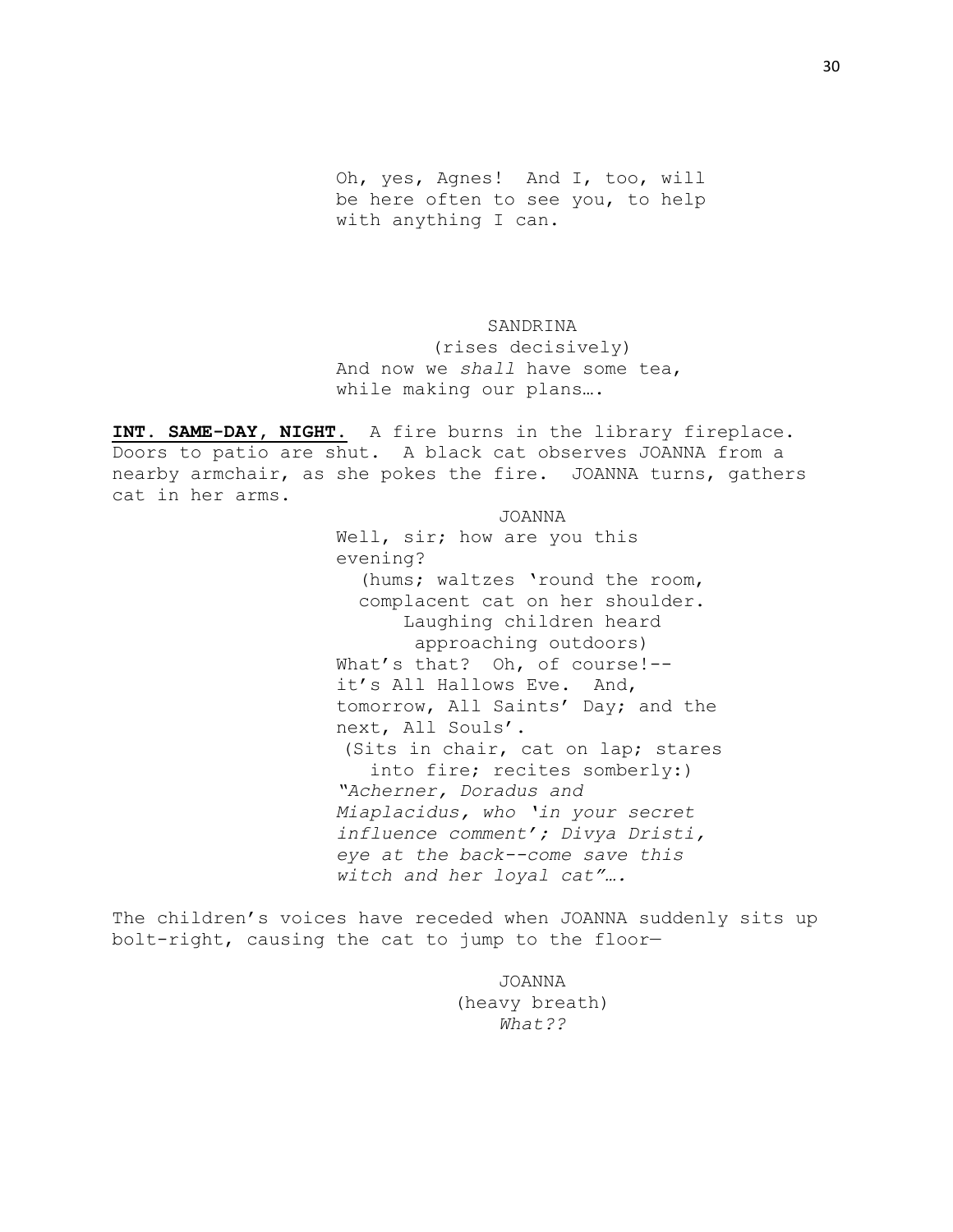Oh, yes, Agnes!  And I, too, will be here often to see you, to help with anything I can.

SANDRINA
(rises decisively)
And now we *shall* have some tea, while making our plans….

**INT. SAME-DAY, NIGHT.** A fire burns in the library fireplace. Doors to patio are shut. A black cat observes JOANNA from a nearby armchair, as she pokes the fire. JOANNA turns, gathers cat in her arms.

JOANNA
Well, sir; how are you this evening?
(hums; waltzes 'round the room, complacent cat on her shoulder. Laughing children heard approaching outdoors)
What's that? Oh, of course!-- it's All Hallows Eve. And, tomorrow, All Saints' Day; and the next, All Souls'.
(Sits in chair, cat on lap; stares into fire; recites somberly:)
*"Acherner, Doradus and Miaplacidus, who 'in your secret influence comment'; Divya Dristi, eye at the back--come save this witch and her loyal cat"….*

The children's voices have receded when JOANNA suddenly sits up bolt-right, causing the cat to jump to the floor—

JOANNA
(heavy breath)
*What??*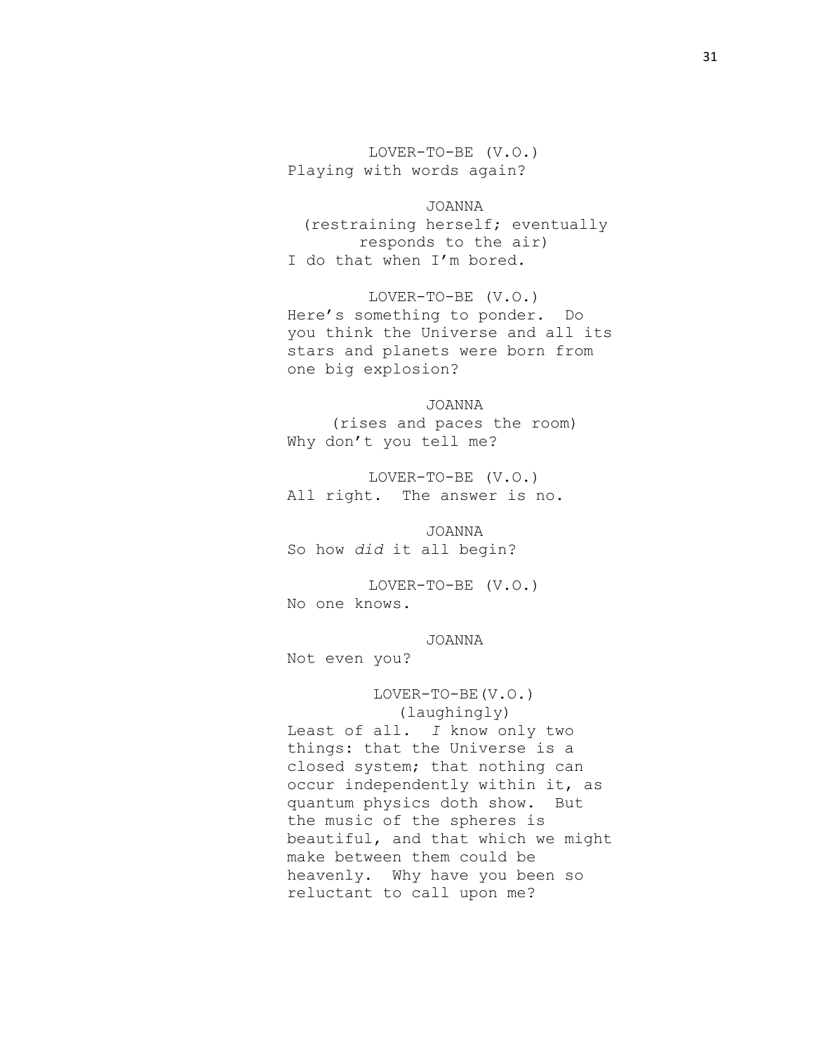LOVER-TO-BE (V.O.)
Playing with words again?

JOANNA
(restraining herself; eventually responds to the air)
I do that when I'm bored.

LOVER-TO-BE (V.O.)
Here's something to ponder. Do you think the Universe and all its stars and planets were born from one big explosion?

JOANNA
(rises and paces the room)
Why don't you tell me?

LOVER-TO-BE (V.O.)
All right. The answer is no.

JOANNA
So how *did* it all begin?

LOVER-TO-BE (V.O.)
No one knows.

JOANNA
Not even you?

LOVER-TO-BE(V.O.)
(laughingly)
Least of all. *I* know only two things: that the Universe is a closed system; that nothing can occur independently within it, as quantum physics doth show. But the music of the spheres is beautiful, and that which we might make between them could be heavenly. Why have you been so reluctant to call upon me?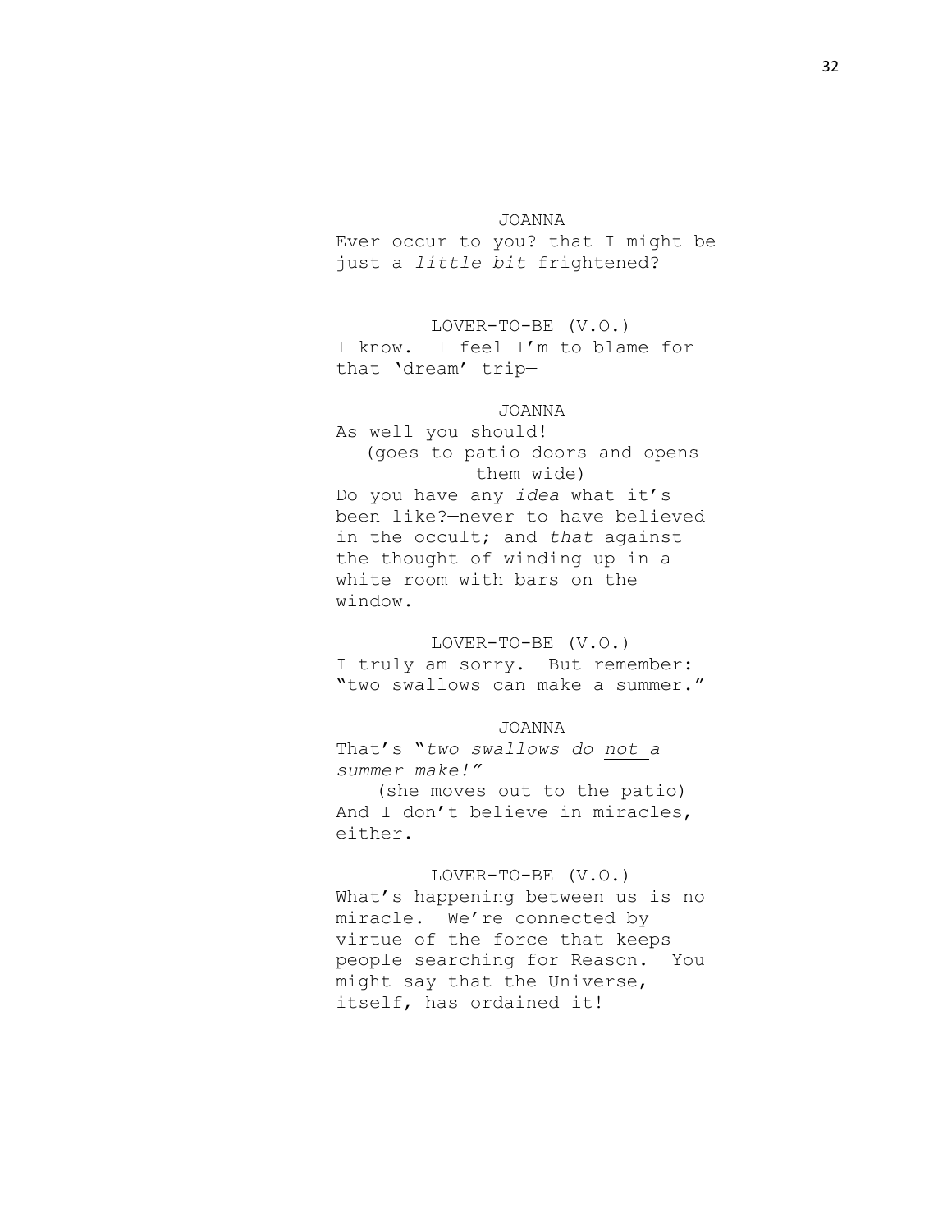JOANNA

Ever occur to you?—that I might be just a *little bit* frightened?

LOVER-TO-BE (V.O.)

I know. I feel I'm to blame for that 'dream' trip—

JOANNA

As well you should!

(goes to patio doors and opens them wide)

Do you have any *idea* what it's been like?—never to have believed in the occult; and *that* against the thought of winding up in a white room with bars on the window.

LOVER-TO-BE (V.O.)

I truly am sorry. But remember: "two swallows can make a summer."

JOANNA

That's "*two swallows do not a summer make!"*

(she moves out to the patio)

And I don't believe in miracles, either.

LOVER-TO-BE (V.O.)

What's happening between us is no miracle. We're connected by virtue of the force that keeps people searching for Reason. You might say that the Universe, itself, has ordained it!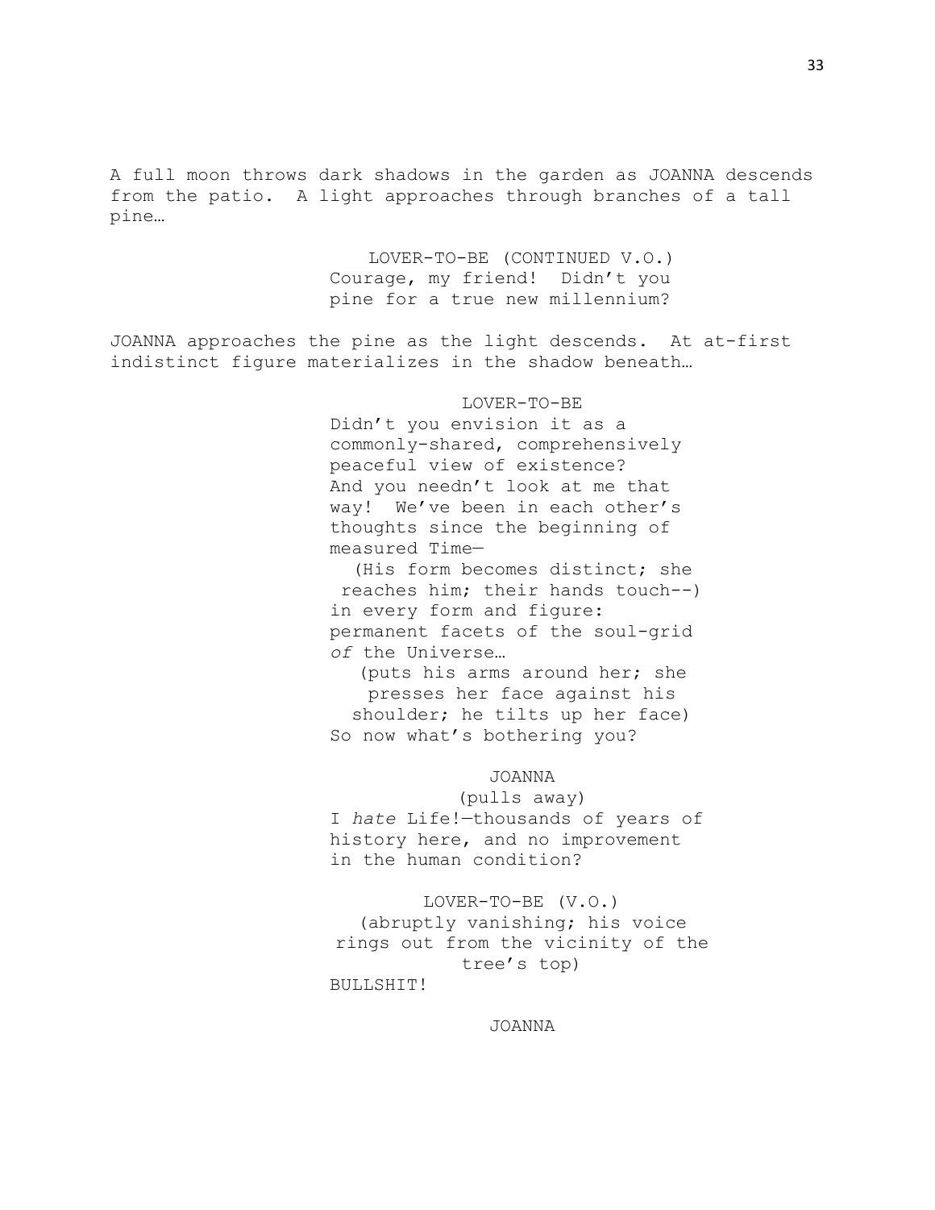A full moon throws dark shadows in the garden as JOANNA descends from the patio. A light approaches through branches of a tall pine…

LOVER-TO-BE (CONTINUED V.O.)
Courage, my friend! Didn't you pine for a true new millennium?

JOANNA approaches the pine as the light descends. At at-first indistinct figure materializes in the shadow beneath…

LOVER-TO-BE
Didn't you envision it as a commonly-shared, comprehensively peaceful view of existence? And you needn't look at me that way! We've been in each other's thoughts since the beginning of measured Time—
(His form becomes distinct; she reaches him; their hands touch--)
in every form and figure: permanent facets of the soul-grid *of* the Universe…
(puts his arms around her; she presses her face against his shoulder; he tilts up her face)
So now what's bothering you?

JOANNA
(pulls away)
I *hate* Life!—thousands of years of history here, and no improvement in the human condition?

LOVER-TO-BE (V.O.)
(abruptly vanishing; his voice rings out from the vicinity of the tree's top)
BULLSHIT!

JOANNA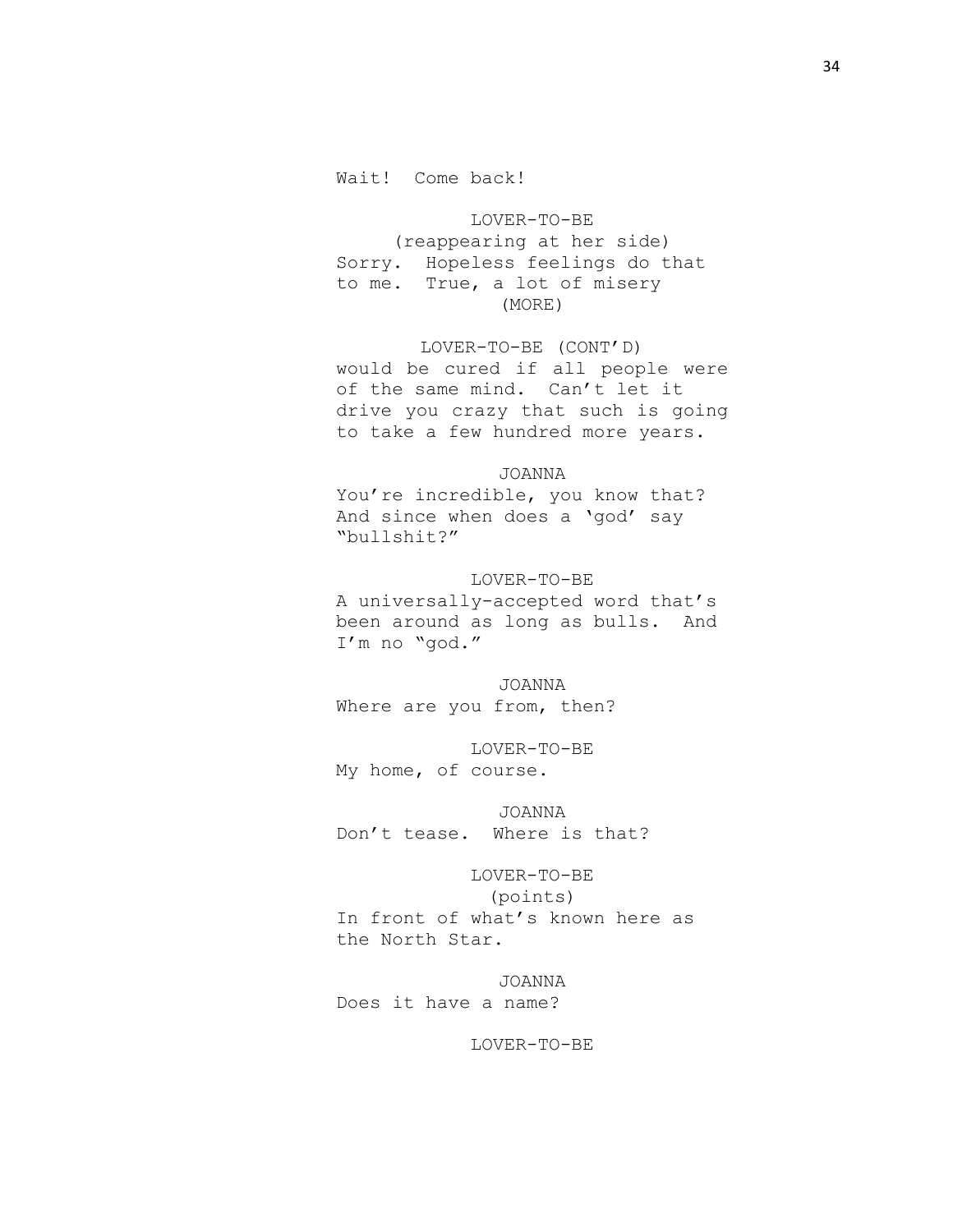Wait!  Come back!

LOVER-TO-BE
(reappearing at her side)
Sorry.  Hopeless feelings do that to me.  True, a lot of misery
(MORE)

LOVER-TO-BE (CONT'D)
would be cured if all people were of the same mind.  Can't let it drive you crazy that such is going to take a few hundred more years.

JOANNA
You're incredible, you know that? And since when does a 'god' say "bullshit?"

LOVER-TO-BE
A universally-accepted word that's been around as long as bulls.  And I'm no "god."

JOANNA
Where are you from, then?

LOVER-TO-BE
My home, of course.

JOANNA
Don't tease.  Where is that?

LOVER-TO-BE
(points)
In front of what's known here as the North Star.

JOANNA
Does it have a name?

LOVER-TO-BE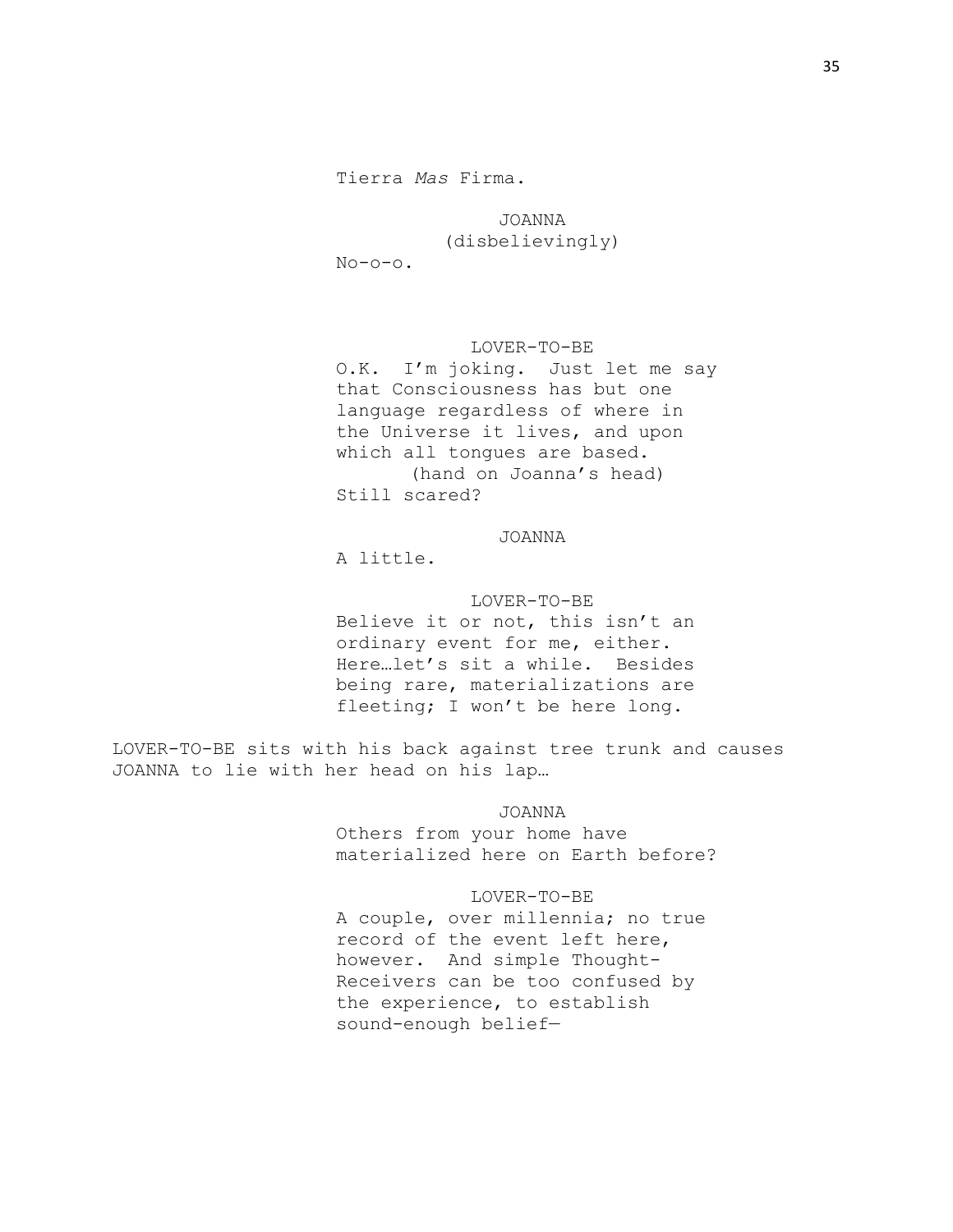Tierra *Mas* Firma.

JOANNA
(disbelievingly)
No-o-o.

LOVER-TO-BE
O.K. I'm joking. Just let me say that Consciousness has but one language regardless of where in the Universe it lives, and upon which all tongues are based.
(hand on Joanna's head)
Still scared?

JOANNA
A little.

LOVER-TO-BE
Believe it or not, this isn't an ordinary event for me, either. Here…let's sit a while. Besides being rare, materializations are fleeting; I won't be here long.

LOVER-TO-BE sits with his back against tree trunk and causes JOANNA to lie with her head on his lap…

JOANNA
Others from your home have materialized here on Earth before?

LOVER-TO-BE
A couple, over millennia; no true record of the event left here, however. And simple Thought-Receivers can be too confused by the experience, to establish sound-enough belief—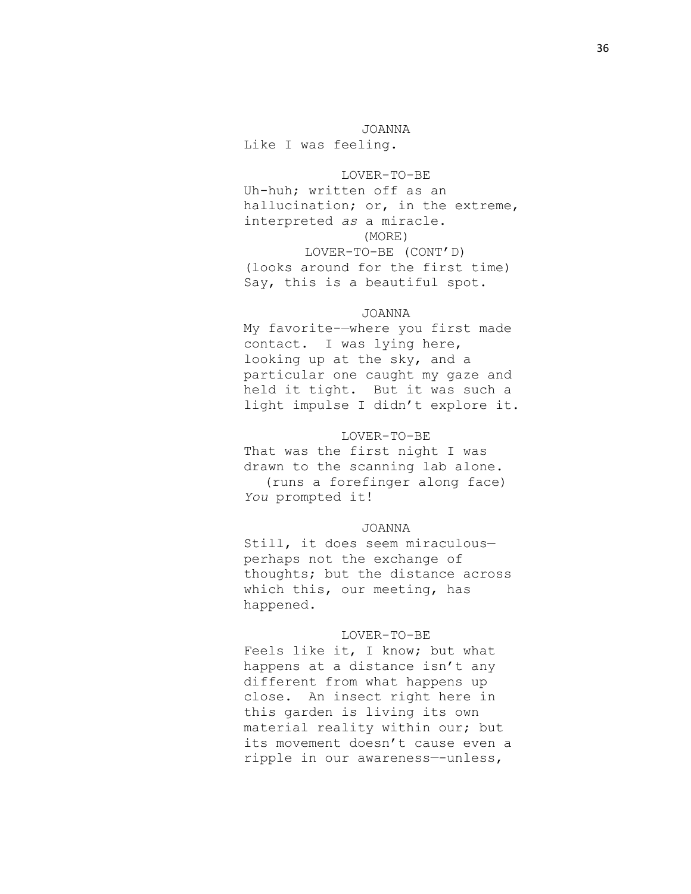JOANNA
Like I was feeling.

LOVER-TO-BE
Uh-huh; written off as an hallucination; or, in the extreme, interpreted *as* a miracle.
(MORE)

LOVER-TO-BE (CONT'D)
(looks around for the first time)
Say, this is a beautiful spot.

JOANNA
My favorite-—where you first made contact. I was lying here, looking up at the sky, and a particular one caught my gaze and held it tight. But it was such a light impulse I didn't explore it.

LOVER-TO-BE
That was the first night I was drawn to the scanning lab alone.
(runs a forefinger along face)
*You* prompted it!

JOANNA
Still, it does seem miraculous—perhaps not the exchange of thoughts; but the distance across which this, our meeting, has happened.

LOVER-TO-BE
Feels like it, I know; but what happens at a distance isn't any different from what happens up close. An insect right here in this garden is living its own material reality within our; but its movement doesn't cause even a ripple in our awareness—-unless,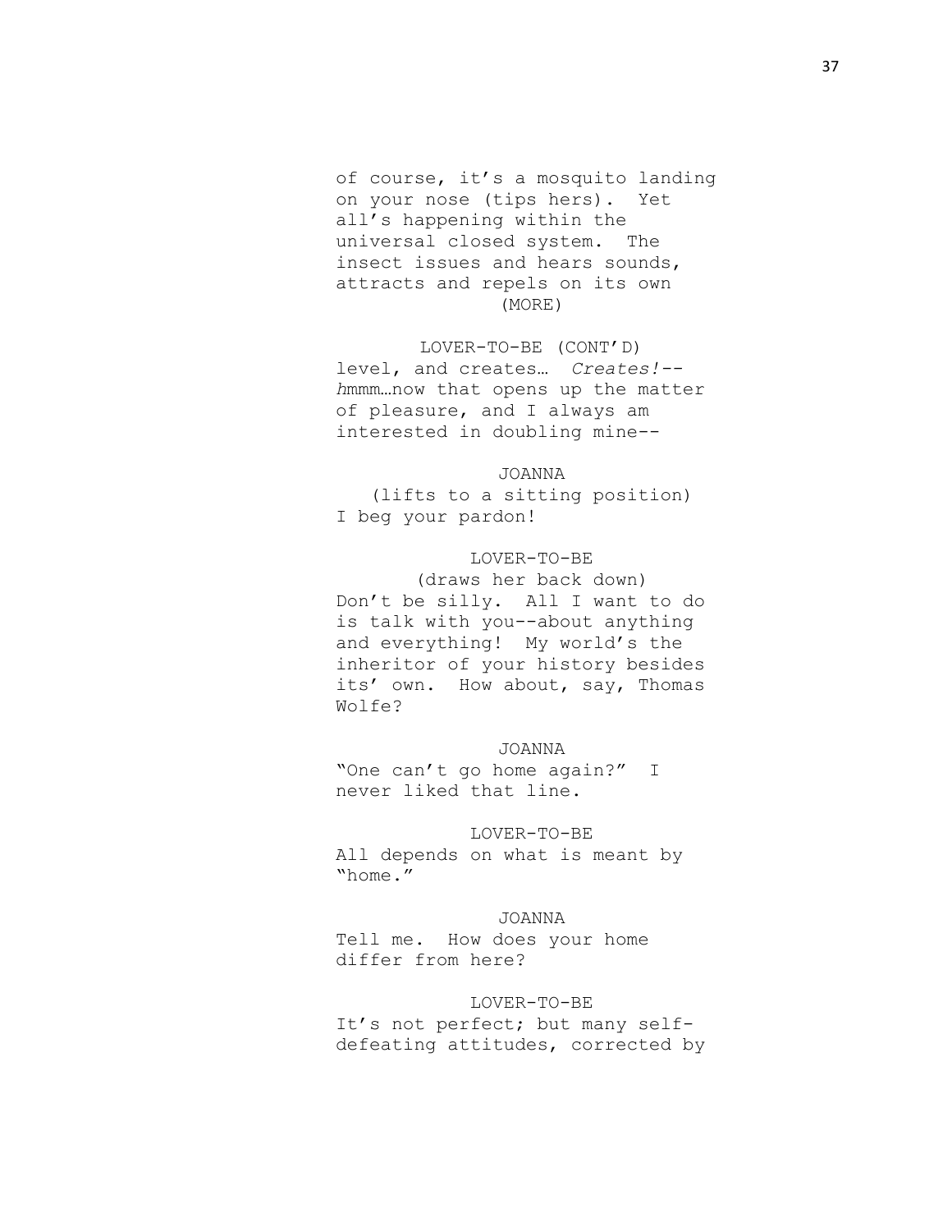of course, it's a mosquito landing on your nose (tips hers). Yet all's happening within the universal closed system. The insect issues and hears sounds, attracts and repels on its own

(MORE)

LOVER-TO-BE (CONT'D)

level, and creates… *Creates!*--*h*mmm…now that opens up the matter of pleasure, and I always am interested in doubling mine--

JOANNA

(lifts to a sitting position)

I beg your pardon!

LOVER-TO-BE

(draws her back down)

Don't be silly. All I want to do is talk with you--about anything and everything! My world's the inheritor of your history besides its' own. How about, say, Thomas Wolfe?

JOANNA

"One can't go home again?" I never liked that line.

LOVER-TO-BE

All depends on what is meant by "home."

JOANNA

Tell me. How does your home differ from here?

LOVER-TO-BE

It's not perfect; but many self-defeating attitudes, corrected by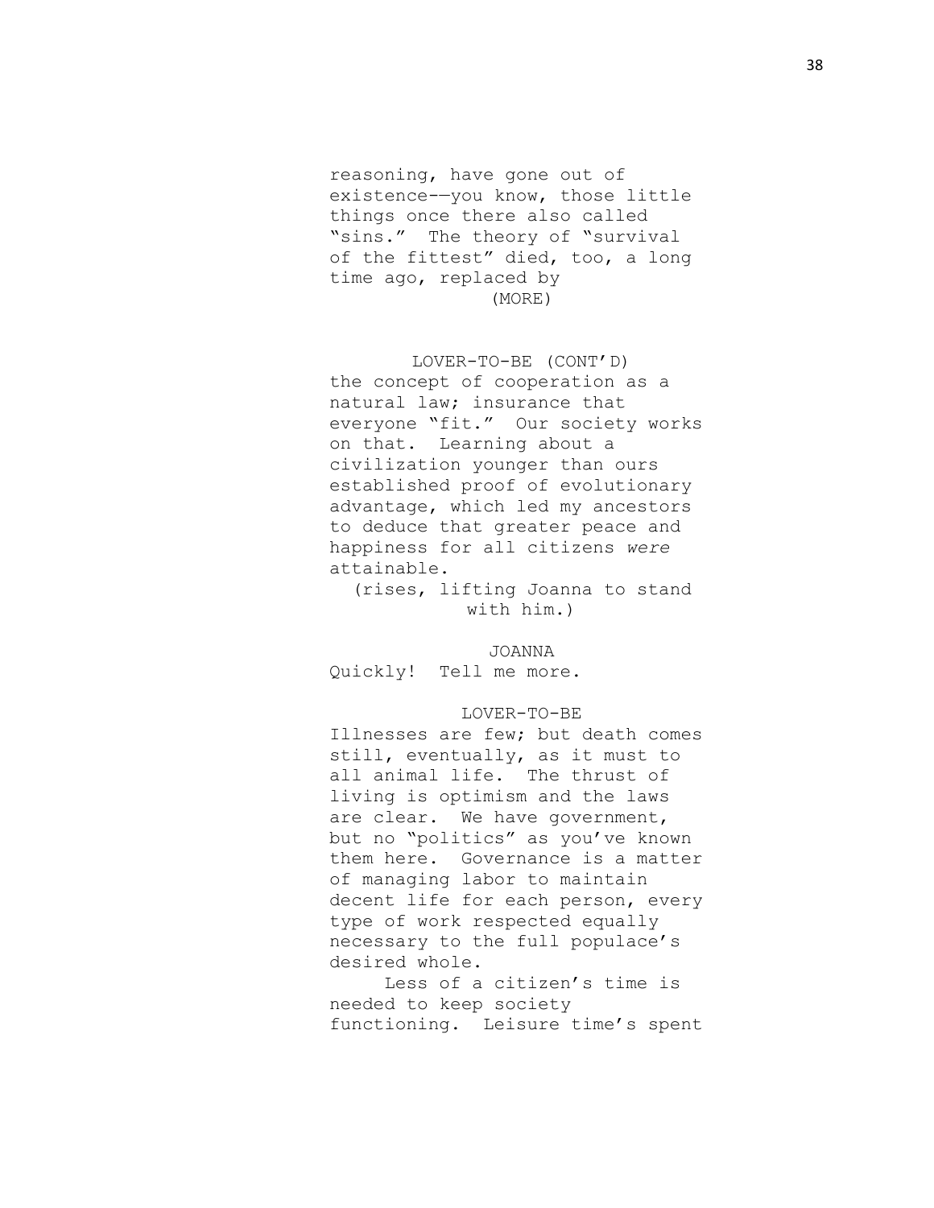reasoning, have gone out of existence-—you know, those little things once there also called "sins." The theory of "survival of the fittest" died, too, a long time ago, replaced by

(MORE)

LOVER-TO-BE (CONT'D)

the concept of cooperation as a natural law; insurance that everyone "fit." Our society works on that. Learning about a civilization younger than ours established proof of evolutionary advantage, which led my ancestors to deduce that greater peace and happiness for all citizens *were* attainable.

(rises, lifting Joanna to stand with him.)

JOANNA

Quickly! Tell me more.

LOVER-TO-BE

Illnesses are few; but death comes still, eventually, as it must to all animal life. The thrust of living is optimism and the laws are clear. We have government, but no "politics" as you've known them here. Governance is a matter of managing labor to maintain decent life for each person, every type of work respected equally necessary to the full populace's desired whole.

Less of a citizen's time is needed to keep society functioning. Leisure time's spent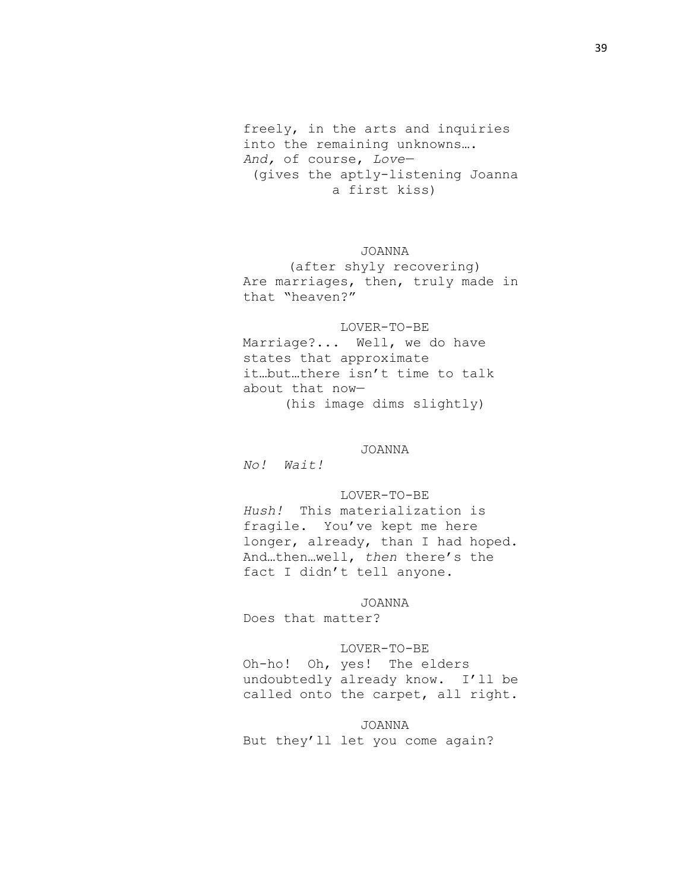freely, in the arts and inquiries into the remaining unknowns….
*And,* of course, *Love*—
(gives the aptly-listening Joanna a first kiss)

JOANNA
(after shyly recovering)
Are marriages, then, truly made in that "heaven?"

LOVER-TO-BE
Marriage?... Well, we do have states that approximate it…but…there isn't time to talk about that now—
(his image dims slightly)

JOANNA
*No! Wait!*

LOVER-TO-BE
*Hush!* This materialization is fragile. You've kept me here longer, already, than I had hoped. And…then…well, *then* there's the fact I didn't tell anyone.

JOANNA
Does that matter?

LOVER-TO-BE
Oh-ho! Oh, yes! The elders undoubtedly already know. I'll be called onto the carpet, all right.

JOANNA
But they'll let you come again?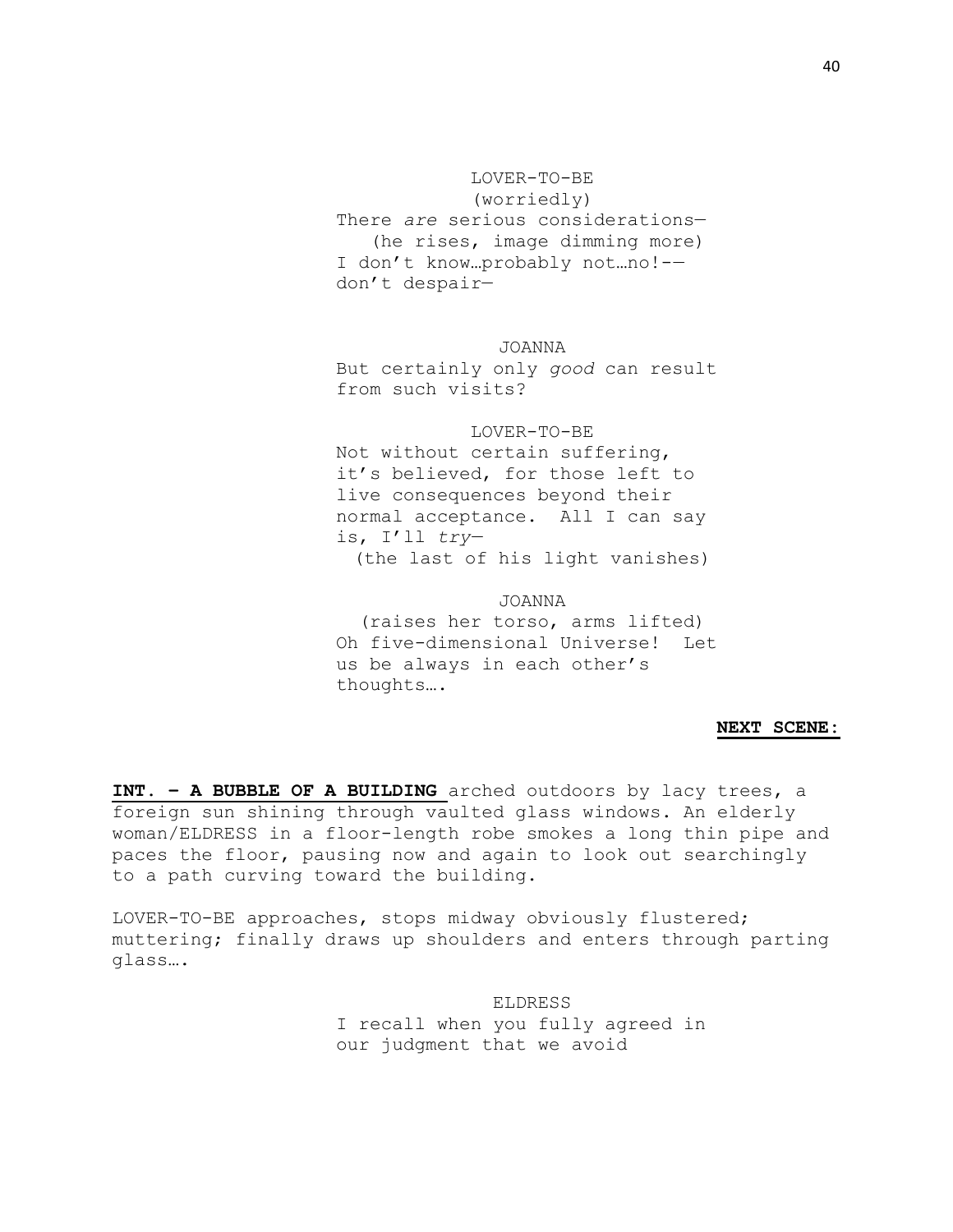LOVER-TO-BE
(worriedly)
There *are* serious considerations—
(he rises, image dimming more)
I don't know…probably not…no!-—
don't despair—

JOANNA
But certainly only *good* can result
from such visits?

LOVER-TO-BE
Not without certain suffering,
it's believed, for those left to
live consequences beyond their
normal acceptance. All I can say
is, I'll *try*—
(the last of his light vanishes)

JOANNA
(raises her torso, arms lifted)
Oh five-dimensional Universe! Let
us be always in each other's
thoughts….

**NEXT SCENE:**

**INT. – A BUBBLE OF A BUILDING** arched outdoors by lacy trees, a foreign sun shining through vaulted glass windows. An elderly woman/ELDRESS in a floor-length robe smokes a long thin pipe and paces the floor, pausing now and again to look out searchingly to a path curving toward the building.

LOVER-TO-BE approaches, stops midway obviously flustered; muttering; finally draws up shoulders and enters through parting glass….

ELDRESS
I recall when you fully agreed in
our judgment that we avoid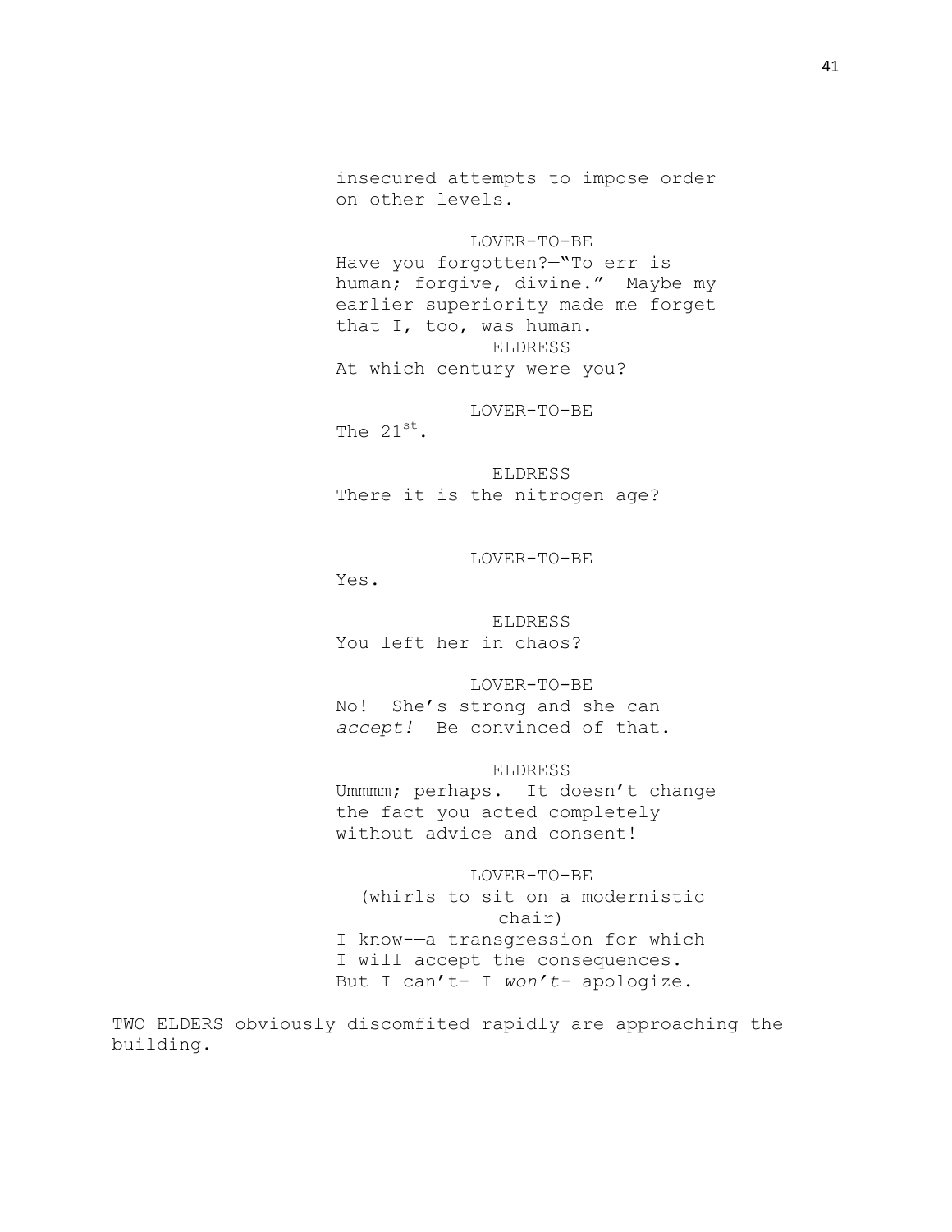insecured attempts to impose order on other levels.

LOVER-TO-BE

Have you forgotten?—"To err is human; forgive, divine." Maybe my earlier superiority made me forget that I, too, was human.

ELDRESS

At which century were you?

LOVER-TO-BE

The 21st.

ELDRESS

There it is the nitrogen age?

LOVER-TO-BE

Yes.

ELDRESS

You left her in chaos?

LOVER-TO-BE

No! She's strong and she can *accept!* Be convinced of that.

ELDRESS

Ummmm; perhaps. It doesn't change the fact you acted completely without advice and consent!

LOVER-TO-BE

(whirls to sit on a modernistic chair)

I know-—a transgression for which I will accept the consequences. But I can't-—I *won't*-—apologize.

TWO ELDERS obviously discomfited rapidly are approaching the building.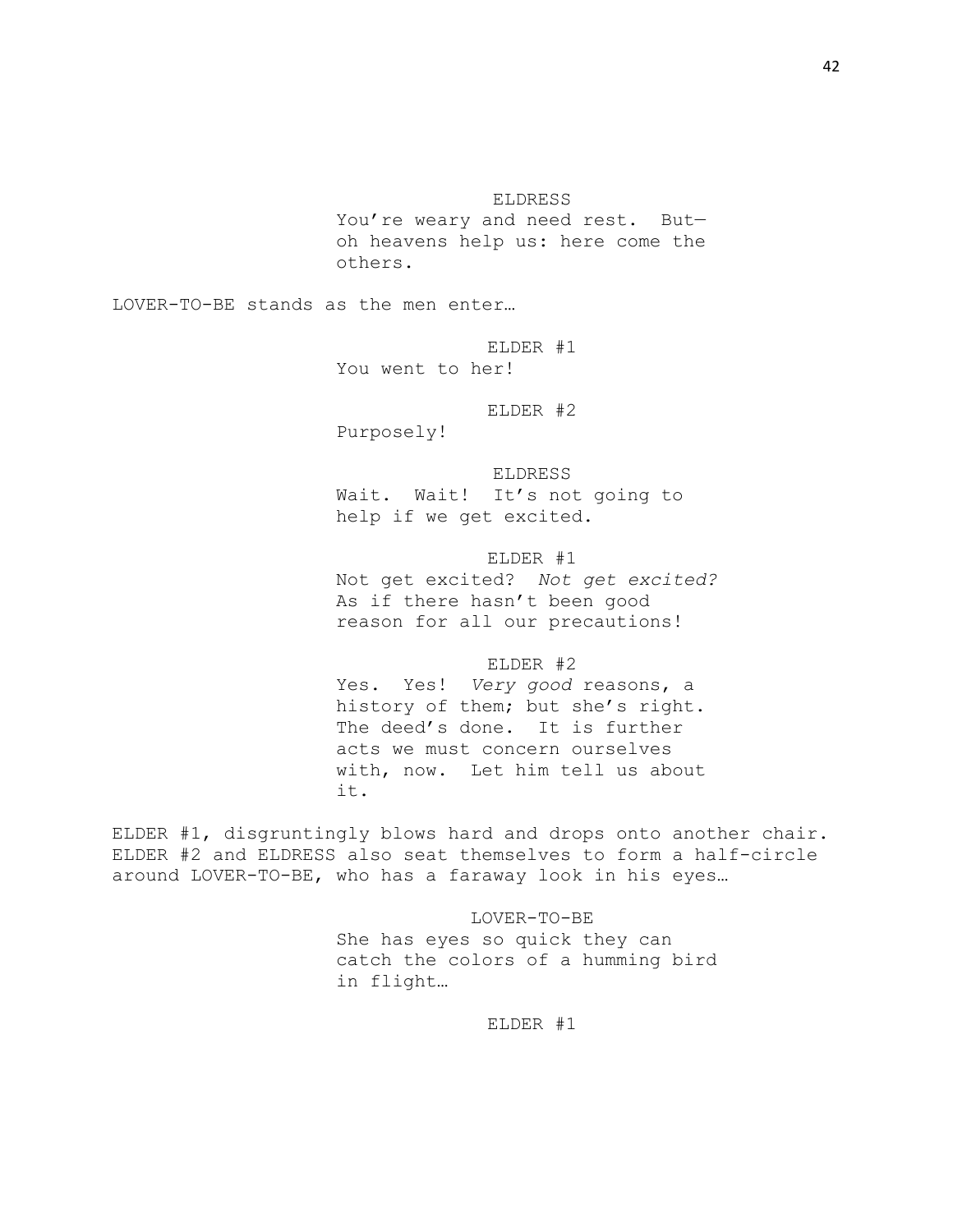ELDRESS

You're weary and need rest. But—
oh heavens help us: here come the
others.

LOVER-TO-BE stands as the men enter…

ELDER #1

You went to her!

ELDER #2

Purposely!

ELDRESS

Wait. Wait! It's not going to
help if we get excited.

ELDER #1

Not get excited? *Not get excited?*
As if there hasn't been good
reason for all our precautions!

ELDER #2

Yes. Yes! *Very good* reasons, a
history of them; but she's right.
The deed's done. It is further
acts we must concern ourselves
with, now. Let him tell us about
it.

ELDER #1, disgruntingly blows hard and drops onto another chair.
ELDER #2 and ELDRESS also seat themselves to form a half-circle
around LOVER-TO-BE, who has a faraway look in his eyes…

LOVER-TO-BE

She has eyes so quick they can
catch the colors of a humming bird
in flight…

ELDER #1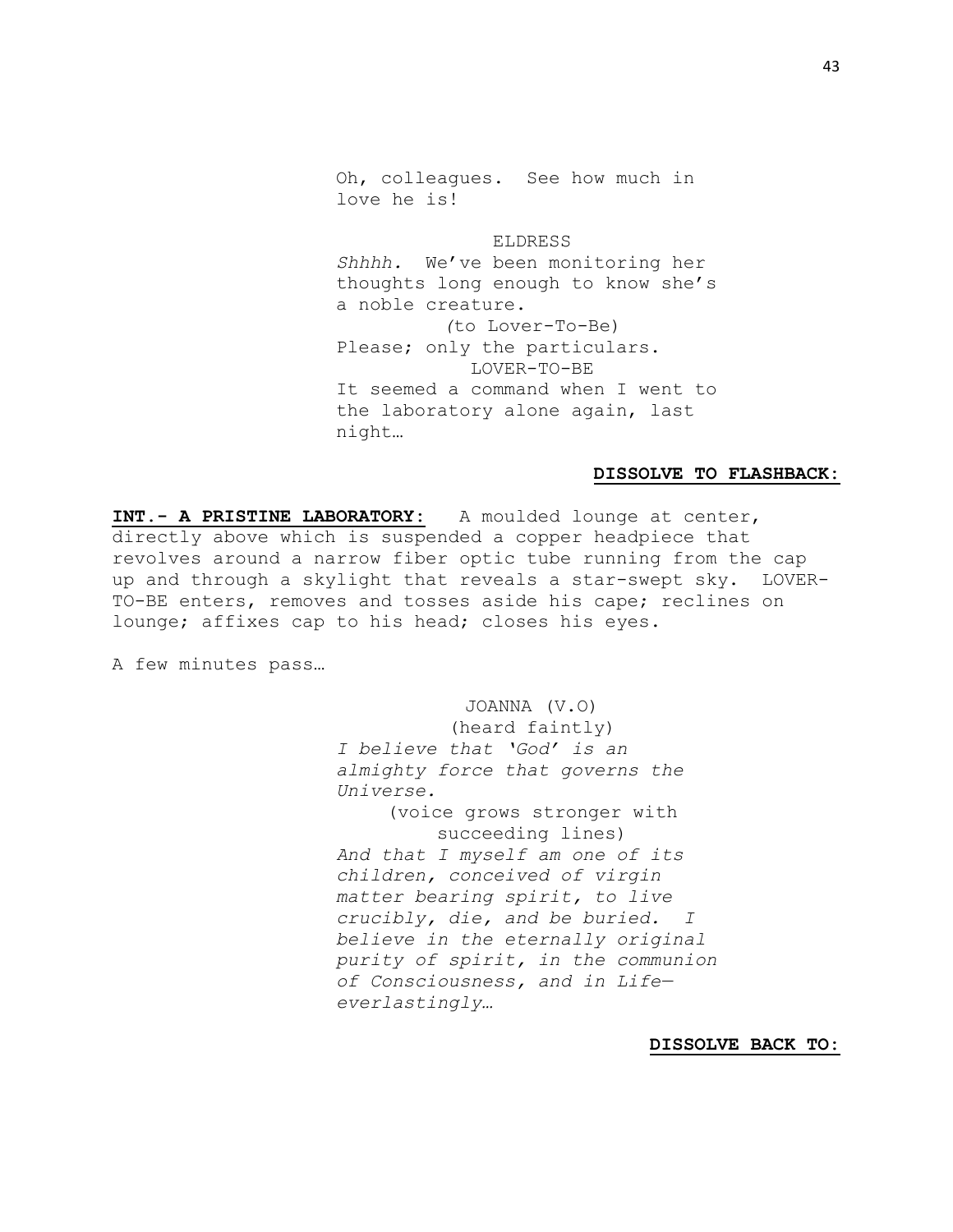Oh, colleagues. See how much in love he is!

ELDRESS

*Shhhh.* We've been monitoring her thoughts long enough to know she's a noble creature.

(to Lover-To-Be)

Please; only the particulars.

LOVER-TO-BE

It seemed a command when I went to the laboratory alone again, last night…

**DISSOLVE TO FLASHBACK:**

**INT.- A PRISTINE LABORATORY:** A moulded lounge at center, directly above which is suspended a copper headpiece that revolves around a narrow fiber optic tube running from the cap up and through a skylight that reveals a star-swept sky. LOVER-TO-BE enters, removes and tosses aside his cape; reclines on lounge; affixes cap to his head; closes his eyes.

A few minutes pass…

JOANNA (V.O)

(heard faintly)

*I believe that 'God' is an almighty force that governs the Universe.*

(voice grows stronger with succeeding lines)

*And that I myself am one of its children, conceived of virgin matter bearing spirit, to live crucibly, die, and be buried. I believe in the eternally original purity of spirit, in the communion of Consciousness, and in Life—everlastingly…*

**DISSOLVE BACK TO:**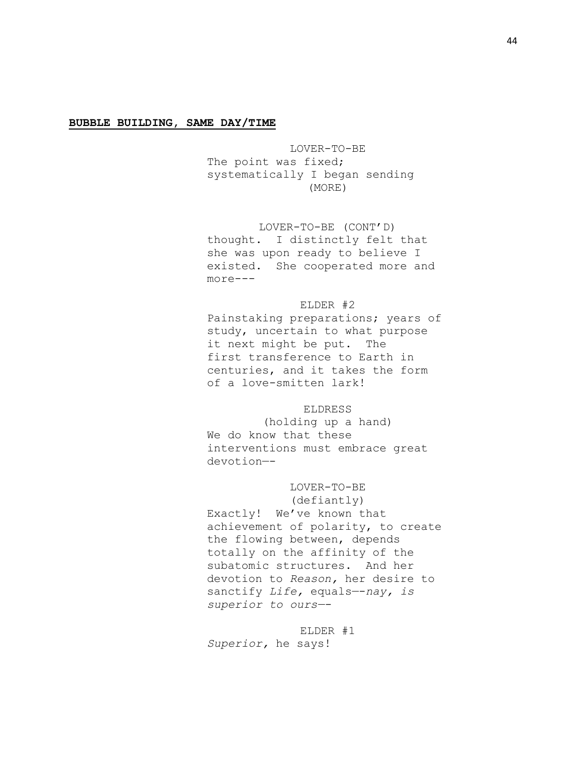**BUBBLE BUILDING, SAME DAY/TIME**

LOVER-TO-BE
The point was fixed; systematically I began sending
(MORE)

LOVER-TO-BE (CONT'D)
thought. I distinctly felt that she was upon ready to believe I existed. She cooperated more and more---

ELDER #2
Painstaking preparations; years of study, uncertain to what purpose it next might be put. The first transference to Earth in centuries, and it takes the form of a love-smitten lark!

ELDRESS
(holding up a hand)
We do know that these interventions must embrace great devotion—-

LOVER-TO-BE
(defiantly)
Exactly! We've known that achievement of polarity, to create the flowing between, depends totally on the affinity of the subatomic structures. And her devotion to *Reason,* her desire to sanctify *Life,* equals—-*nay, is superior to ours*—-

ELDER #1
*Superior,* he says!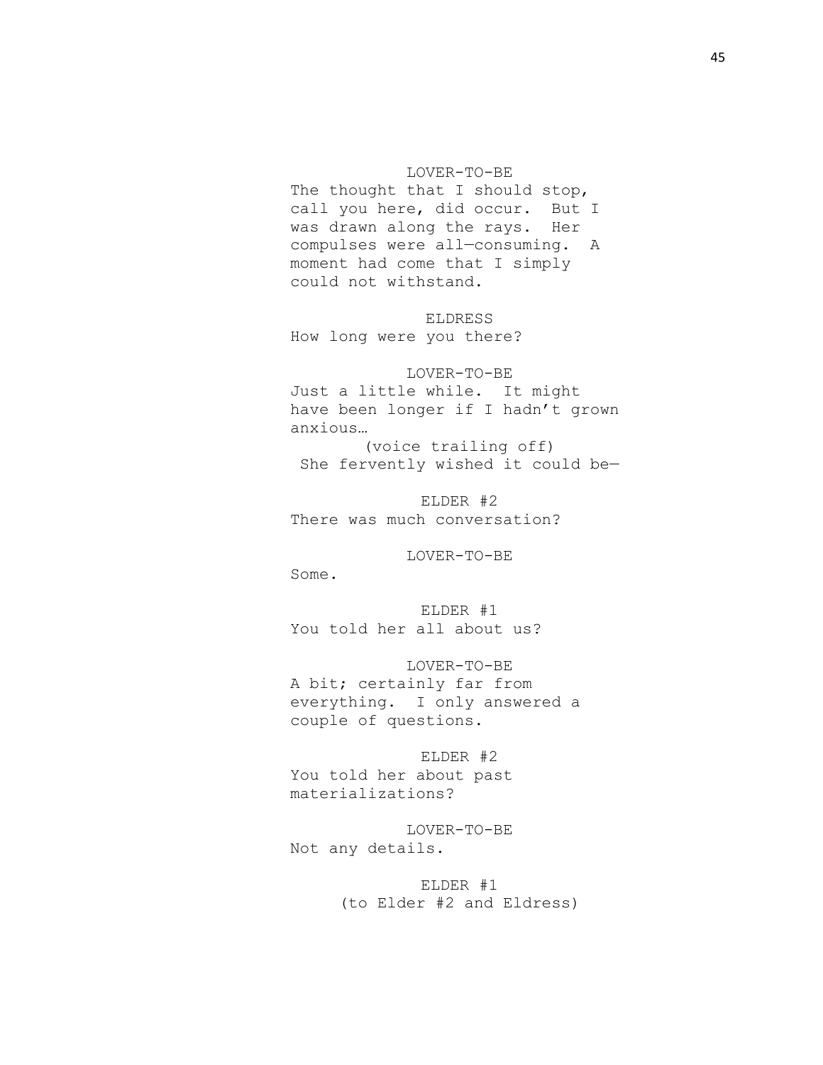LOVER-TO-BE

The thought that I should stop, call you here, did occur. But I was drawn along the rays. Her compulses were all—consuming. A moment had come that I simply could not withstand.

ELDRESS

How long were you there?

LOVER-TO-BE

Just a little while. It might have been longer if I hadn't grown anxious…

(voice trailing off)

She fervently wished it could be—

ELDER #2

There was much conversation?

LOVER-TO-BE

Some.

ELDER #1

You told her all about us?

LOVER-TO-BE

A bit; certainly far from everything. I only answered a couple of questions.

ELDER #2

You told her about past materializations?

LOVER-TO-BE

Not any details.

ELDER #1

(to Elder #2 and Eldress)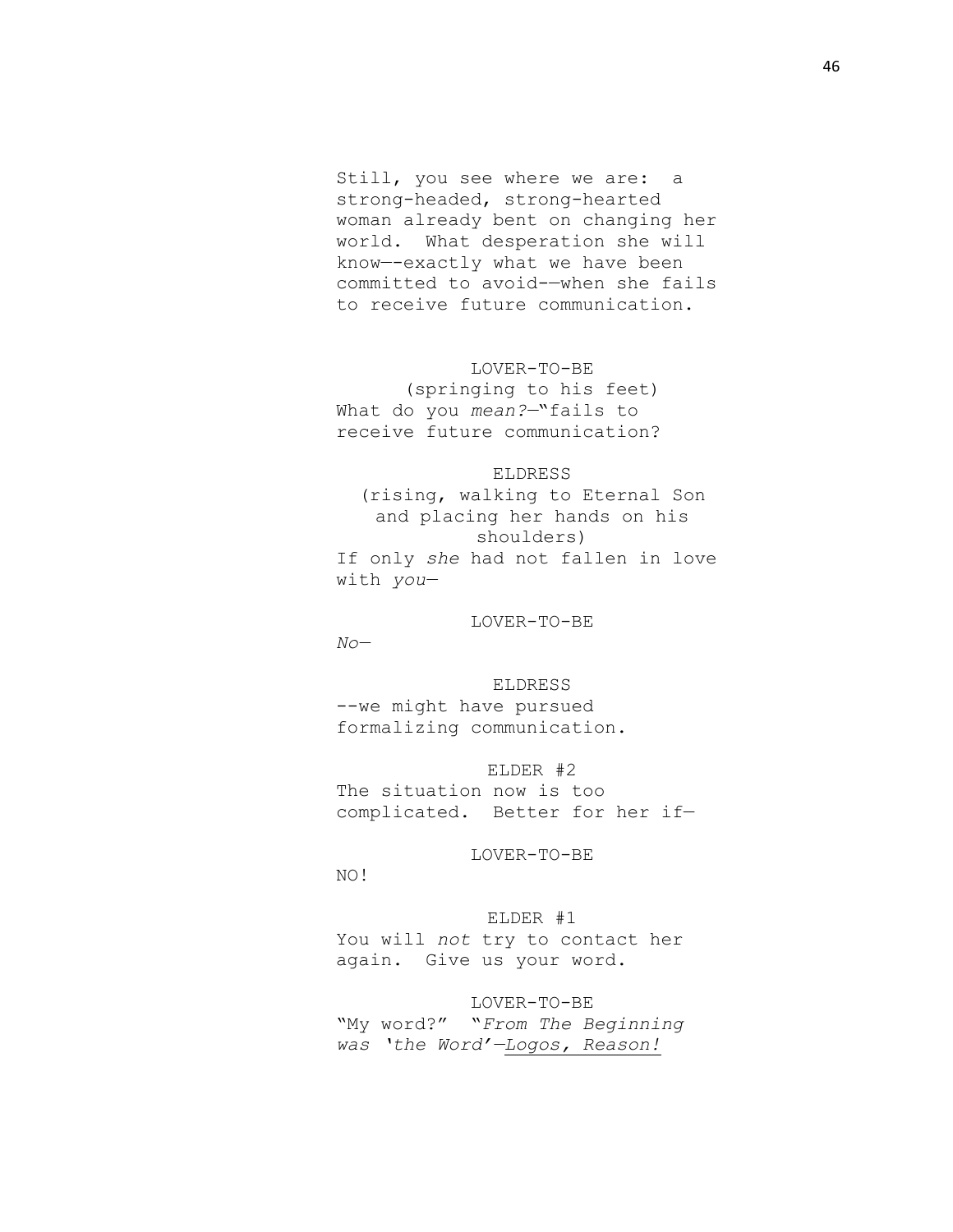Still, you see where we are:  a strong-headed, strong-hearted woman already bent on changing her world.  What desperation she will know—-exactly what we have been committed to avoid-—when she fails to receive future communication.

LOVER-TO-BE
(springing to his feet)
What do you *mean?*—"fails to receive future communication?

ELDRESS
(rising, walking to Eternal Son and placing her hands on his shoulders)
If only *she* had not fallen in love with *you*—

LOVER-TO-BE
*No*—

ELDRESS
--we might have pursued formalizing communication.

ELDER #2
The situation now is too complicated.  Better for her if—

LOVER-TO-BE
NO!

ELDER #1
You will *not* try to contact her again.  Give us your word.

LOVER-TO-BE
"My word?"  "*From The Beginning was 'the Word'—<u>Logos, Reason!</u>*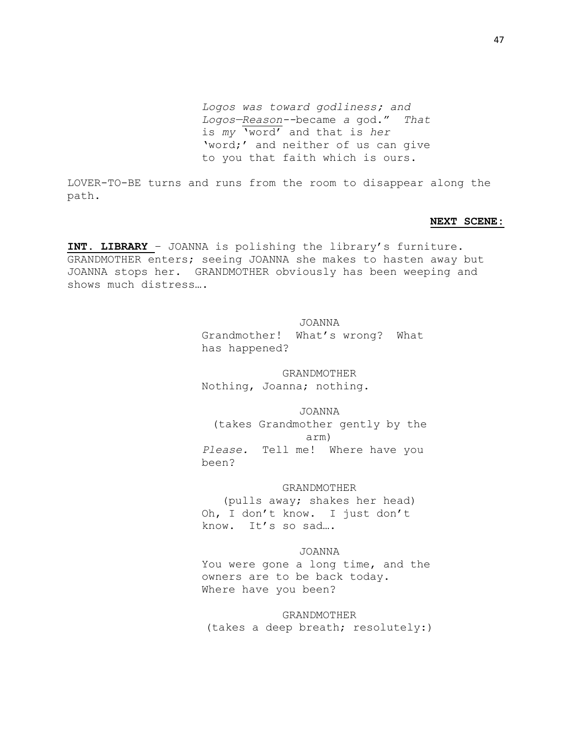*Logos was toward godliness; and Logos—Reason*--became *a* god." *That* is *my* 'word' and that is *her* 'word;' and neither of us can give to you that faith which is ours.

LOVER-TO-BE turns and runs from the room to disappear along the path.

**NEXT SCENE:**

**INT. LIBRARY** – JOANNA is polishing the library's furniture. GRANDMOTHER enters; seeing JOANNA she makes to hasten away but JOANNA stops her. GRANDMOTHER obviously has been weeping and shows much distress….

JOANNA
Grandmother! What's wrong? What has happened?

GRANDMOTHER
Nothing, Joanna; nothing.

JOANNA
(takes Grandmother gently by the arm)
*Please.* Tell me! Where have you been?

GRANDMOTHER
(pulls away; shakes her head)
Oh, I don't know. I just don't know. It's so sad….

JOANNA
You were gone a long time, and the owners are to be back today. Where have you been?

GRANDMOTHER
(takes a deep breath; resolutely:)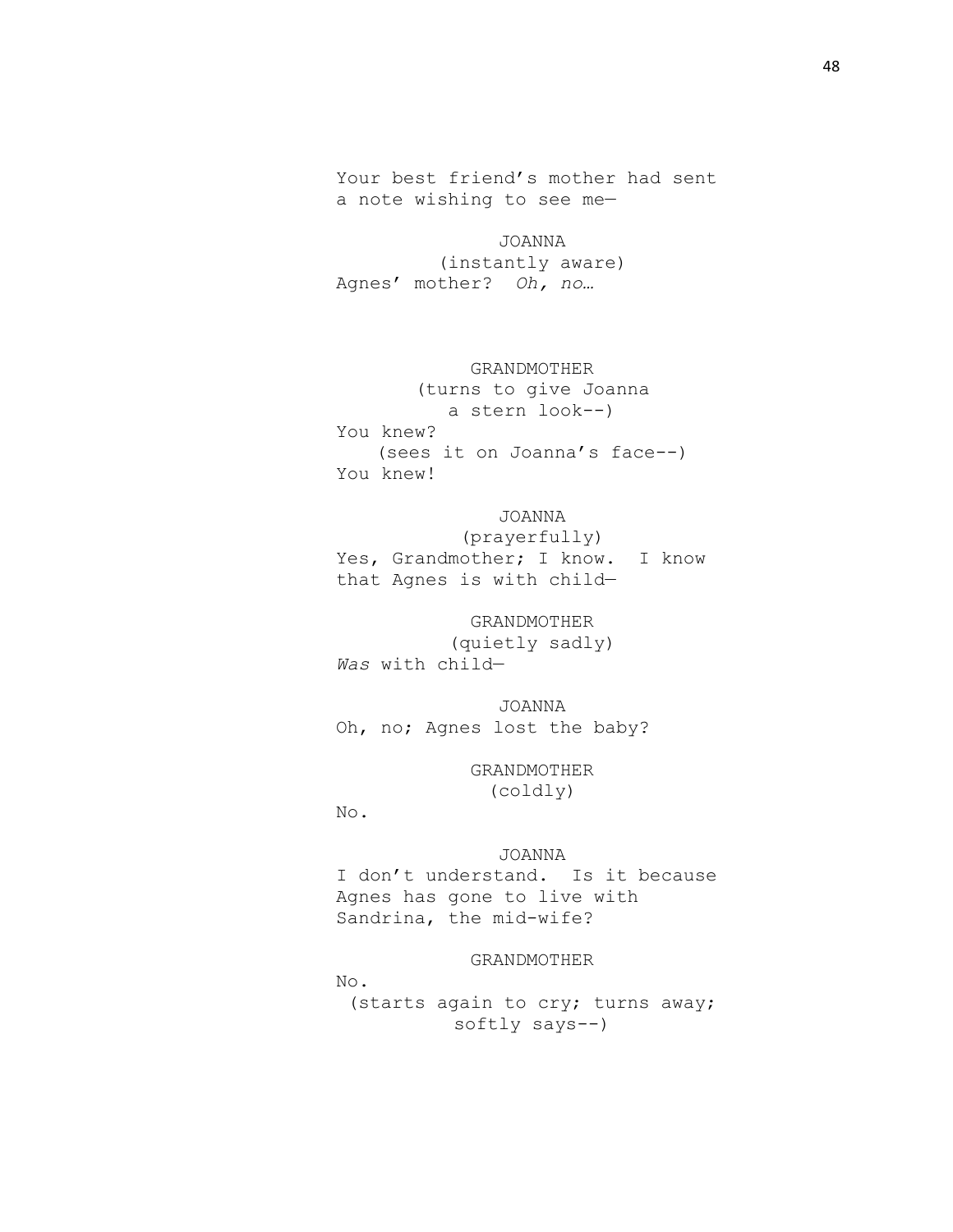Your best friend's mother had sent a note wishing to see me—

JOANNA
(instantly aware)
Agnes' mother? *Oh, no…*

GRANDMOTHER
(turns to give Joanna a stern look--)
You knew?
(sees it on Joanna's face--)
You knew!

JOANNA
(prayerfully)
Yes, Grandmother; I know. I know that Agnes is with child—

GRANDMOTHER
(quietly sadly)
*Was* with child—

JOANNA
Oh, no; Agnes lost the baby?

GRANDMOTHER
(coldly)
No.

JOANNA
I don't understand. Is it because Agnes has gone to live with Sandrina, the mid-wife?

GRANDMOTHER
No.
(starts again to cry; turns away; softly says--)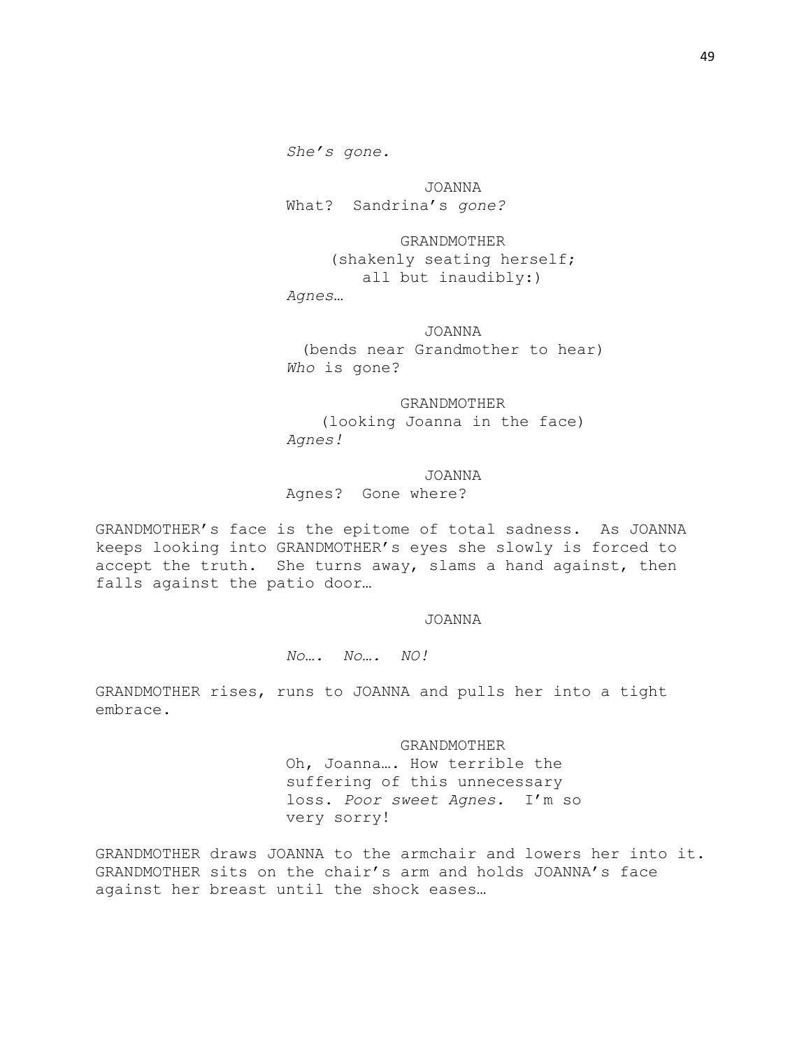*She's gone.*

JOANNA

What? Sandrina's *gone?*

GRANDMOTHER

(shakenly seating herself; all but inaudibly:)

*Agnes…*

JOANNA

(bends near Grandmother to hear)

*Who* is gone?

GRANDMOTHER

(looking Joanna in the face)

*Agnes!*

JOANNA

Agnes? Gone where?

GRANDMOTHER's face is the epitome of total sadness. As JOANNA keeps looking into GRANDMOTHER's eyes she slowly is forced to accept the truth. She turns away, slams a hand against, then falls against the patio door…

JOANNA

*No…. No…. NO!*

GRANDMOTHER rises, runs to JOANNA and pulls her into a tight embrace.

GRANDMOTHER

Oh, Joanna…. How terrible the suffering of this unnecessary loss. *Poor sweet Agnes.* I'm so very sorry!

GRANDMOTHER draws JOANNA to the armchair and lowers her into it. GRANDMOTHER sits on the chair's arm and holds JOANNA's face against her breast until the shock eases…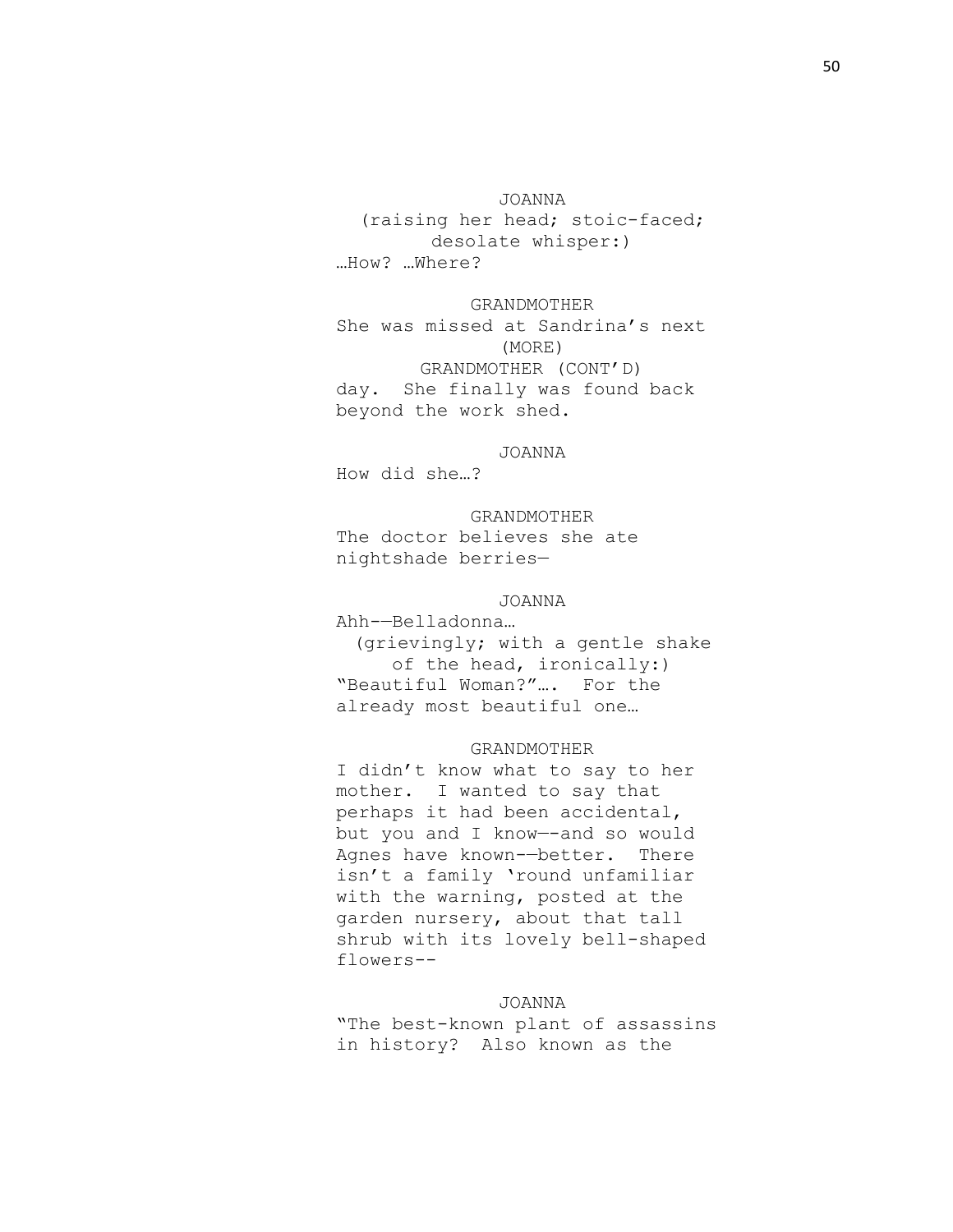JOANNA
(raising her head; stoic-faced; desolate whisper:)
…How? …Where?

GRANDMOTHER
She was missed at Sandrina's next
(MORE)
GRANDMOTHER (CONT'D)
day. She finally was found back beyond the work shed.

JOANNA
How did she…?

GRANDMOTHER
The doctor believes she ate nightshade berries—

JOANNA
Ahh-—Belladonna…
(grievingly; with a gentle shake of the head, ironically:)
"Beautiful Woman?"…. For the already most beautiful one…

GRANDMOTHER
I didn't know what to say to her mother. I wanted to say that perhaps it had been accidental, but you and I know—-and so would Agnes have known-—better. There isn't a family 'round unfamiliar with the warning, posted at the garden nursery, about that tall shrub with its lovely bell-shaped flowers--

JOANNA
"The best-known plant of assassins in history? Also known as the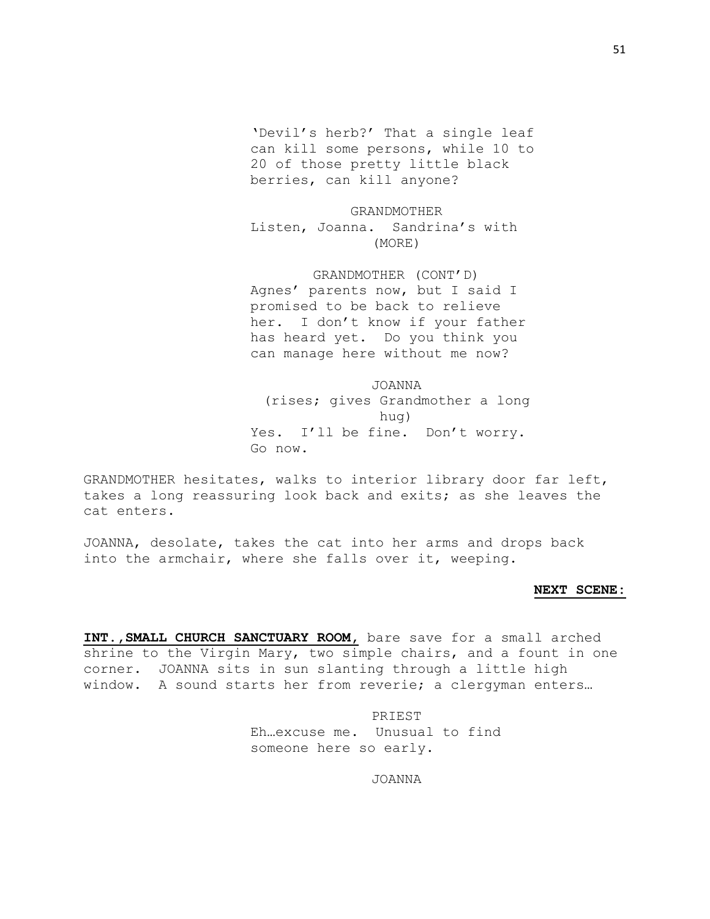'Devil's herb?' That a single leaf can kill some persons, while 10 to 20 of those pretty little black berries, can kill anyone?

GRANDMOTHER
Listen, Joanna. Sandrina's with
(MORE)

GRANDMOTHER (CONT'D)
Agnes' parents now, but I said I promised to be back to relieve her. I don't know if your father has heard yet. Do you think you can manage here without me now?

JOANNA
(rises; gives Grandmother a long hug)
Yes. I'll be fine. Don't worry. Go now.

GRANDMOTHER hesitates, walks to interior library door far left, takes a long reassuring look back and exits; as she leaves the cat enters.

JOANNA, desolate, takes the cat into her arms and drops back into the armchair, where she falls over it, weeping.

**NEXT SCENE:**

**INT.,SMALL CHURCH SANCTUARY ROOM,** bare save for a small arched shrine to the Virgin Mary, two simple chairs, and a fount in one corner. JOANNA sits in sun slanting through a little high window. A sound starts her from reverie; a clergyman enters…

PRIEST
Eh…excuse me. Unusual to find someone here so early.

JOANNA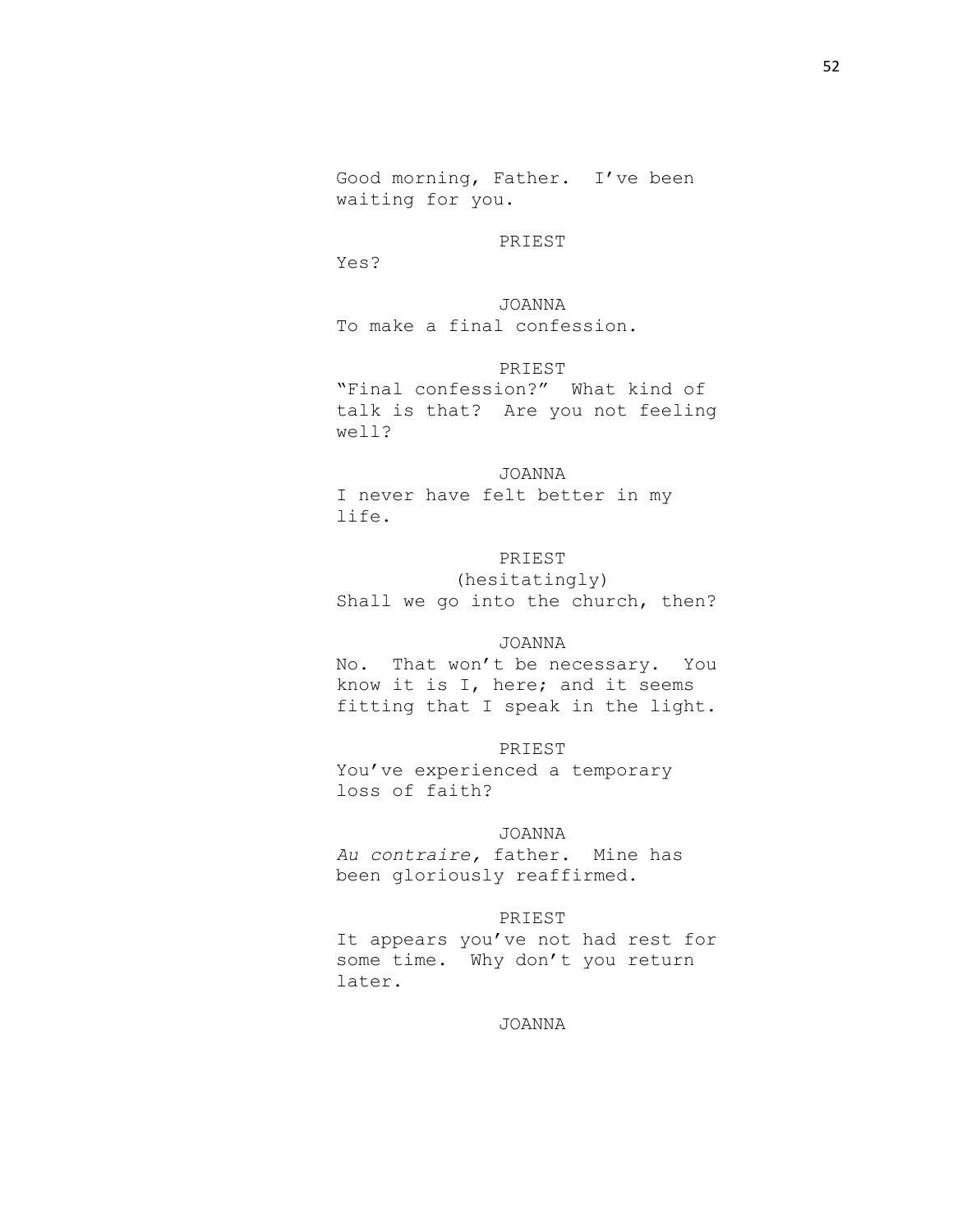Good morning, Father.  I've been waiting for you.

PRIEST

Yes?

JOANNA

To make a final confession.

PRIEST

"Final confession?"  What kind of talk is that?  Are you not feeling well?

JOANNA

I never have felt better in my life.

PRIEST

(hesitatingly)

Shall we go into the church, then?

JOANNA

No.  That won't be necessary.  You know it is I, here; and it seems fitting that I speak in the light.

PRIEST

You've experienced a temporary loss of faith?

JOANNA

*Au contraire,* father.  Mine has been gloriously reaffirmed.

PRIEST

It appears you've not had rest for some time.  Why don't you return later.

JOANNA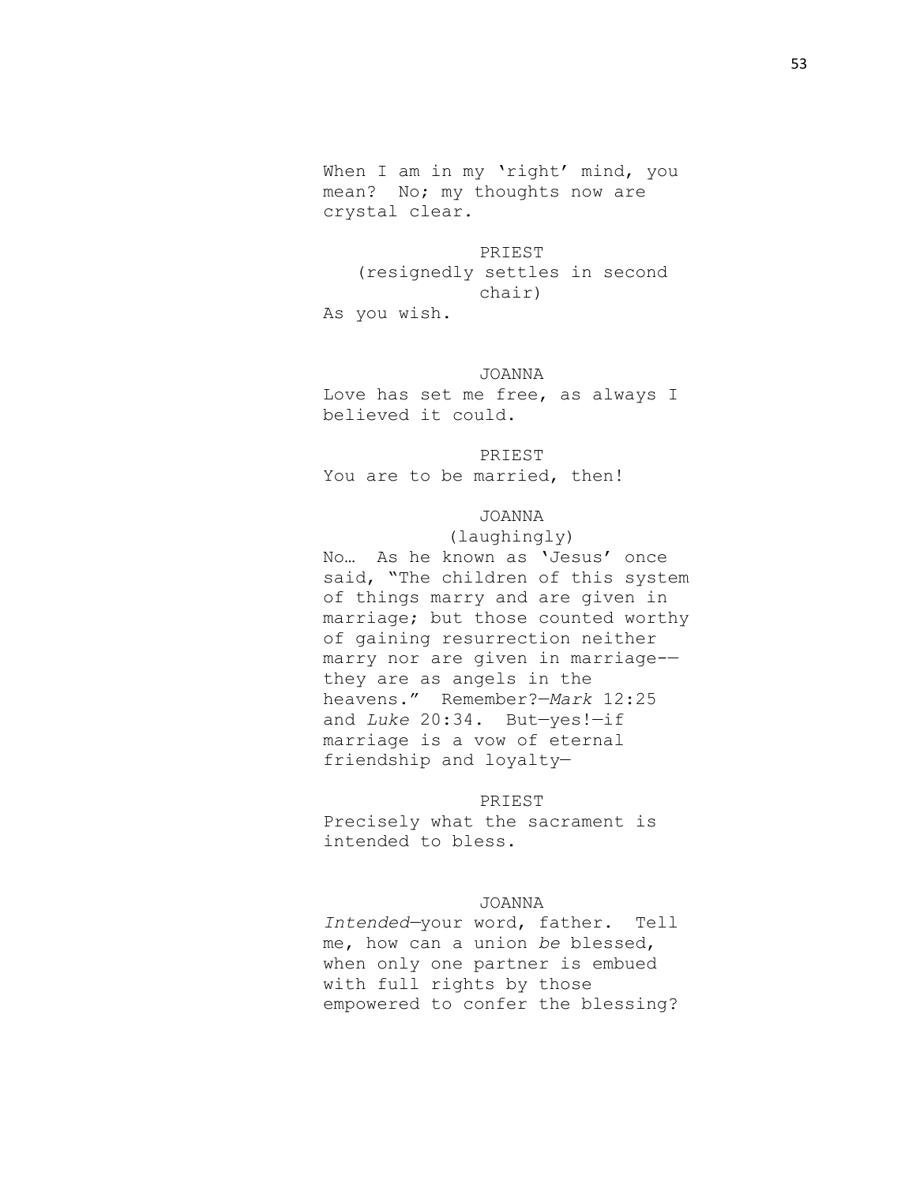When I am in my 'right' mind, you mean? No; my thoughts now are crystal clear.

PRIEST
(resignedly settles in second chair)
As you wish.

JOANNA
Love has set me free, as always I believed it could.

PRIEST
You are to be married, then!

JOANNA
(laughingly)
No… As he known as 'Jesus' once said, "The children of this system of things marry and are given in marriage; but those counted worthy of gaining resurrection neither marry nor are given in marriage-—they are as angels in the heavens." Remember?—*Mark* 12:25 and *Luke* 20:34. But—yes!—if marriage is a vow of eternal friendship and loyalty—

PRIEST
Precisely what the sacrament is intended to bless.

JOANNA
*Intended*—your word, father. Tell me, how can a union *be* blessed, when only one partner is embued with full rights by those empowered to confer the blessing?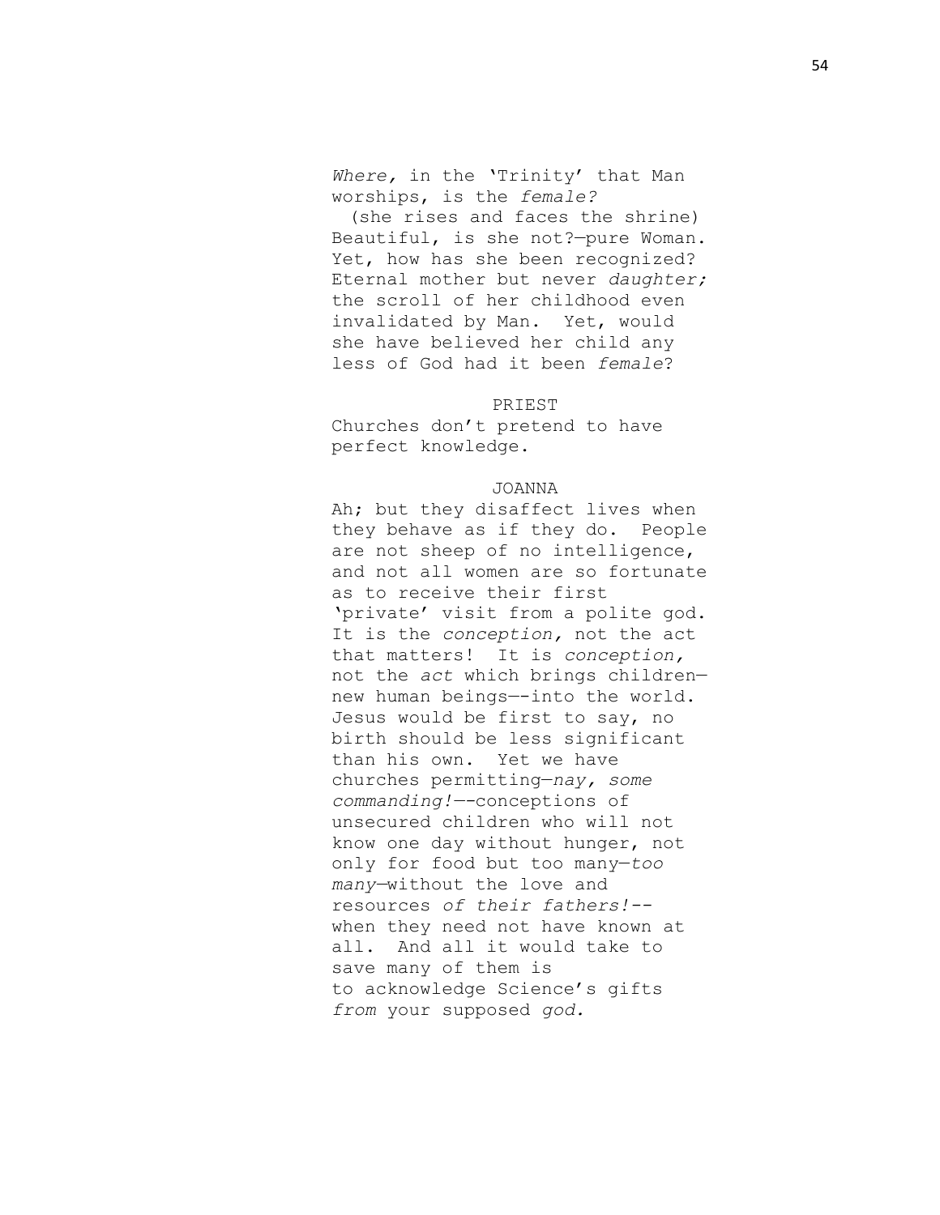*Where,* in the 'Trinity' that Man worships, is the *female?*

(she rises and faces the shrine)

Beautiful, is she not?—pure Woman. Yet, how has she been recognized? Eternal mother but never *daughter;* the scroll of her childhood even invalidated by Man. Yet, would she have believed her child any less of God had it been *female*?

PRIEST

Churches don't pretend to have perfect knowledge.

JOANNA

Ah; but they disaffect lives when they behave as if they do. People are not sheep of no intelligence, and not all women are so fortunate as to receive their first 'private' visit from a polite god. It is the *conception,* not the act that matters! It is *conception,* not the *act* which brings children—new human beings—-into the world. Jesus would be first to say, no birth should be less significant than his own. Yet we have churches permitting—*nay, some commanding!*—-conceptions of unsecured children who will not know one day without hunger, not only for food but too many—*too many*—without the love and resources *of their fathers!*--when they need not have known at all. And all it would take to save many of them is to acknowledge Science's gifts *from* your supposed *god.*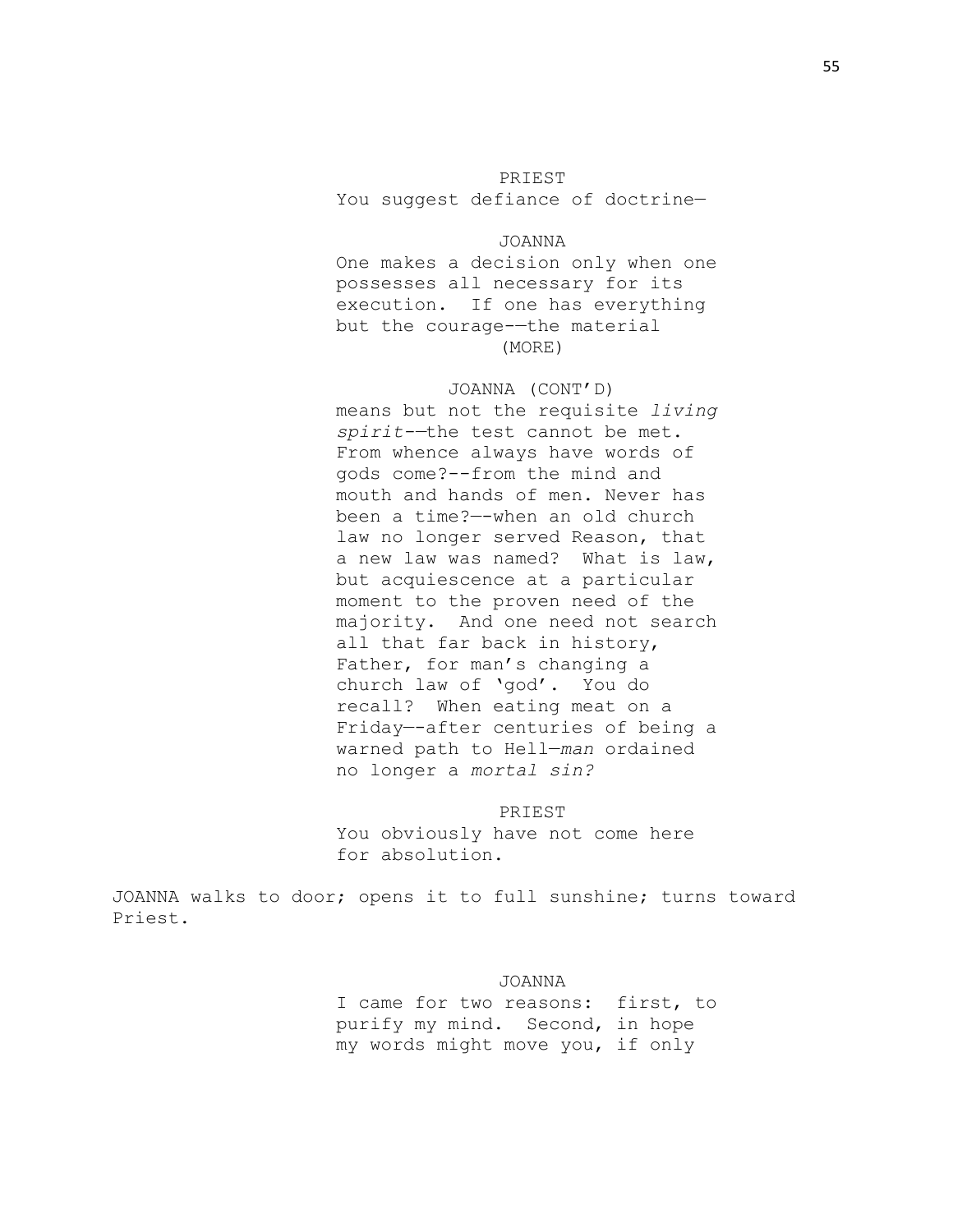PRIEST

You suggest defiance of doctrine—

JOANNA

One makes a decision only when one possesses all necessary for its execution. If one has everything but the courage-—the material

(MORE)

JOANNA (CONT'D)

means but not the requisite *living spirit*-—the test cannot be met. From whence always have words of gods come?--from the mind and mouth and hands of men. Never has been a time?—-when an old church law no longer served Reason, that a new law was named? What is law, but acquiescence at a particular moment to the proven need of the majority. And one need not search all that far back in history, Father, for man's changing a church law of 'god'. You do recall? When eating meat on a Friday—-after centuries of being a warned path to Hell—*man* ordained no longer a *mortal sin?*

PRIEST

You obviously have not come here for absolution.

JOANNA walks to door; opens it to full sunshine; turns toward Priest.

JOANNA

I came for two reasons: first, to purify my mind. Second, in hope my words might move you, if only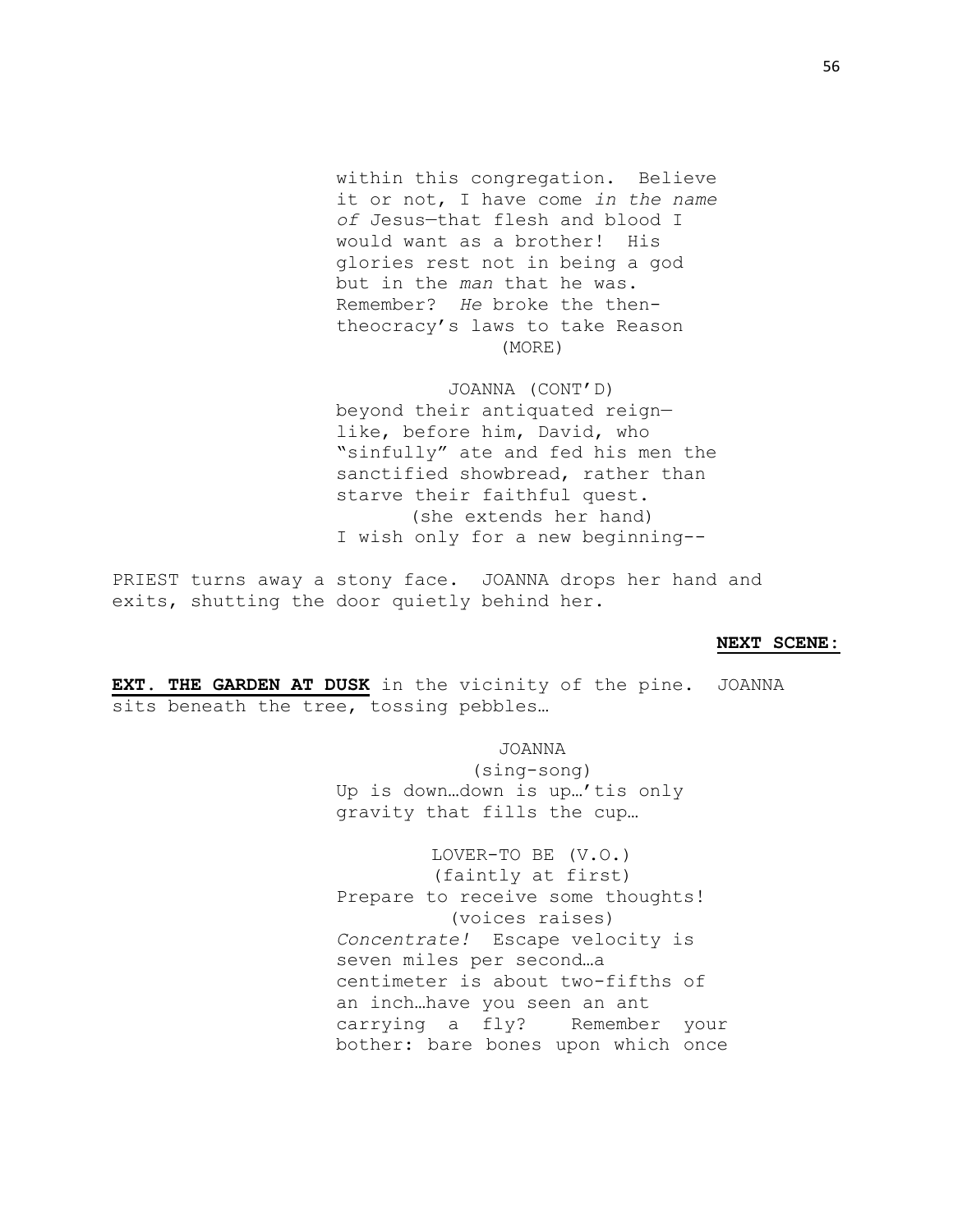within this congregation. Believe it or not, I have come *in the name of* Jesus—that flesh and blood I would want as a brother! His glories rest not in being a god but in the *man* that he was. Remember? *He* broke the then-theocracy's laws to take Reason

(MORE)

JOANNA (CONT'D)

beyond their antiquated reign—like, before him, David, who "sinfully" ate and fed his men the sanctified showbread, rather than starve their faithful quest.

(she extends her hand)

I wish only for a new beginning--

PRIEST turns away a stony face. JOANNA drops her hand and exits, shutting the door quietly behind her.

**NEXT SCENE:**

**EXT. THE GARDEN AT DUSK** in the vicinity of the pine. JOANNA sits beneath the tree, tossing pebbles…

JOANNA

(sing-song)

Up is down…down is up…'tis only gravity that fills the cup…

LOVER-TO BE (V.O.)

(faintly at first)

Prepare to receive some thoughts!

(voices raises)

*Concentrate!* Escape velocity is seven miles per second…a centimeter is about two-fifths of an inch…have you seen an ant carrying a fly? Remember your bother: bare bones upon which once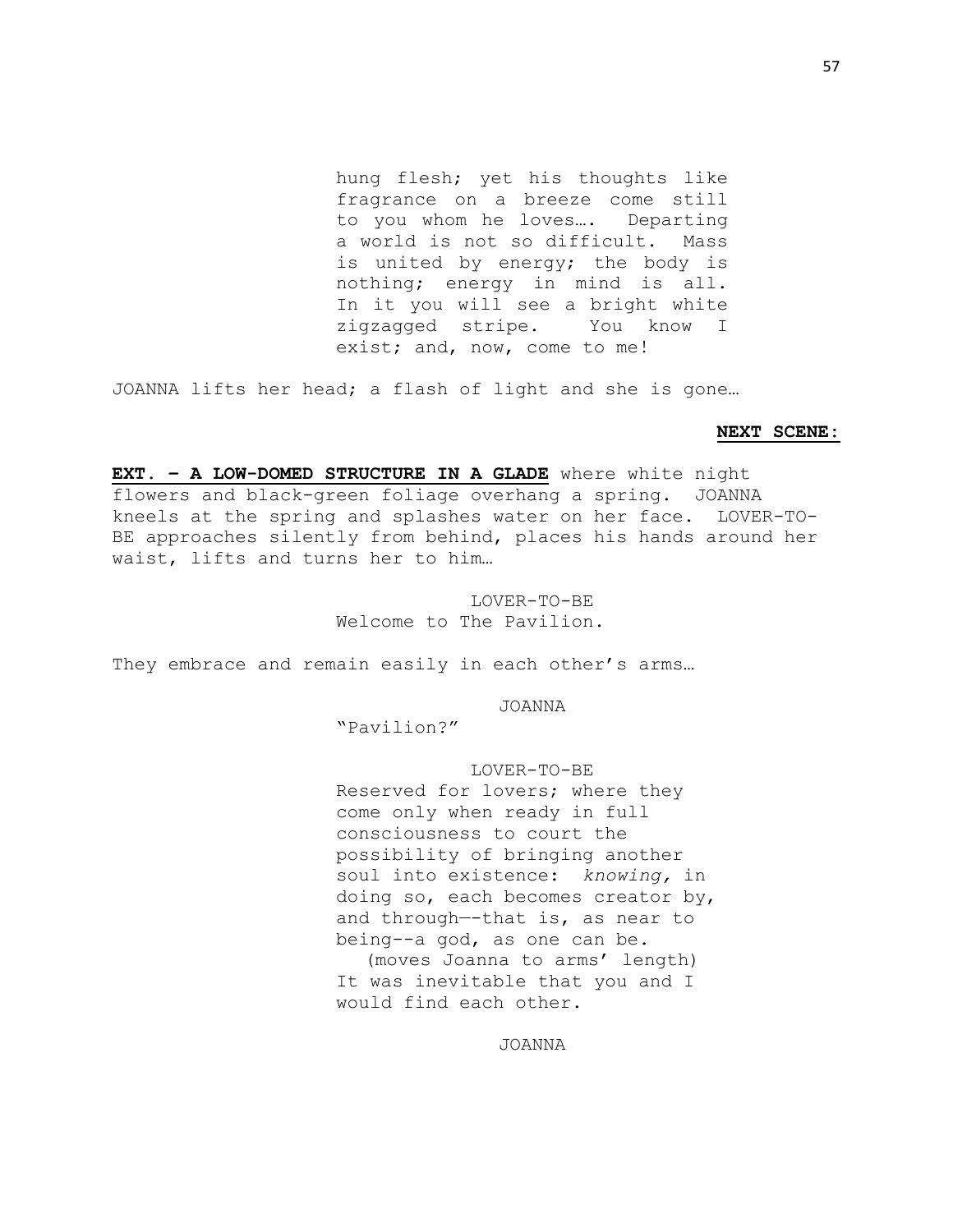hung flesh; yet his thoughts like fragrance on a breeze come still to you whom he loves…. Departing a world is not so difficult. Mass is united by energy; the body is nothing; energy in mind is all. In it you will see a bright white zigzagged stripe. You know I exist; and, now, come to me!

JOANNA lifts her head; a flash of light and she is gone…

**NEXT SCENE:**

**EXT. – A LOW-DOMED STRUCTURE IN A GLADE** where white night flowers and black-green foliage overhang a spring. JOANNA kneels at the spring and splashes water on her face. LOVER-TO-BE approaches silently from behind, places his hands around her waist, lifts and turns her to him…

LOVER-TO-BE
Welcome to The Pavilion.

They embrace and remain easily in each other's arms…

JOANNA
"Pavilion?"

LOVER-TO-BE
Reserved for lovers; where they come only when ready in full consciousness to court the possibility of bringing another soul into existence: *knowing*, in doing so, each becomes creator by, and through—-that is, as near to being--a god, as one can be.
(moves Joanna to arms' length)
It was inevitable that you and I would find each other.

JOANNA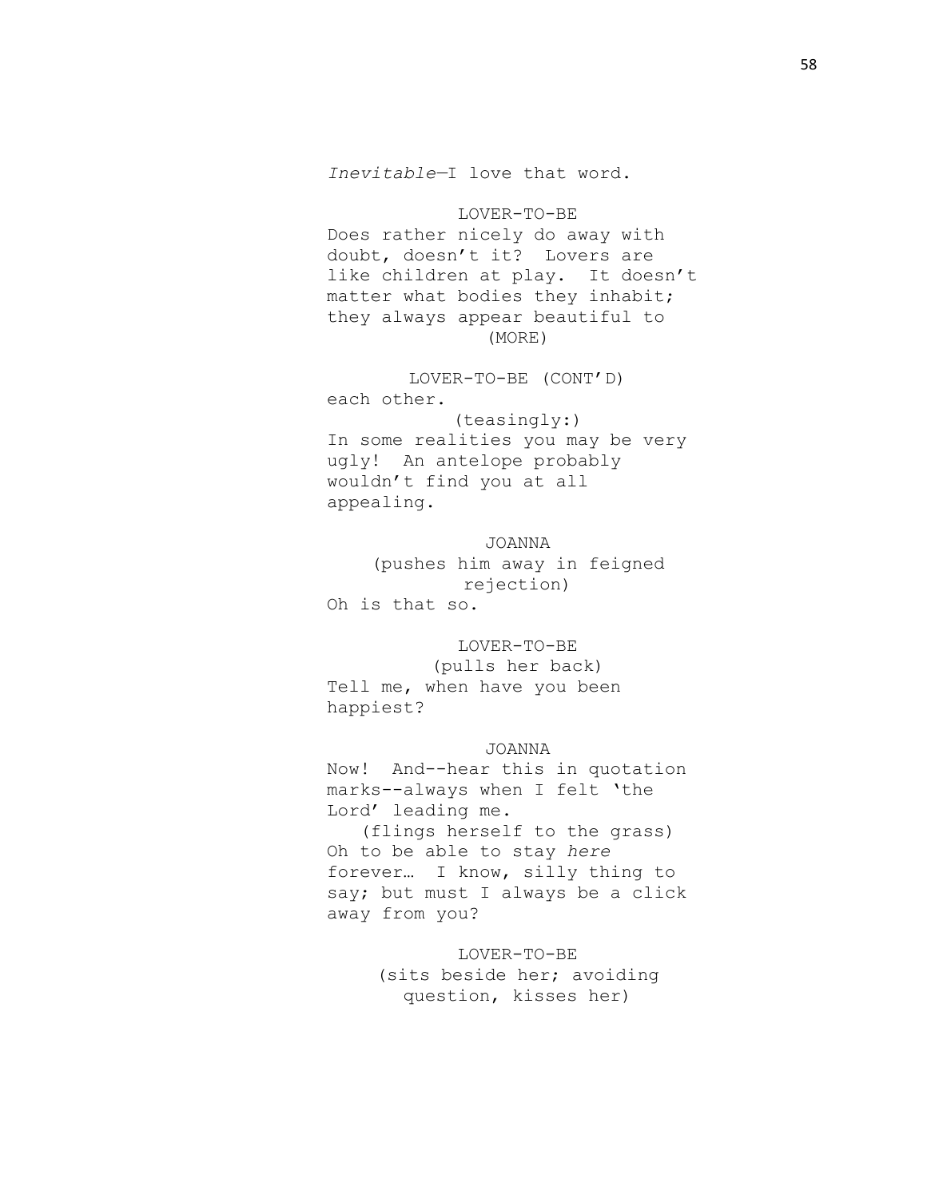*Inevitable*—I love that word.

LOVER-TO-BE

Does rather nicely do away with doubt, doesn't it? Lovers are like children at play. It doesn't matter what bodies they inhabit; they always appear beautiful to

(MORE)

LOVER-TO-BE (CONT'D)

each other.

(teasingly:)

In some realities you may be very ugly! An antelope probably wouldn't find you at all appealing.

JOANNA

(pushes him away in feigned rejection)

Oh is that so.

LOVER-TO-BE

(pulls her back)

Tell me, when have you been happiest?

JOANNA

Now! And--hear this in quotation marks--always when I felt 'the Lord' leading me.

(flings herself to the grass)

Oh to be able to stay *here* forever… I know, silly thing to say; but must I always be a click away from you?

LOVER-TO-BE

(sits beside her; avoiding question, kisses her)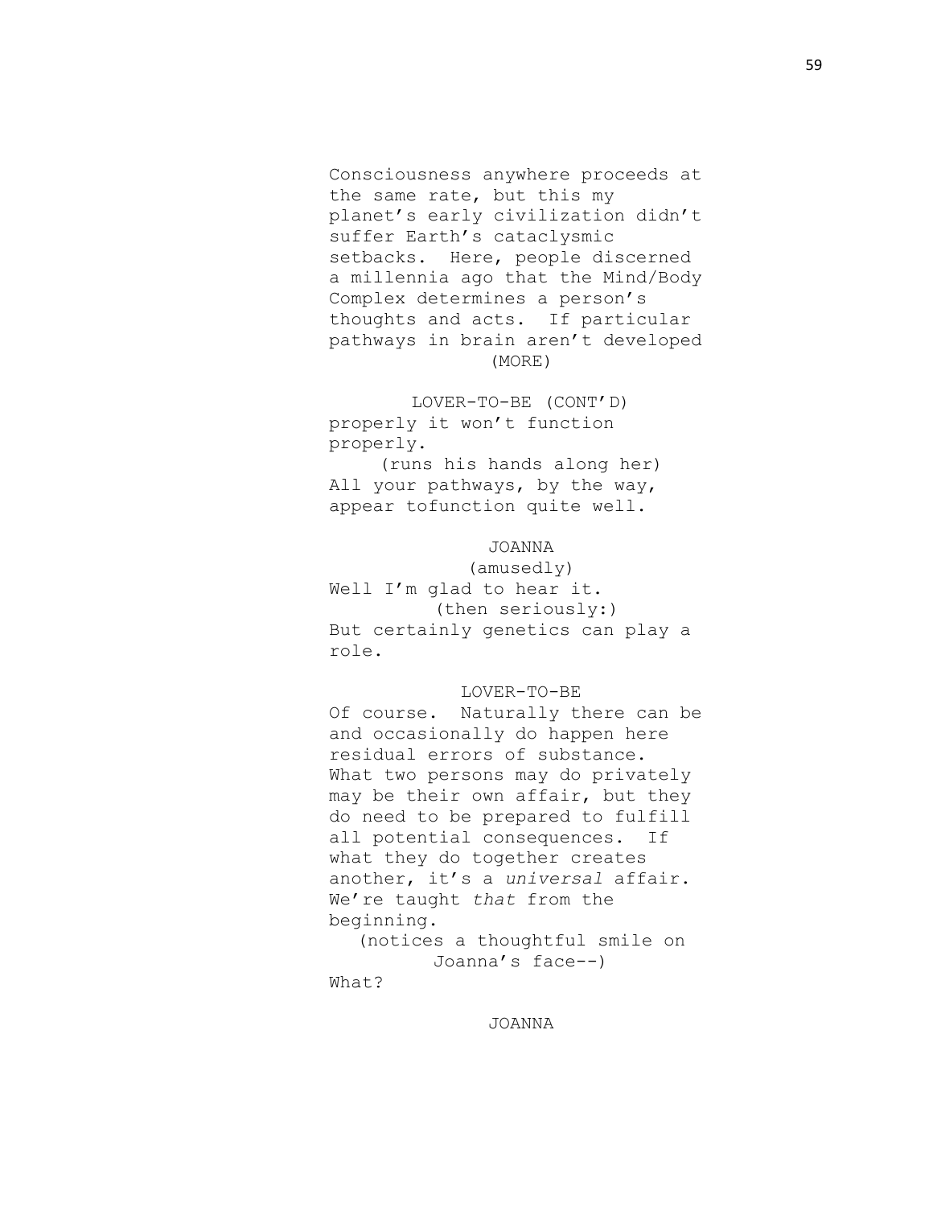Consciousness anywhere proceeds at the same rate, but this my planet's early civilization didn't suffer Earth's cataclysmic setbacks. Here, people discerned a millennia ago that the Mind/Body Complex determines a person's thoughts and acts. If particular pathways in brain aren't developed
(MORE)

LOVER-TO-BE (CONT'D)
properly it won't function properly.
(runs his hands along her)
All your pathways, by the way, appear tofunction quite well.

JOANNA
(amusedly)
Well I'm glad to hear it.
(then seriously:)
But certainly genetics can play a role.

LOVER-TO-BE
Of course. Naturally there can be and occasionally do happen here residual errors of substance. What two persons may do privately may be their own affair, but they do need to be prepared to fulfill all potential consequences. If what they do together creates another, it's a *universal* affair. We're taught *that* from the beginning.
(notices a thoughtful smile on Joanna's face--)
What?

JOANNA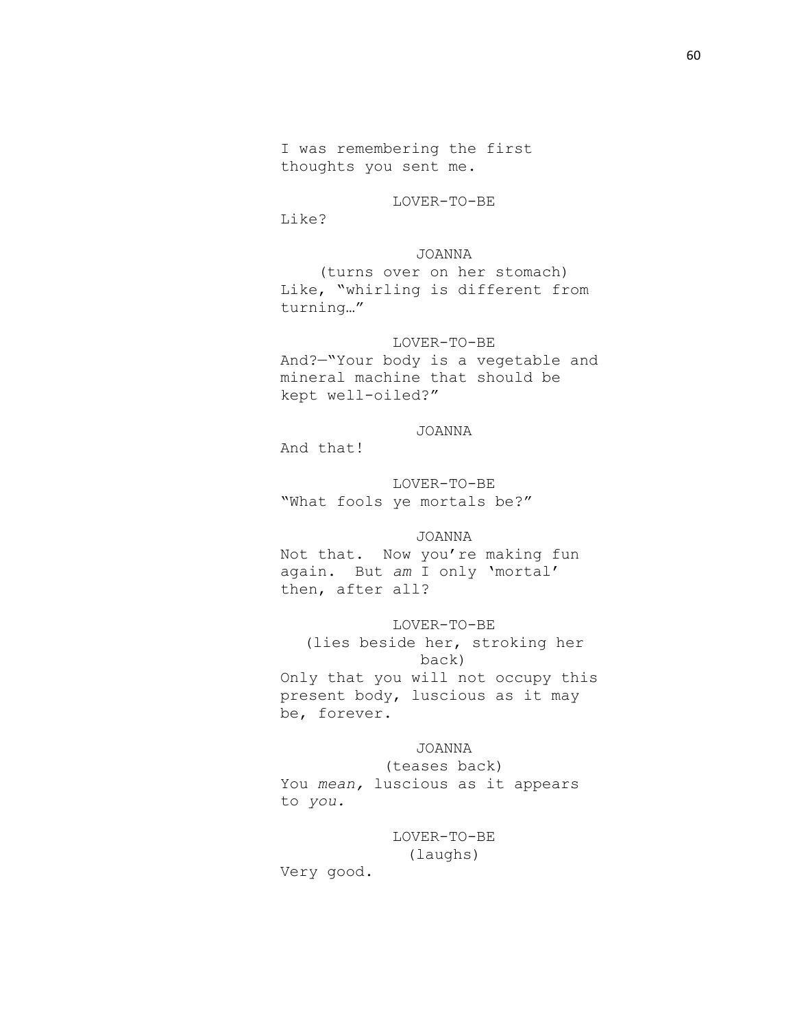I was remembering the first thoughts you sent me.

LOVER-TO-BE

Like?

JOANNA

(turns over on her stomach)

Like, "whirling is different from turning…"

LOVER-TO-BE

And?—"Your body is a vegetable and mineral machine that should be kept well-oiled?"

JOANNA

And that!

LOVER-TO-BE

"What fools ye mortals be?"

JOANNA

Not that. Now you're making fun again. But *am* I only 'mortal' then, after all?

LOVER-TO-BE

(lies beside her, stroking her back)

Only that you will not occupy this present body, luscious as it may be, forever.

JOANNA

(teases back)

You *mean,* luscious as it appears to *you.*

LOVER-TO-BE

(laughs)

Very good.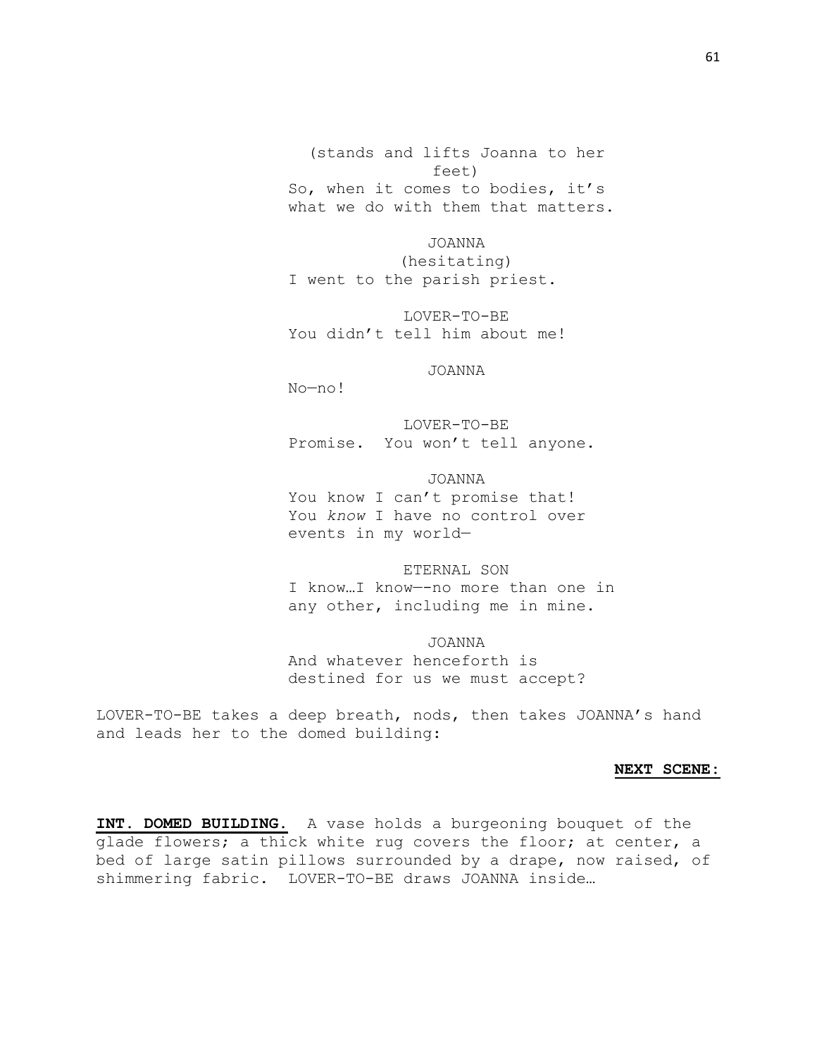(stands and lifts Joanna to her feet)
So, when it comes to bodies, it's what we do with them that matters.

JOANNA
(hesitating)
I went to the parish priest.

LOVER-TO-BE
You didn't tell him about me!

JOANNA
No—no!

LOVER-TO-BE
Promise.  You won't tell anyone.

JOANNA
You know I can't promise that! You *know* I have no control over events in my world—

ETERNAL SON
I know…I know—-no more than one in any other, including me in mine.

JOANNA
And whatever henceforth is destined for us we must accept?

LOVER-TO-BE takes a deep breath, nods, then takes JOANNA's hand and leads her to the domed building:

**NEXT SCENE:**

**INT. DOMED BUILDING.** A vase holds a burgeoning bouquet of the glade flowers; a thick white rug covers the floor; at center, a bed of large satin pillows surrounded by a drape, now raised, of shimmering fabric.  LOVER-TO-BE draws JOANNA inside…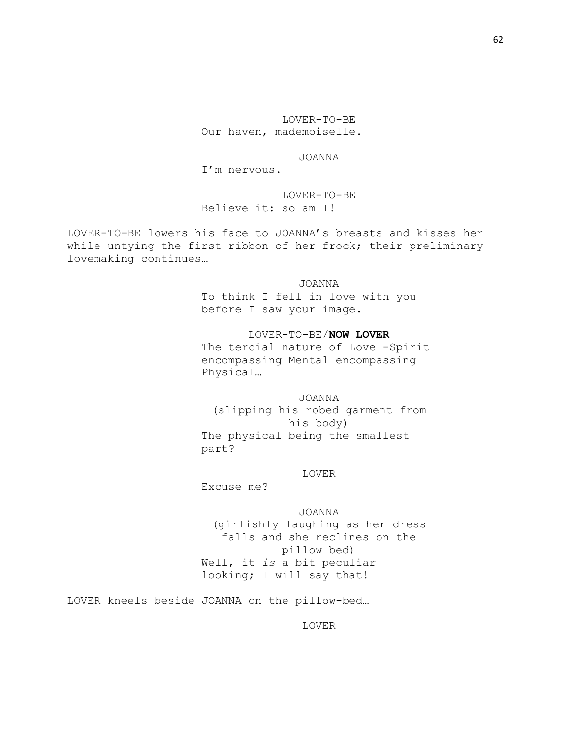LOVER-TO-BE

Our haven, mademoiselle.

JOANNA

I'm nervous.

LOVER-TO-BE

Believe it: so am I!

LOVER-TO-BE lowers his face to JOANNA's breasts and kisses her while untying the first ribbon of her frock; their preliminary lovemaking continues…

JOANNA

To think I fell in love with you before I saw your image.

LOVER-TO-BE/**NOW LOVER**

The tercial nature of Love—-Spirit encompassing Mental encompassing Physical…

JOANNA

(slipping his robed garment from his body)

The physical being the smallest part?

LOVER

Excuse me?

JOANNA

(girlishly laughing as her dress falls and she reclines on the pillow bed)

Well, it *is* a bit peculiar looking; I will say that!

LOVER kneels beside JOANNA on the pillow-bed…

LOVER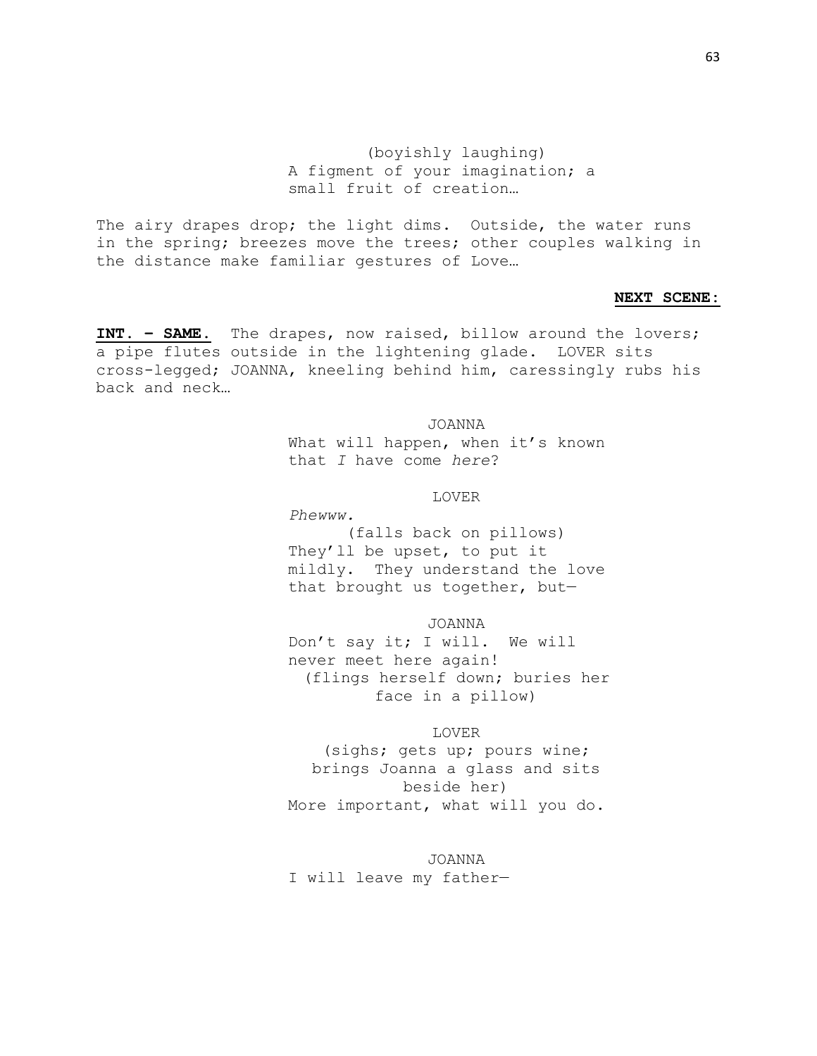(boyishly laughing)
A figment of your imagination; a small fruit of creation…

The airy drapes drop; the light dims. Outside, the water runs in the spring; breezes move the trees; other couples walking in the distance make familiar gestures of Love…

**NEXT SCENE:**

**INT. – SAME.** The drapes, now raised, billow around the lovers; a pipe flutes outside in the lightening glade. LOVER sits cross-legged; JOANNA, kneeling behind him, caressingly rubs his back and neck…

JOANNA
What will happen, when it's known that *I* have come *here*?

LOVER
*Phewww.*
(falls back on pillows)
They'll be upset, to put it mildly. They understand the love that brought us together, but—

JOANNA
Don't say it; I will. We will never meet here again!
(flings herself down; buries her face in a pillow)

LOVER
(sighs; gets up; pours wine; brings Joanna a glass and sits beside her)
More important, what will you do.

JOANNA
I will leave my father—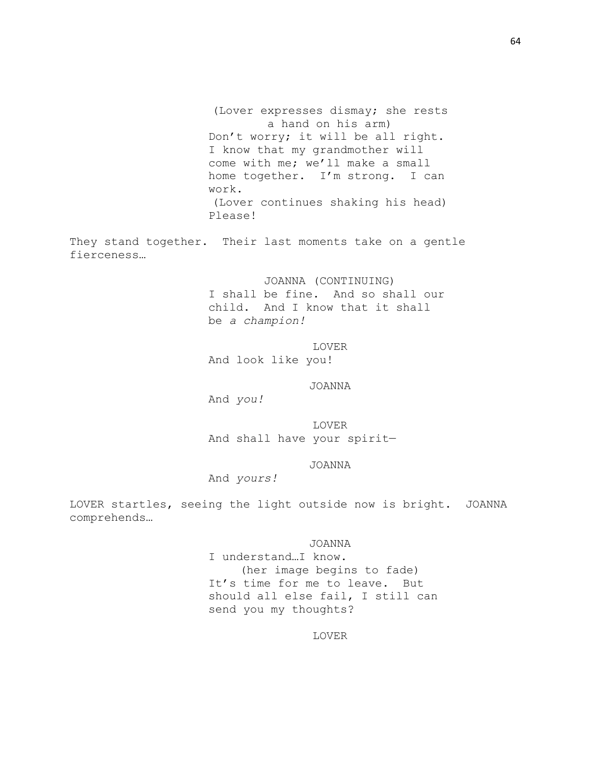(Lover expresses dismay; she rests a hand on his arm)

Don't worry; it will be all right. I know that my grandmother will come with me; we'll make a small home together. I'm strong. I can work.

(Lover continues shaking his head)

Please!

They stand together. Their last moments take on a gentle fierceness…

JOANNA (CONTINUING)

I shall be fine. And so shall our child. And I know that it shall be *a champion!*

LOVER

And look like you!

JOANNA

And *you!*

LOVER

And shall have your spirit—

JOANNA

And *yours!*

LOVER startles, seeing the light outside now is bright. JOANNA comprehends…

JOANNA

I understand…I know.

(her image begins to fade)

It's time for me to leave. But should all else fail, I still can send you my thoughts?

LOVER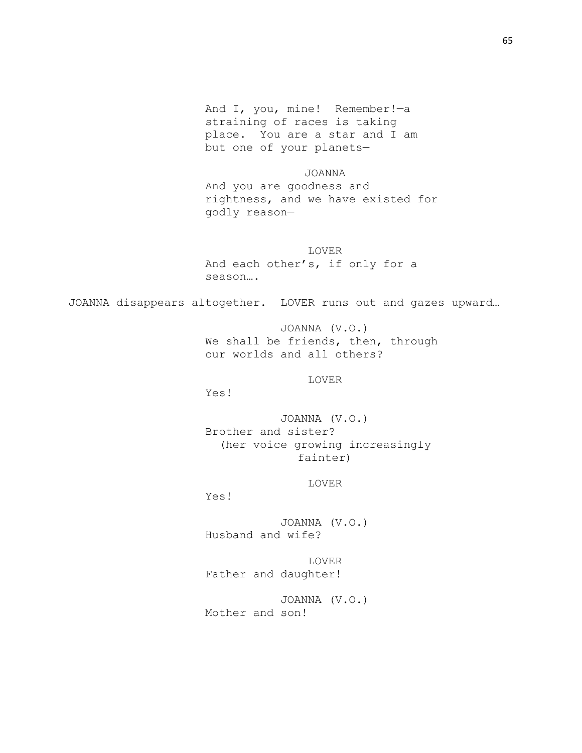And I, you, mine! Remember!—a straining of races is taking place. You are a star and I am but one of your planets—

JOANNA

And you are goodness and rightness, and we have existed for godly reason—

LOVER

And each other's, if only for a season….

JOANNA disappears altogether. LOVER runs out and gazes upward…

JOANNA (V.O.)

We shall be friends, then, through our worlds and all others?

LOVER

Yes!

JOANNA (V.O.)

Brother and sister?

(her voice growing increasingly fainter)

LOVER

Yes!

JOANNA (V.O.)

Husband and wife?

LOVER

Father and daughter!

JOANNA (V.O.)

Mother and son!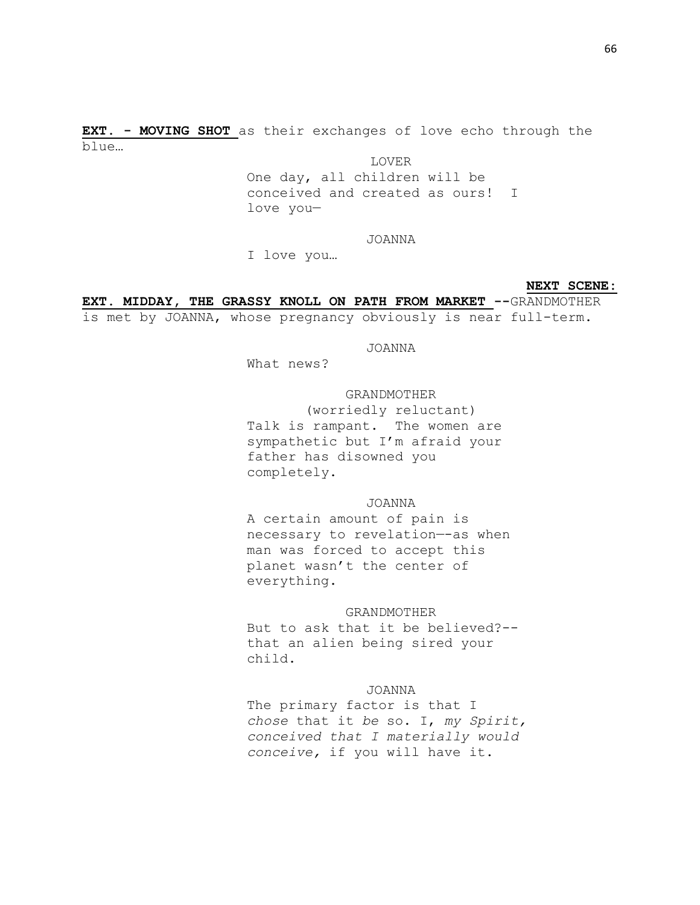**EXT. - MOVING SHOT** as their exchanges of love echo through the blue…

LOVER

One day, all children will be conceived and created as ours! I love you—

JOANNA

I love you…

**NEXT SCENE:**

**EXT. MIDDAY, THE GRASSY KNOLL ON PATH FROM MARKET --**GRANDMOTHER is met by JOANNA, whose pregnancy obviously is near full-term.

JOANNA

What news?

GRANDMOTHER

(worriedly reluctant)

Talk is rampant. The women are sympathetic but I'm afraid your father has disowned you completely.

JOANNA

A certain amount of pain is necessary to revelation—-as when man was forced to accept this planet wasn't the center of everything.

GRANDMOTHER

But to ask that it be believed?-- that an alien being sired your child.

JOANNA

The primary factor is that I *chose* that it *be* so. I, *my Spirit, conceived that I materially would conceive,* if you will have it.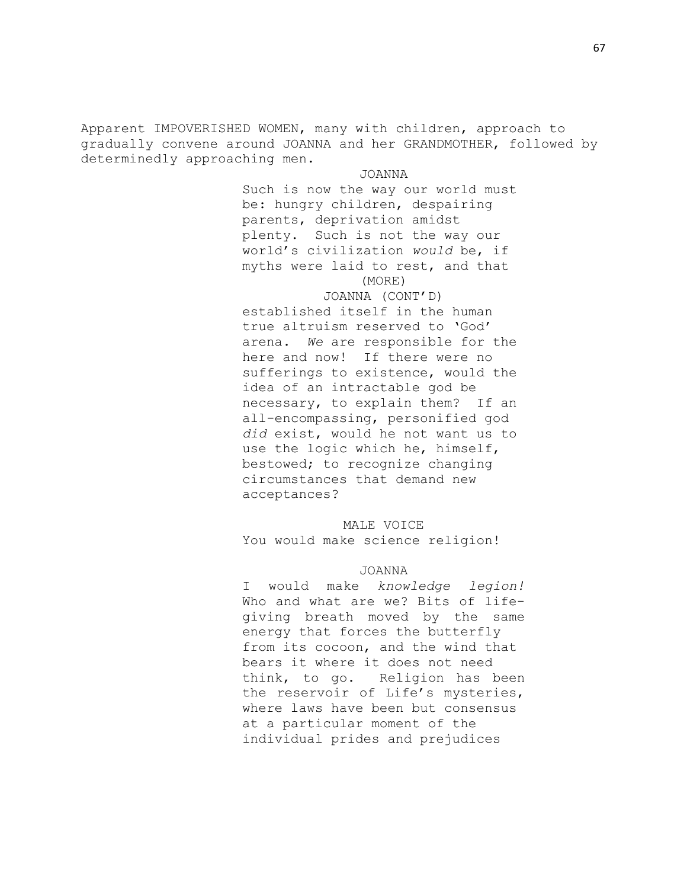Apparent IMPOVERISHED WOMEN, many with children, approach to gradually convene around JOANNA and her GRANDMOTHER, followed by determinedly approaching men.

JOANNA

Such is now the way our world must be: hungry children, despairing parents, deprivation amidst plenty. Such is not the way our world's civilization *would* be, if myths were laid to rest, and that

(MORE)

JOANNA (CONT'D)

established itself in the human true altruism reserved to 'God' arena. *We* are responsible for the here and now! If there were no sufferings to existence, would the idea of an intractable god be necessary, to explain them? If an all-encompassing, personified god *did* exist, would he not want us to use the logic which he, himself, bestowed; to recognize changing circumstances that demand new acceptances?

MALE VOICE

You would make science religion!

JOANNA

I would make *knowledge legion!* Who and what are we? Bits of life-giving breath moved by the same energy that forces the butterfly from its cocoon, and the wind that bears it where it does not need think, to go. Religion has been the reservoir of Life's mysteries, where laws have been but consensus at a particular moment of the individual prides and prejudices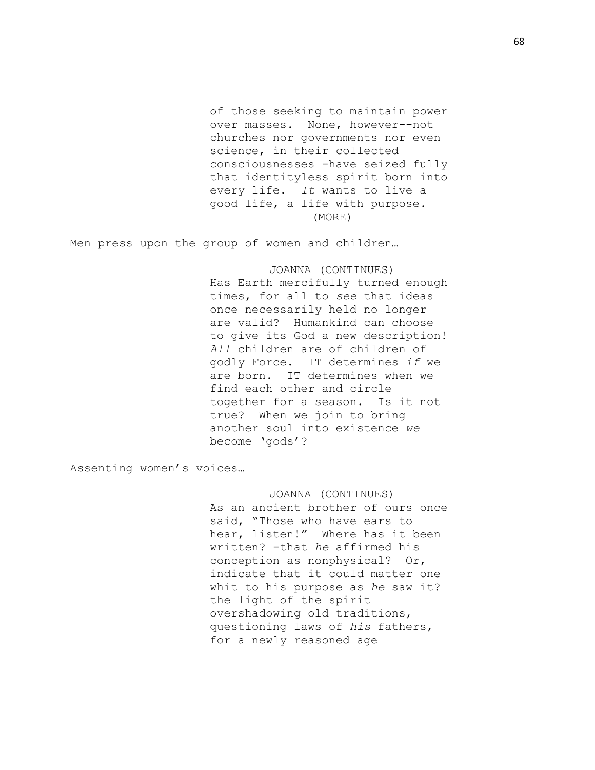of those seeking to maintain power over masses. None, however--not churches nor governments nor even science, in their collected consciousnesses—-have seized fully that identityless spirit born into every life. *It* wants to live a good life, a life with purpose.
(MORE)

Men press upon the group of women and children…

JOANNA (CONTINUES)
Has Earth mercifully turned enough times, for all to *see* that ideas once necessarily held no longer are valid? Humankind can choose to give its God a new description! *All* children are of children of godly Force. IT determines *if* we are born. IT determines when we find each other and circle together for a season. Is it not true? When we join to bring another soul into existence *we* become 'gods'?

Assenting women's voices…

JOANNA (CONTINUES)
As an ancient brother of ours once said, "Those who have ears to hear, listen!" Where has it been written?—-that *he* affirmed his conception as nonphysical? Or, indicate that it could matter one whit to his purpose as *he* saw it?—the light of the spirit overshadowing old traditions, questioning laws of *his* fathers, for a newly reasoned age—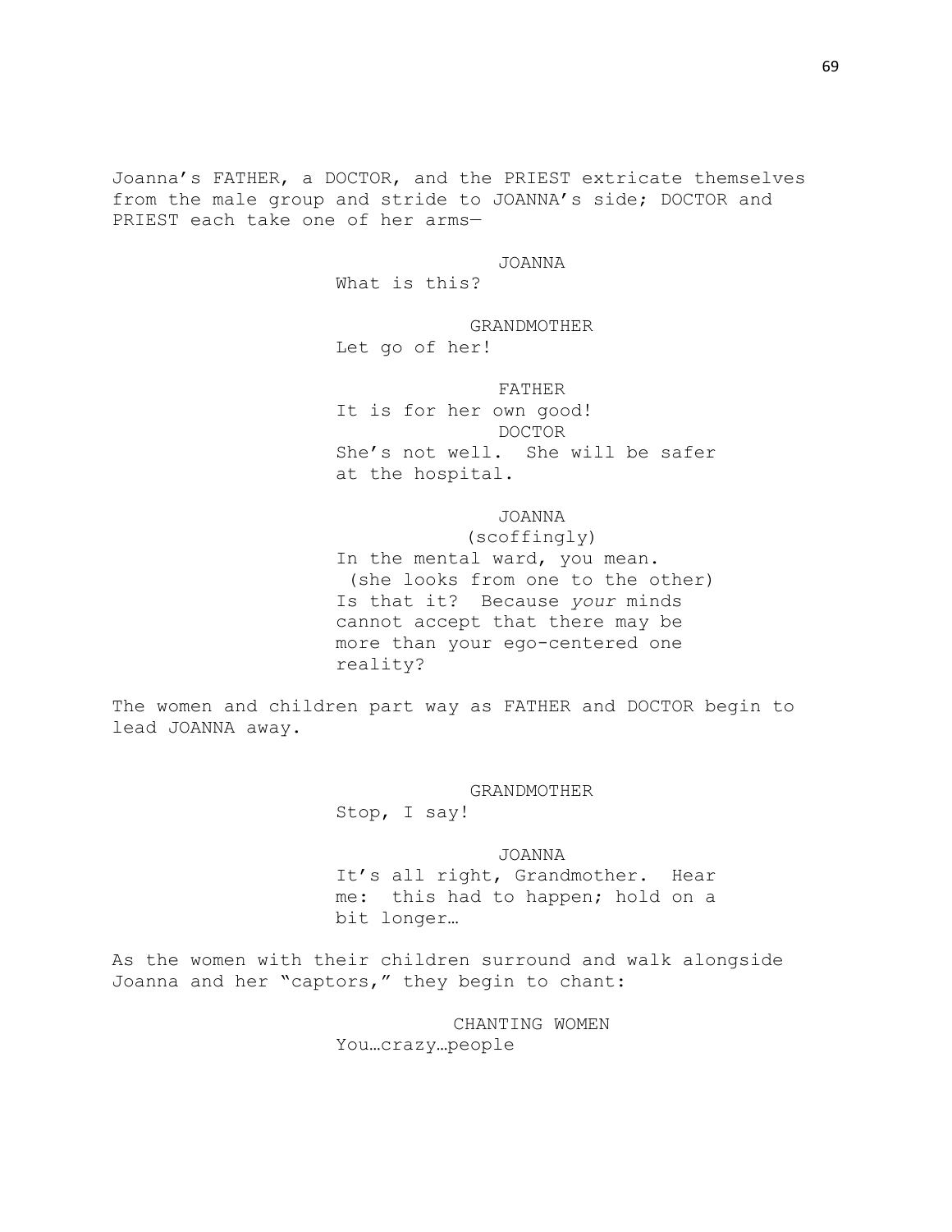Joanna's FATHER, a DOCTOR, and the PRIEST extricate themselves from the male group and stride to JOANNA's side; DOCTOR and PRIEST each take one of her arms—

JOANNA
What is this?

GRANDMOTHER
Let go of her!

FATHER
It is for her own good!

DOCTOR
She's not well. She will be safer at the hospital.

JOANNA
(scoffingly)
In the mental ward, you mean.
(she looks from one to the other)
Is that it? Because *your* minds cannot accept that there may be more than your ego-centered one reality?

The women and children part way as FATHER and DOCTOR begin to lead JOANNA away.

GRANDMOTHER
Stop, I say!

JOANNA
It's all right, Grandmother. Hear me: this had to happen; hold on a bit longer…

As the women with their children surround and walk alongside Joanna and her "captors," they begin to chant:

CHANTING WOMEN
You…crazy…people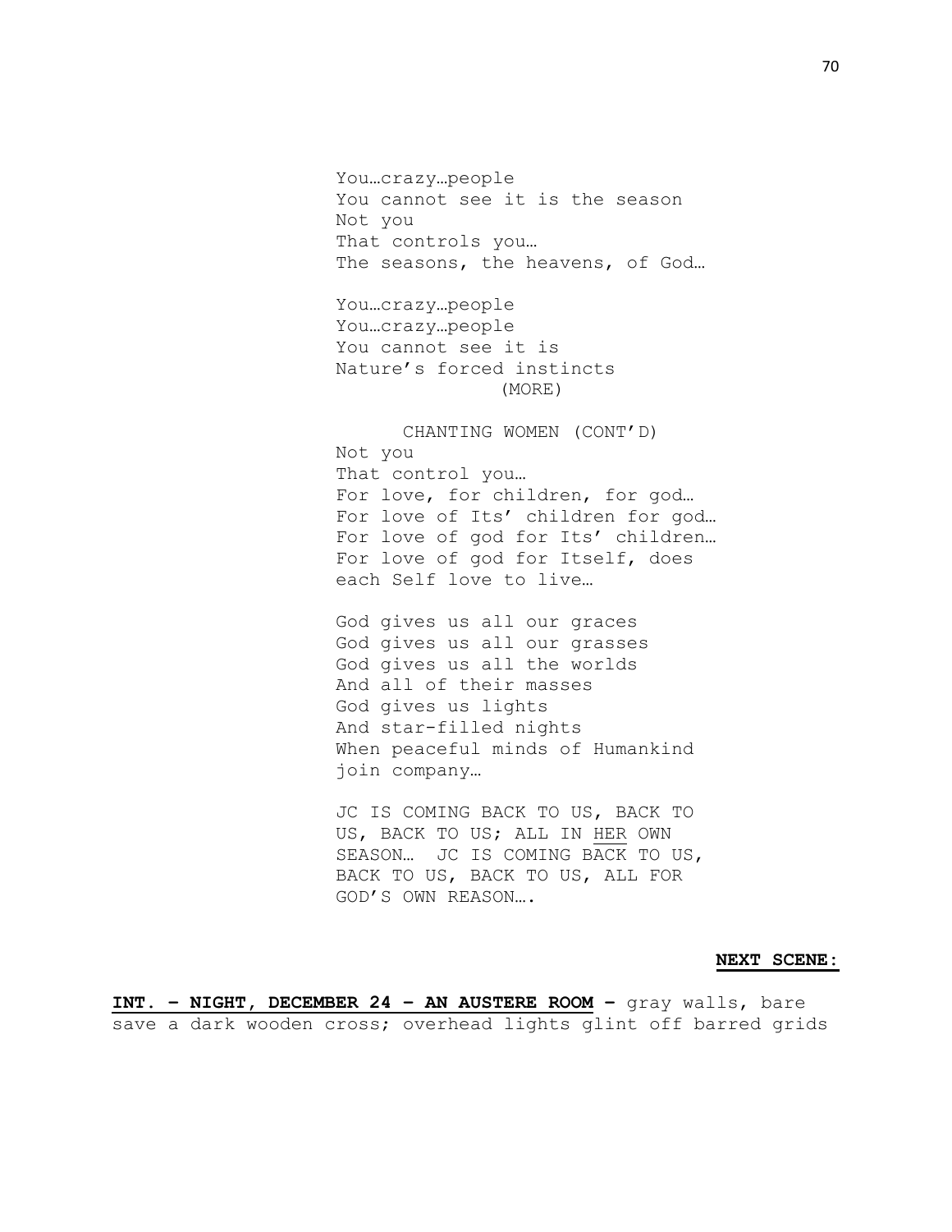You…crazy…people
You cannot see it is the season
Not you
That controls you…
The seasons, the heavens, of God…

You…crazy…people
You…crazy…people
You cannot see it is
Nature's forced instincts
(MORE)

CHANTING WOMEN (CONT'D)
Not you
That control you…
For love, for children, for god…
For love of Its' children for god…
For love of god for Its' children…
For love of god for Itself, does
each Self love to live…

God gives us all our graces
God gives us all our grasses
God gives us all the worlds
And all of their masses
God gives us lights
And star-filled nights
When peaceful minds of Humankind
join company…

JC IS COMING BACK TO US, BACK TO
US, BACK TO US; ALL IN <u>HER</u> OWN
SEASON… JC IS COMING BACK TO US,
BACK TO US, BACK TO US, ALL FOR
GOD'S OWN REASON….

**<u>NEXT SCENE:</u>**

**<u>INT. – NIGHT, DECEMBER 24 – AN AUSTERE ROOM</u>** – gray walls, bare save a dark wooden cross; overhead lights glint off barred grids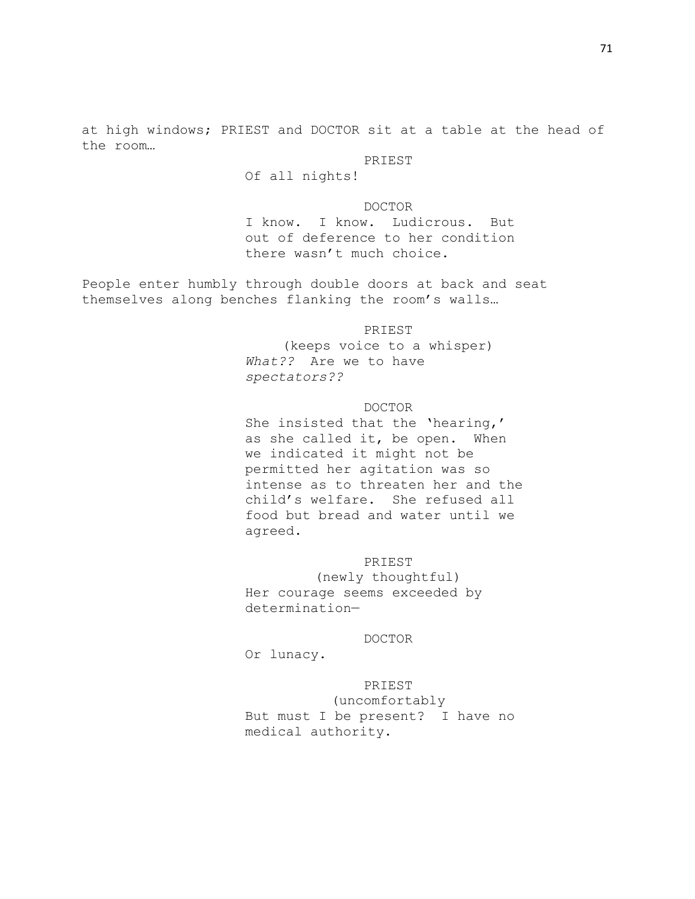at high windows; PRIEST and DOCTOR sit at a table at the head of the room…

PRIEST
Of all nights!

DOCTOR
I know. I know. Ludicrous. But out of deference to her condition there wasn't much choice.

People enter humbly through double doors at back and seat themselves along benches flanking the room's walls…

PRIEST
(keeps voice to a whisper)
*What??* Are we to have *spectators??*

DOCTOR
She insisted that the 'hearing,' as she called it, be open. When we indicated it might not be permitted her agitation was so intense as to threaten her and the child's welfare. She refused all food but bread and water until we agreed.

PRIEST
(newly thoughtful)
Her courage seems exceeded by determination—

DOCTOR
Or lunacy.

PRIEST
(uncomfortably
But must I be present? I have no medical authority.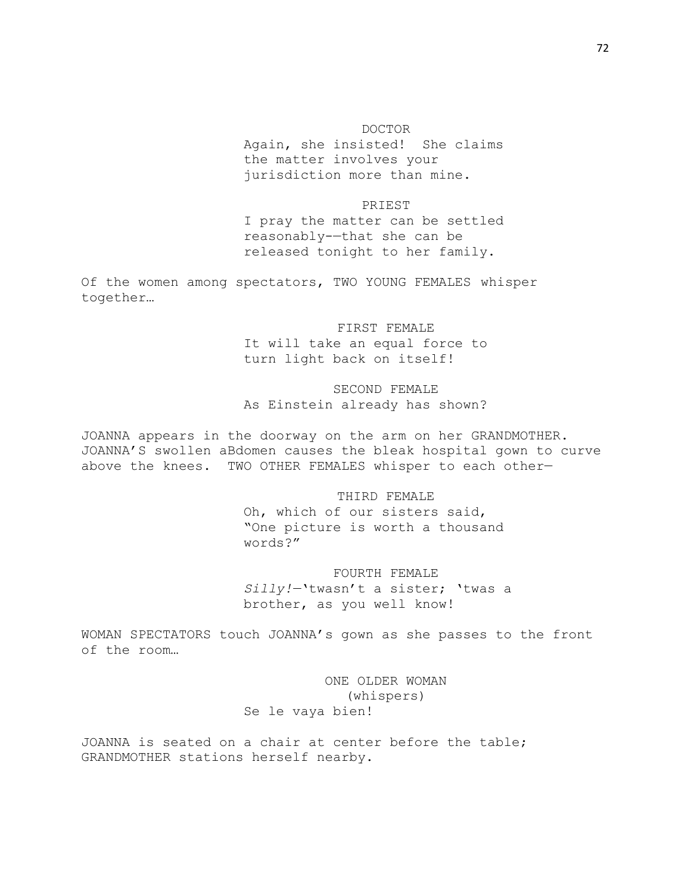DOCTOR

Again, she insisted! She claims the matter involves your jurisdiction more than mine.

PRIEST

I pray the matter can be settled reasonably——that she can be released tonight to her family.

Of the women among spectators, TWO YOUNG FEMALES whisper together…

FIRST FEMALE

It will take an equal force to turn light back on itself!

SECOND FEMALE

As Einstein already has shown?

JOANNA appears in the doorway on the arm on her GRANDMOTHER. JOANNA'S swollen aBdomen causes the bleak hospital gown to curve above the knees. TWO OTHER FEMALES whisper to each other—

THIRD FEMALE

Oh, which of our sisters said, "One picture is worth a thousand words?"

FOURTH FEMALE

*Silly!*—'twasn't a sister; 'twas a brother, as you well know!

WOMAN SPECTATORS touch JOANNA's gown as she passes to the front of the room…

ONE OLDER WOMAN
(whispers)

Se le vaya bien!

JOANNA is seated on a chair at center before the table; GRANDMOTHER stations herself nearby.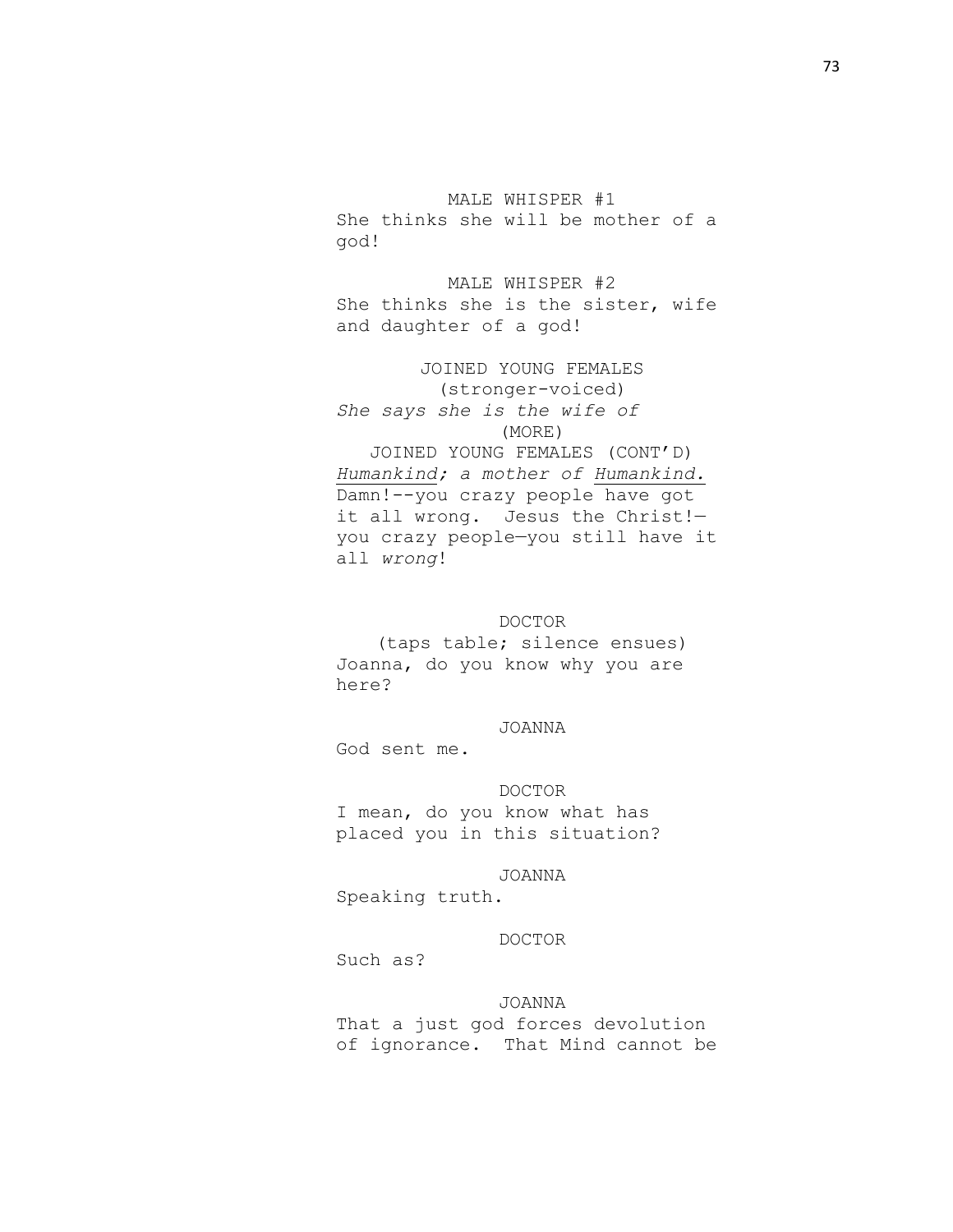MALE WHISPER #1

She thinks she will be mother of a god!

MALE WHISPER #2

She thinks she is the sister, wife and daughter of a god!

JOINED YOUNG FEMALES

(stronger-voiced)

*She says she is the wife of*

(MORE)

JOINED YOUNG FEMALES (CONT'D)

*Humankind; a mother of Humankind.* Damn!--you crazy people have got it all wrong. Jesus the Christ!—you crazy people—you still have it all *wrong*!

DOCTOR

(taps table; silence ensues)

Joanna, do you know why you are here?

JOANNA

God sent me.

DOCTOR

I mean, do you know what has placed you in this situation?

JOANNA

Speaking truth.

DOCTOR

Such as?

JOANNA

That a just god forces devolution of ignorance. That Mind cannot be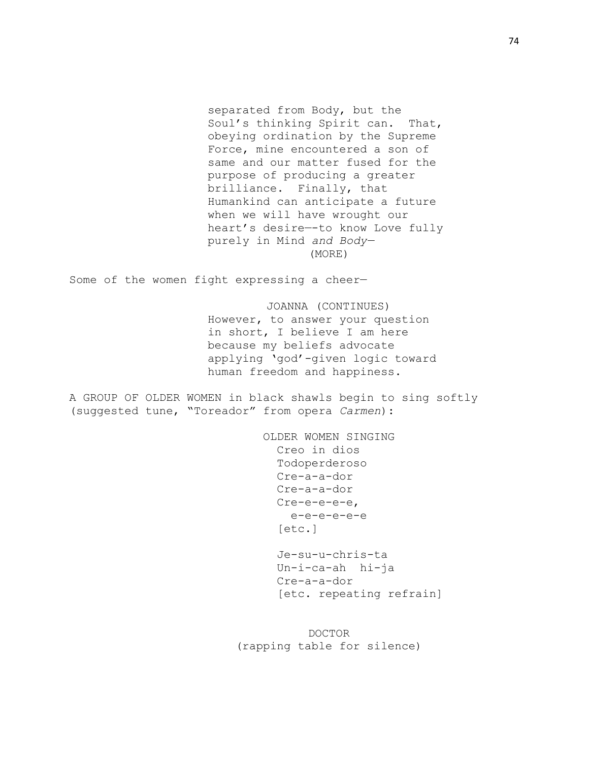separated from Body, but the Soul's thinking Spirit can.  That, obeying ordination by the Supreme Force, mine encountered a son of same and our matter fused for the purpose of producing a greater brilliance.  Finally, that Humankind can anticipate a future when we will have wrought our heart's desire—-to know Love fully purely in Mind *and Body*—

(MORE)

Some of the women fight expressing a cheer—

JOANNA (CONTINUES)

However, to answer your question in short, I believe I am here because my beliefs advocate applying 'god'-given logic toward human freedom and happiness.

A GROUP OF OLDER WOMEN in black shawls begin to sing softly (suggested tune, "Toreador" from opera *Carmen*):

OLDER WOMEN SINGING

Creo in dios
Todoperderoso
Cre-a-a-dor
Cre-a-a-dor
Cre-e-e-e-e,
e-e-e-e-e-e
[etc.]

Je-su-u-chris-ta
Un-i-ca-ah hi-ja
Cre-a-a-dor
[etc. repeating refrain]

DOCTOR

(rapping table for silence)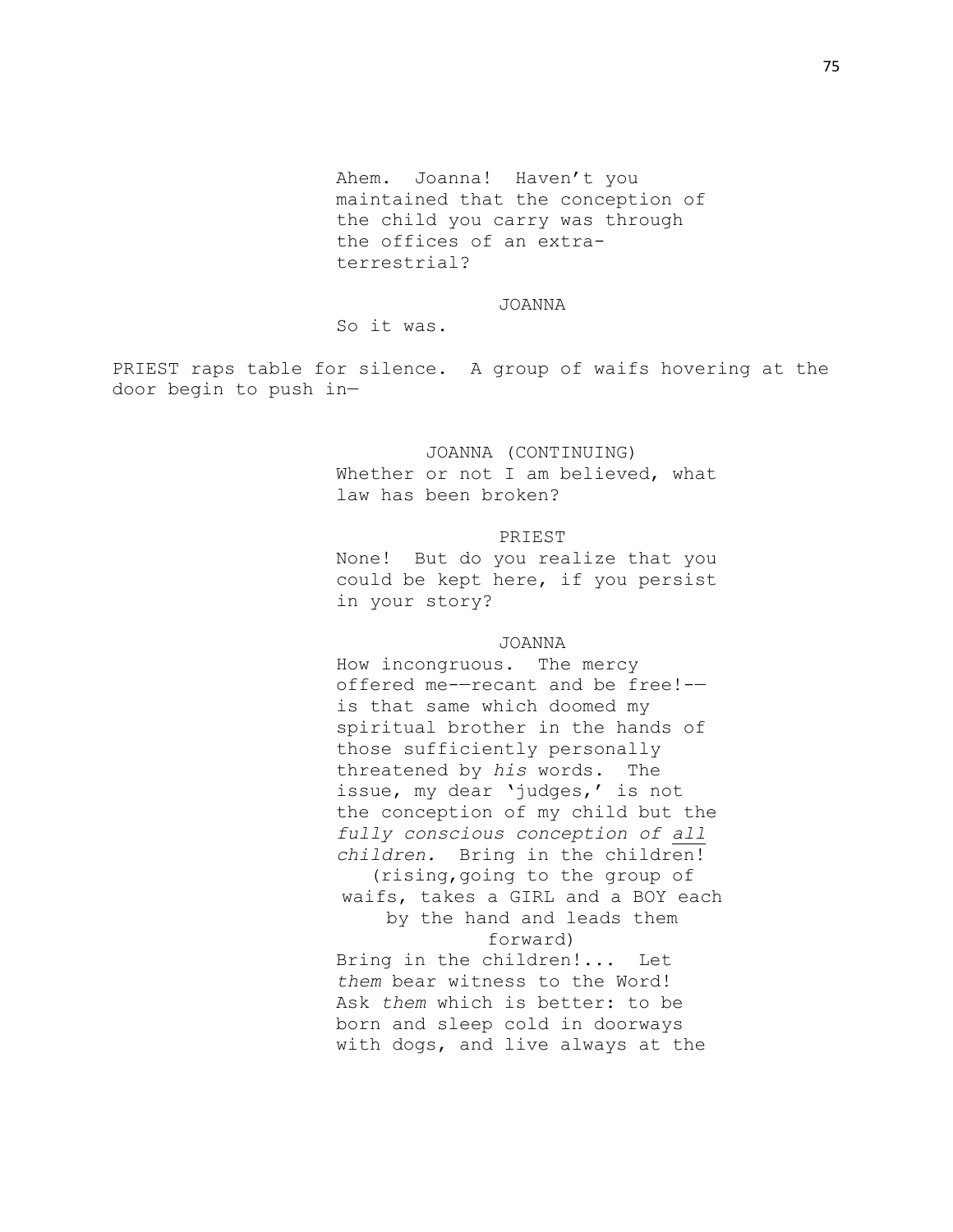Ahem. Joanna! Haven't you maintained that the conception of the child you carry was through the offices of an extra-terrestrial?

JOANNA

So it was.

PRIEST raps table for silence. A group of waifs hovering at the door begin to push in—

JOANNA (CONTINUING)

Whether or not I am believed, what law has been broken?

PRIEST

None! But do you realize that you could be kept here, if you persist in your story?

JOANNA

How incongruous. The mercy offered me——recant and be free!—— is that same which doomed my spiritual brother in the hands of those sufficiently personally threatened by *his* words. The issue, my dear 'judges,' is not the conception of my child but the *fully conscious conception of* <u>*all*</u> *children.* Bring in the children!

(rising,going to the group of waifs, takes a GIRL and a BOY each by the hand and leads them forward)

Bring in the children!... Let *them* bear witness to the Word! Ask *them* which is better: to be born and sleep cold in doorways with dogs, and live always at the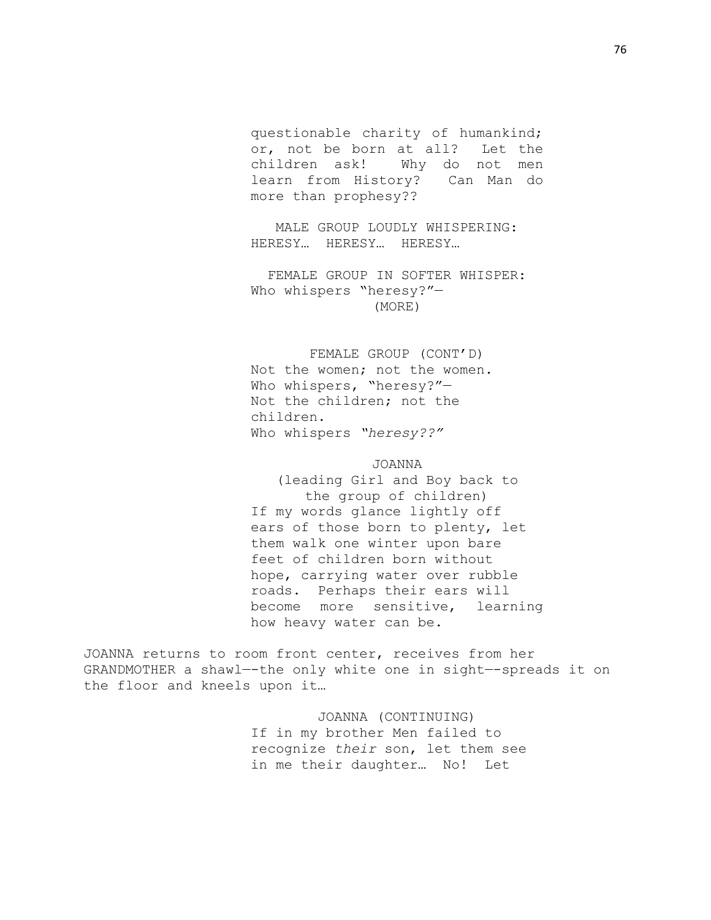questionable charity of humankind; or, not be born at all? Let the children ask! Why do not men learn from History? Can Man do more than prophesy??

MALE GROUP LOUDLY WHISPERING:
HERESY… HERESY… HERESY…

FEMALE GROUP IN SOFTER WHISPER:
Who whispers "heresy?"—
(MORE)

FEMALE GROUP (CONT'D)
Not the women; not the women.
Who whispers, "heresy?"—
Not the children; not the children.
Who whispers *"heresy??"*

JOANNA
(leading Girl and Boy back to the group of children)
If my words glance lightly off ears of those born to plenty, let them walk one winter upon bare feet of children born without hope, carrying water over rubble roads. Perhaps their ears will become more sensitive, learning how heavy water can be.

JOANNA returns to room front center, receives from her GRANDMOTHER a shawl—-the only white one in sight—-spreads it on the floor and kneels upon it…

JOANNA (CONTINUING)
If in my brother Men failed to recognize *their* son, let them see in me their daughter… No! Let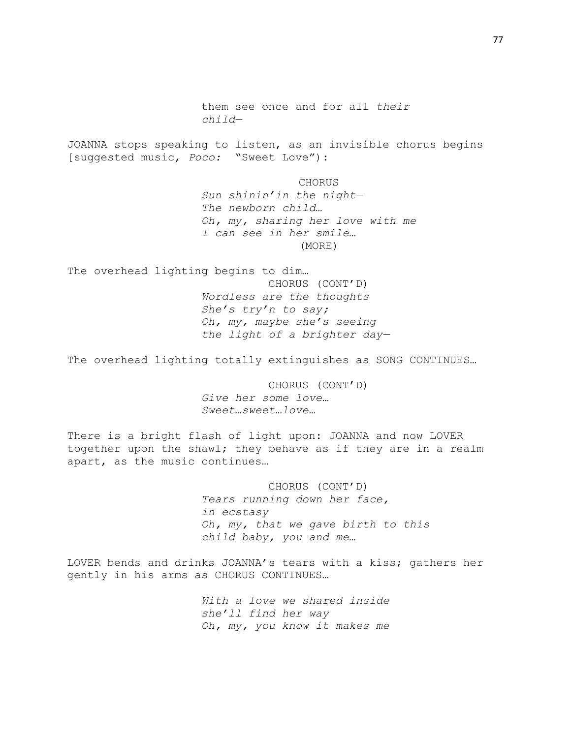them see once and for all *their child*—

JOANNA stops speaking to listen, as an invisible chorus begins [suggested music, *Poco:* "Sweet Love"):

CHORUS

*Sun shinin'in the night—*
*The newborn child…*
*Oh, my, sharing her love with me*
*I can see in her smile…*

(MORE)

The overhead lighting begins to dim…

CHORUS (CONT'D)

*Wordless are the thoughts*
*She's try'n to say;*
*Oh, my, maybe she's seeing*
*the light of a brighter day—*

The overhead lighting totally extinguishes as SONG CONTINUES…

CHORUS (CONT'D)

*Give her some love…*
*Sweet…sweet…love…*

There is a bright flash of light upon: JOANNA and now LOVER together upon the shawl; they behave as if they are in a realm apart, as the music continues…

CHORUS (CONT'D)

*Tears running down her face,*
*in ecstasy*
*Oh, my, that we gave birth to this*
*child baby, you and me…*

LOVER bends and drinks JOANNA's tears with a kiss; gathers her gently in his arms as CHORUS CONTINUES…

*With a love we shared inside*
*she'll find her way*
*Oh, my, you know it makes me*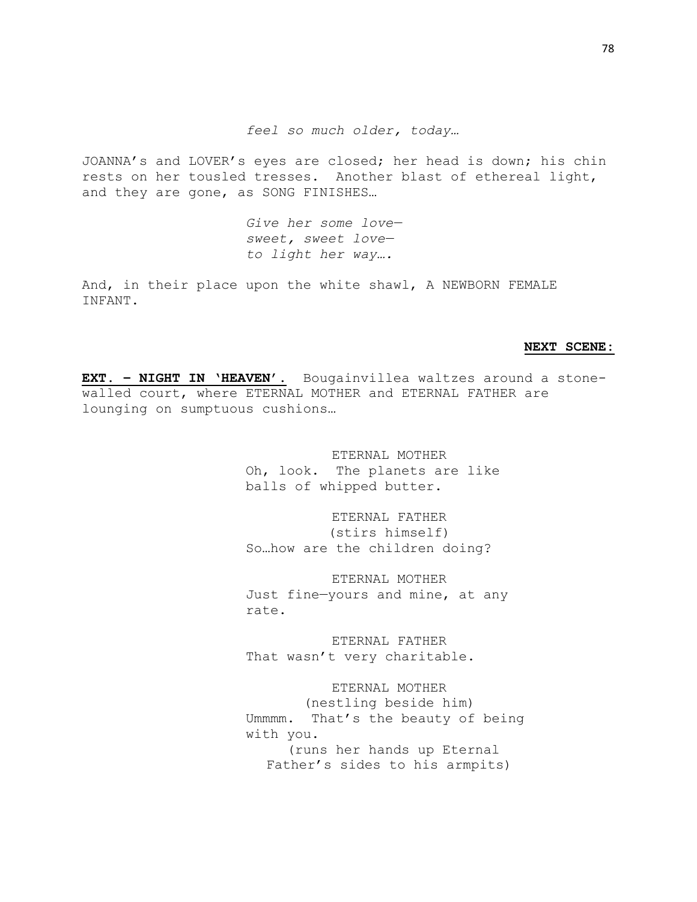*feel so much older, today…*

JOANNA's and LOVER's eyes are closed; her head is down; his chin rests on her tousled tresses. Another blast of ethereal light, and they are gone, as SONG FINISHES…

*Give her some love—*
*sweet, sweet love—*
*to light her way….*

And, in their place upon the white shawl, A NEWBORN FEMALE INFANT.

**NEXT SCENE:**

**EXT. – NIGHT IN 'HEAVEN'.** Bougainvillea waltzes around a stone-walled court, where ETERNAL MOTHER and ETERNAL FATHER are lounging on sumptuous cushions…

ETERNAL MOTHER
Oh, look. The planets are like balls of whipped butter.

ETERNAL FATHER
(stirs himself)
So…how are the children doing?

ETERNAL MOTHER
Just fine—yours and mine, at any rate.

ETERNAL FATHER
That wasn't very charitable.

ETERNAL MOTHER
(nestling beside him)
Ummmm. That's the beauty of being with you.
(runs her hands up Eternal Father's sides to his armpits)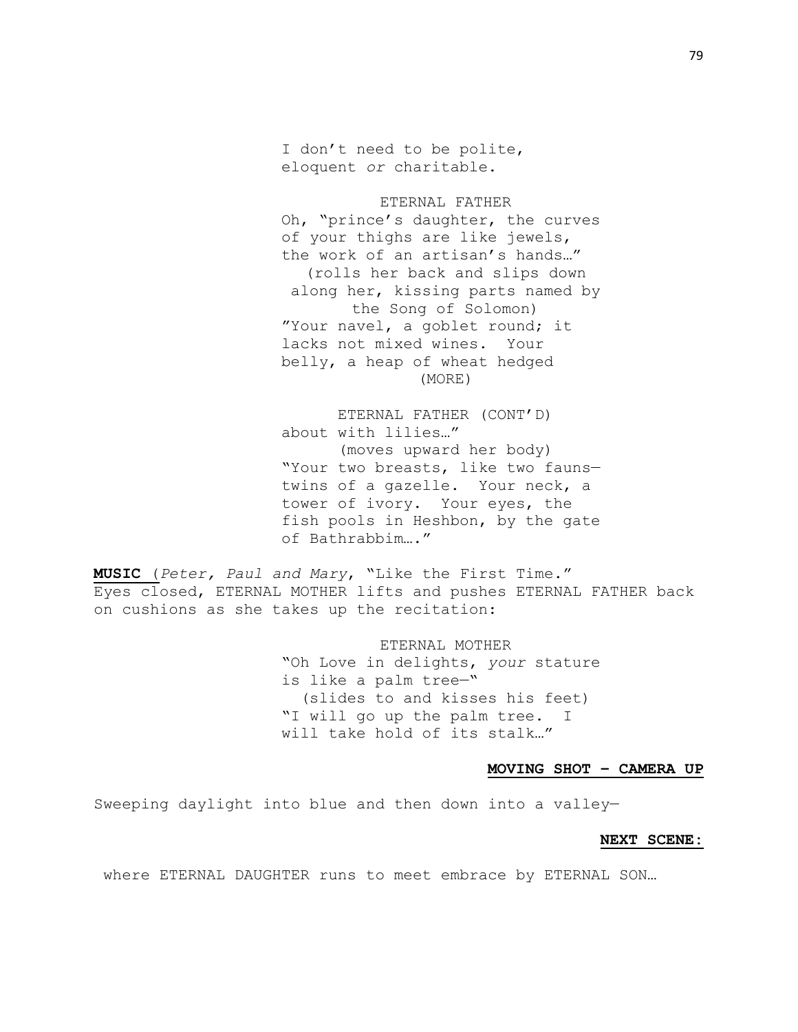I don't need to be polite, eloquent *or* charitable.

ETERNAL FATHER

Oh, "prince's daughter, the curves of your thighs are like jewels, the work of an artisan's hands…"

(rolls her back and slips down along her, kissing parts named by the Song of Solomon)

"Your navel, a goblet round; it lacks not mixed wines. Your belly, a heap of wheat hedged

(MORE)

ETERNAL FATHER (CONT'D)

about with lilies…"

(moves upward her body)

"Your two breasts, like two fauns—twins of a gazelle. Your neck, a tower of ivory. Your eyes, the fish pools in Heshbon, by the gate of Bathrabbim…."

**MUSIC** (*Peter, Paul and Mary*, "Like the First Time." Eyes closed, ETERNAL MOTHER lifts and pushes ETERNAL FATHER back on cushions as she takes up the recitation:

ETERNAL MOTHER

"Oh Love in delights, *your* stature is like a palm tree—"

(slides to and kisses his feet)

"I will go up the palm tree. I will take hold of its stalk…"

**MOVING SHOT – CAMERA UP**

Sweeping daylight into blue and then down into a valley—

**NEXT SCENE:**

where ETERNAL DAUGHTER runs to meet embrace by ETERNAL SON…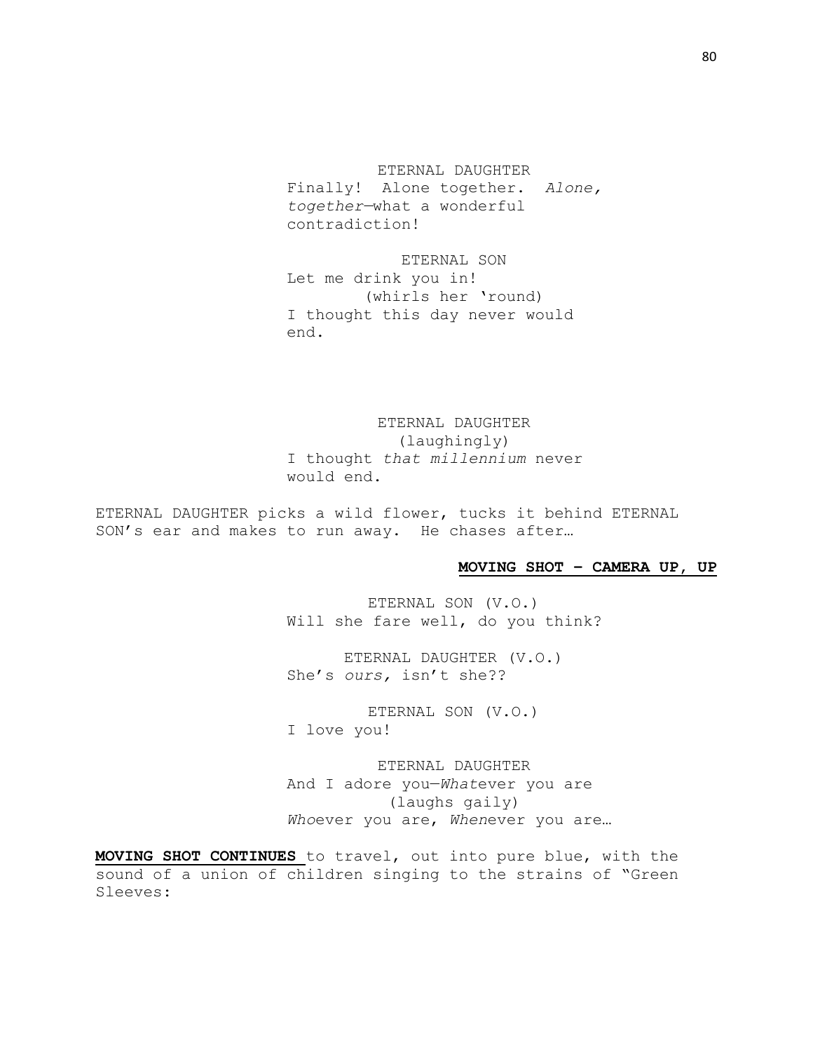ETERNAL DAUGHTER
Finally! Alone together. *Alone, together*—what a wonderful contradiction!

ETERNAL SON
Let me drink you in!
(whirls her 'round)
I thought this day never would end.

ETERNAL DAUGHTER
(laughingly)
I thought *that millennium* never would end.

ETERNAL DAUGHTER picks a wild flower, tucks it behind ETERNAL SON's ear and makes to run away. He chases after…

**MOVING SHOT – CAMERA UP, UP**

ETERNAL SON (V.O.)
Will she fare well, do you think?

ETERNAL DAUGHTER (V.O.)
She's *ours,* isn't she??

ETERNAL SON (V.O.)
I love you!

ETERNAL DAUGHTER
And I adore you—*What*ever you are
(laughs gaily)
*Who*ever you are, *When*ever you are…

**MOVING SHOT CONTINUES** to travel, out into pure blue, with the sound of a union of children singing to the strains of "Green Sleeves: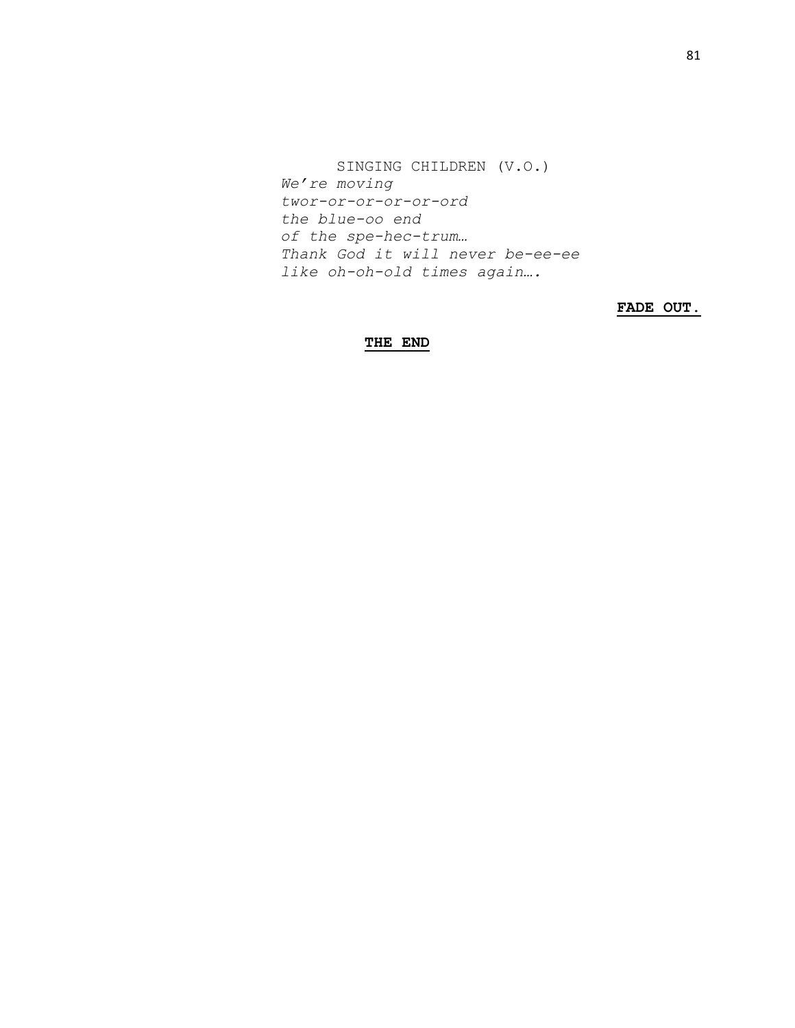SINGING CHILDREN (V.O.)

*We're moving*
*twor-or-or-or-or-ord*
*the blue-oo end*
*of the spe-hec-trum…*
*Thank God it will never be-ee-ee*
*like oh-oh-old times again….*

**FADE OUT.**

**THE END**